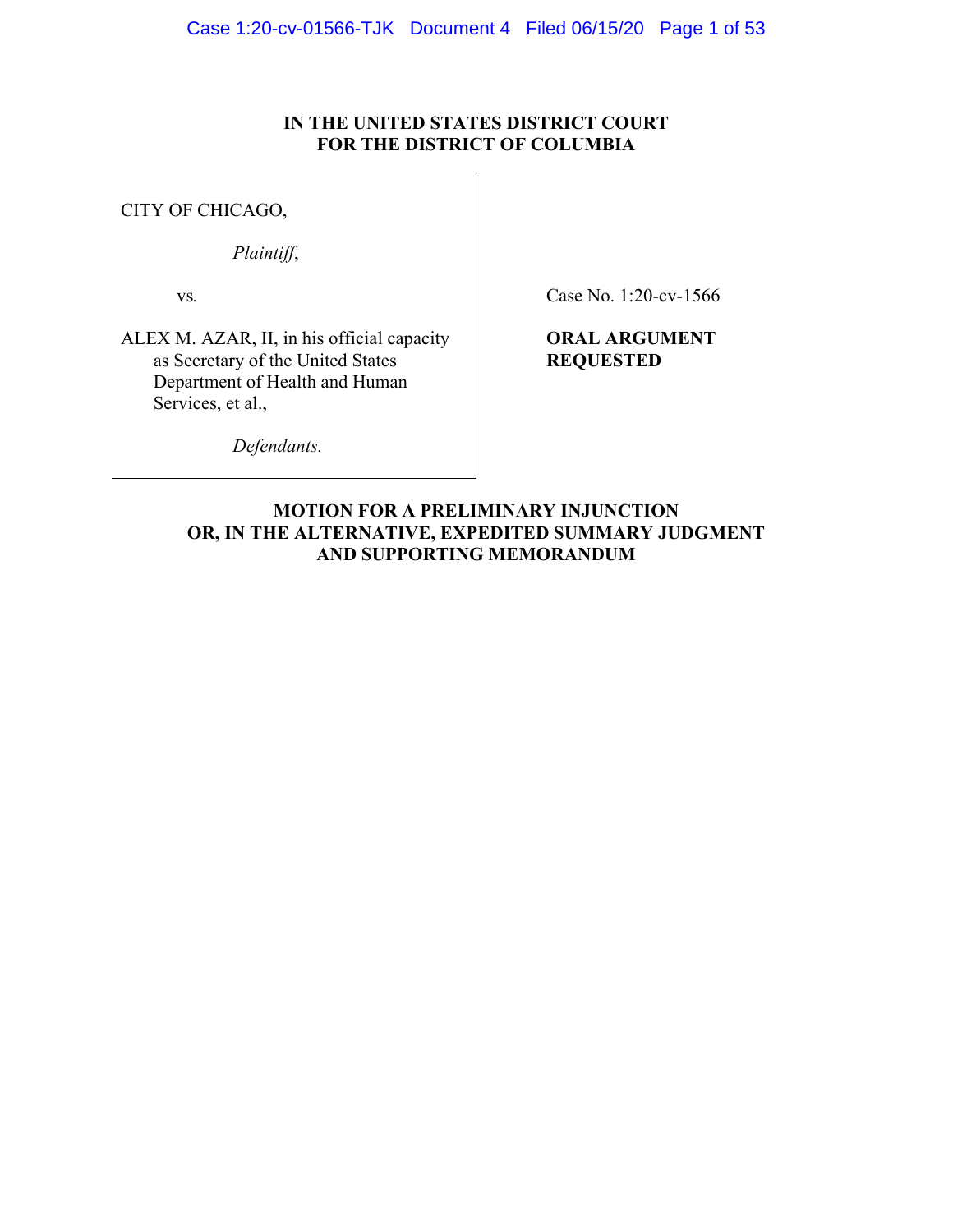**IN THE UNITED STATES DISTRICT COURT**
**FOR THE DISTRICT OF COLUMBIA**

| | |
|---|---|
| CITY OF CHICAGO,<br><br>*Plaintiff*,<br><br>vs.<br><br>ALEX M. AZAR, II, in his official capacity as Secretary of the United States Department of Health and Human Services, et al.,<br><br>*Defendants.* | Case No. 1:20-cv-1566<br><br>**ORAL ARGUMENT REQUESTED** |

**MOTION FOR A PRELIMINARY INJUNCTION**
**OR, IN THE ALTERNATIVE, EXPEDITED SUMMARY JUDGMENT**
**AND SUPPORTING MEMORANDUM**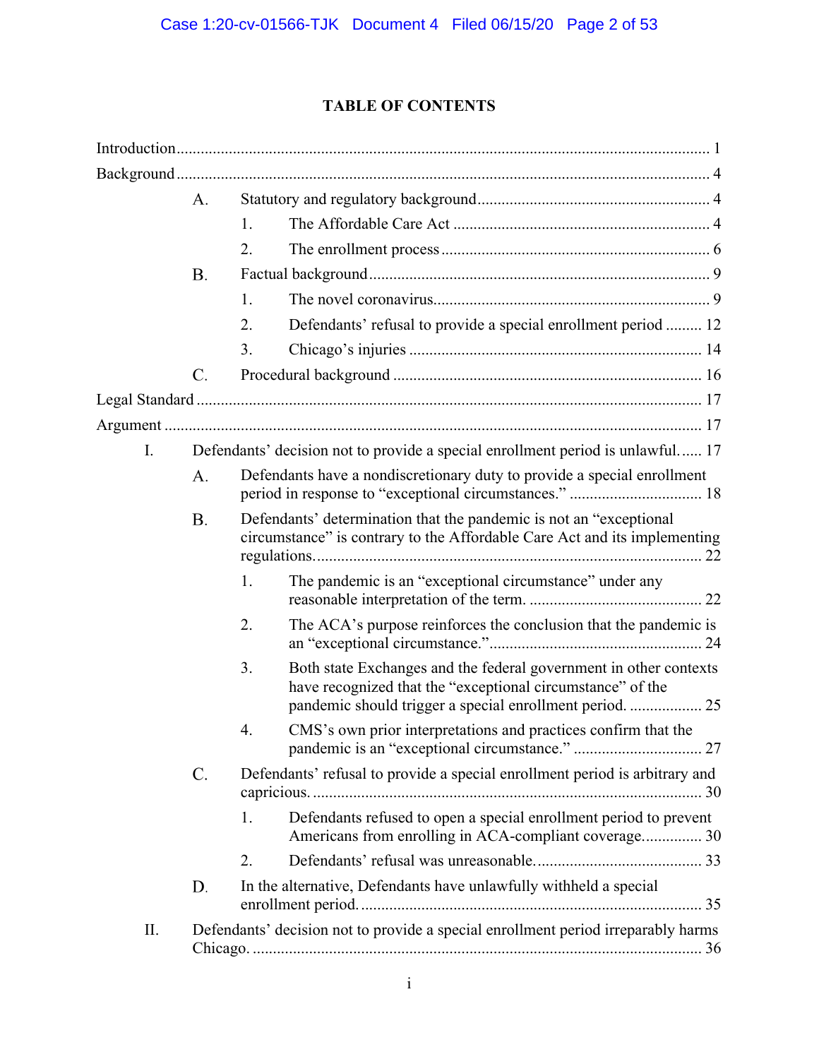# TABLE OF CONTENTS

Introduction .................................................................................................................. 1

Background .................................................................................................................. 4

- A. Statutory and regulatory background ........................................................ 4
  - 1. The Affordable Care Act ........................................................................ 4
  - 2. The enrollment process .......................................................................... 6
- B. Factual background .................................................................................. 9
  - 1. The novel coronavirus............................................................................ 9
  - 2. Defendants' refusal to provide a special enrollment period ......... 12
  - 3. Chicago's injuries .................................................................................. 14
- C. Procedural background ............................................................................ 16

Legal Standard ............................................................................................................ 17

Argument .................................................................................................................... 17

- I. Defendants' decision not to provide a special enrollment period is unlawful...... 17
  - A. Defendants have a nondiscretionary duty to provide a special enrollment period in response to "exceptional circumstances." ................................. 18
  - B. Defendants' determination that the pandemic is not an "exceptional circumstance" is contrary to the Affordable Care Act and its implementing regulations............................................................................................... 22
    - 1. The pandemic is an "exceptional circumstance" under any reasonable interpretation of the term. ........................................... 22
    - 2. The ACA's purpose reinforces the conclusion that the pandemic is an "exceptional circumstance."................................................... 24
    - 3. Both state Exchanges and the federal government in other contexts have recognized that the "exceptional circumstance" of the pandemic should trigger a special enrollment period. .................. 25
    - 4. CMS's own prior interpretations and practices confirm that the pandemic is an "exceptional circumstance." ................................ 27
  - C. Defendants' refusal to provide a special enrollment period is arbitrary and capricious. ............................................................................................... 30
    - 1. Defendants refused to open a special enrollment period to prevent Americans from enrolling in ACA-compliant coverage............... 30
    - 2. Defendants' refusal was unreasonable.......................................... 33
  - D. In the alternative, Defendants have unlawfully withheld a special enrollment period. ................................................................................... 35
- II. Defendants' decision not to provide a special enrollment period irreparably harms Chicago. ............................................................................................................. 36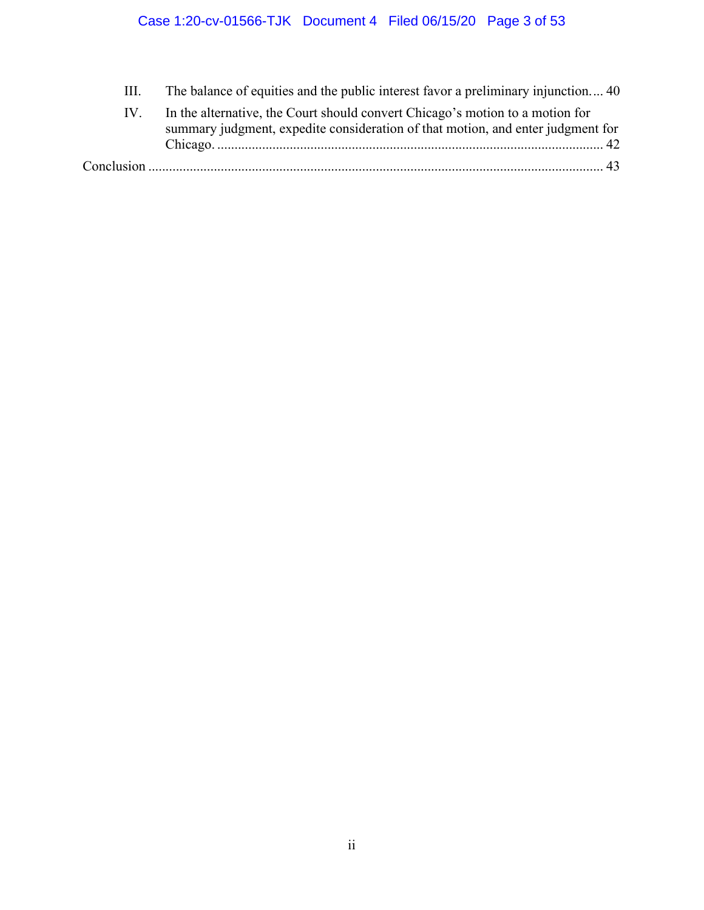III. The balance of equities and the public interest favor a preliminary injunction.... 40

IV. In the alternative, the Court should convert Chicago's motion to a motion for summary judgment, expedite consideration of that motion, and enter judgment for Chicago. ........................................................................................................ 42

Conclusion ........................................................................................................................ 43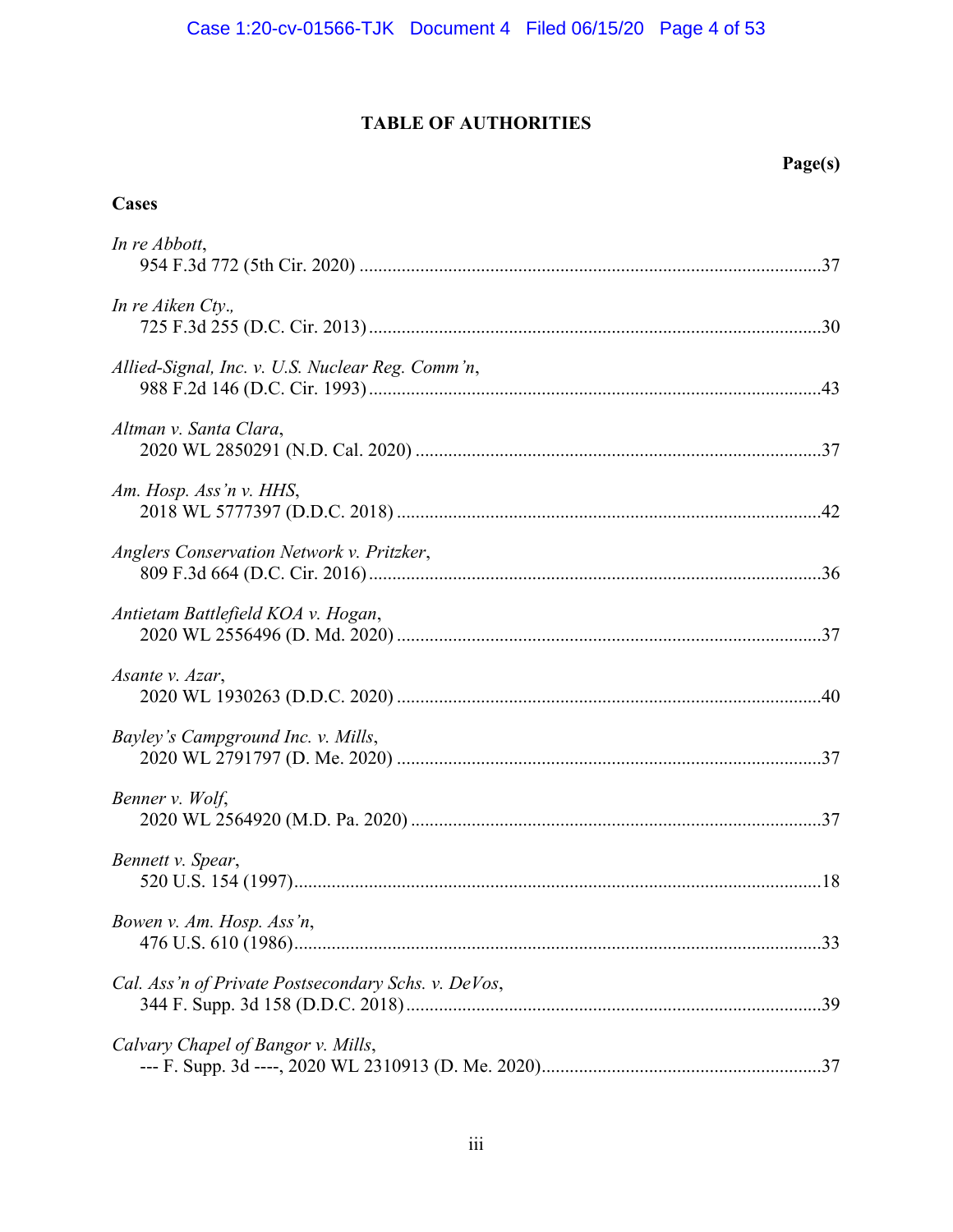## TABLE OF AUTHORITIES

**Page(s)**

### Cases

*In re Abbott*,
954 F.3d 772 (5th Cir. 2020) .......................................................................................37

*In re Aiken Cty.*,
725 F.3d 255 (D.C. Cir. 2013).....................................................................................30

*Allied-Signal, Inc. v. U.S. Nuclear Reg. Comm'n*,
988 F.2d 146 (D.C. Cir. 1993).....................................................................................43

*Altman v. Santa Clara*,
2020 WL 2850291 (N.D. Cal. 2020) ...........................................................................37

*Am. Hosp. Ass'n v. HHS*,
2018 WL 5777397 (D.D.C. 2018) ...............................................................................42

*Anglers Conservation Network v. Pritzker*,
809 F.3d 664 (D.C. Cir. 2016).....................................................................................36

*Antietam Battlefield KOA v. Hogan*,
2020 WL 2556496 (D. Md. 2020) ...............................................................................37

*Asante v. Azar*,
2020 WL 1930263 (D.D.C. 2020) ...............................................................................40

*Bayley's Campground Inc. v. Mills*,
2020 WL 2791797 (D. Me. 2020) ...............................................................................37

*Benner v. Wolf*,
2020 WL 2564920 (M.D. Pa. 2020) ............................................................................37

*Bennett v. Spear*,
520 U.S. 154 (1997).....................................................................................................18

*Bowen v. Am. Hosp. Ass'n*,
476 U.S. 610 (1986).....................................................................................................33

*Cal. Ass'n of Private Postsecondary Schs. v. DeVos*,
344 F. Supp. 3d 158 (D.D.C. 2018).............................................................................39

*Calvary Chapel of Bangor v. Mills*,
--- F. Supp. 3d ----, 2020 WL 2310913 (D. Me. 2020)................................................37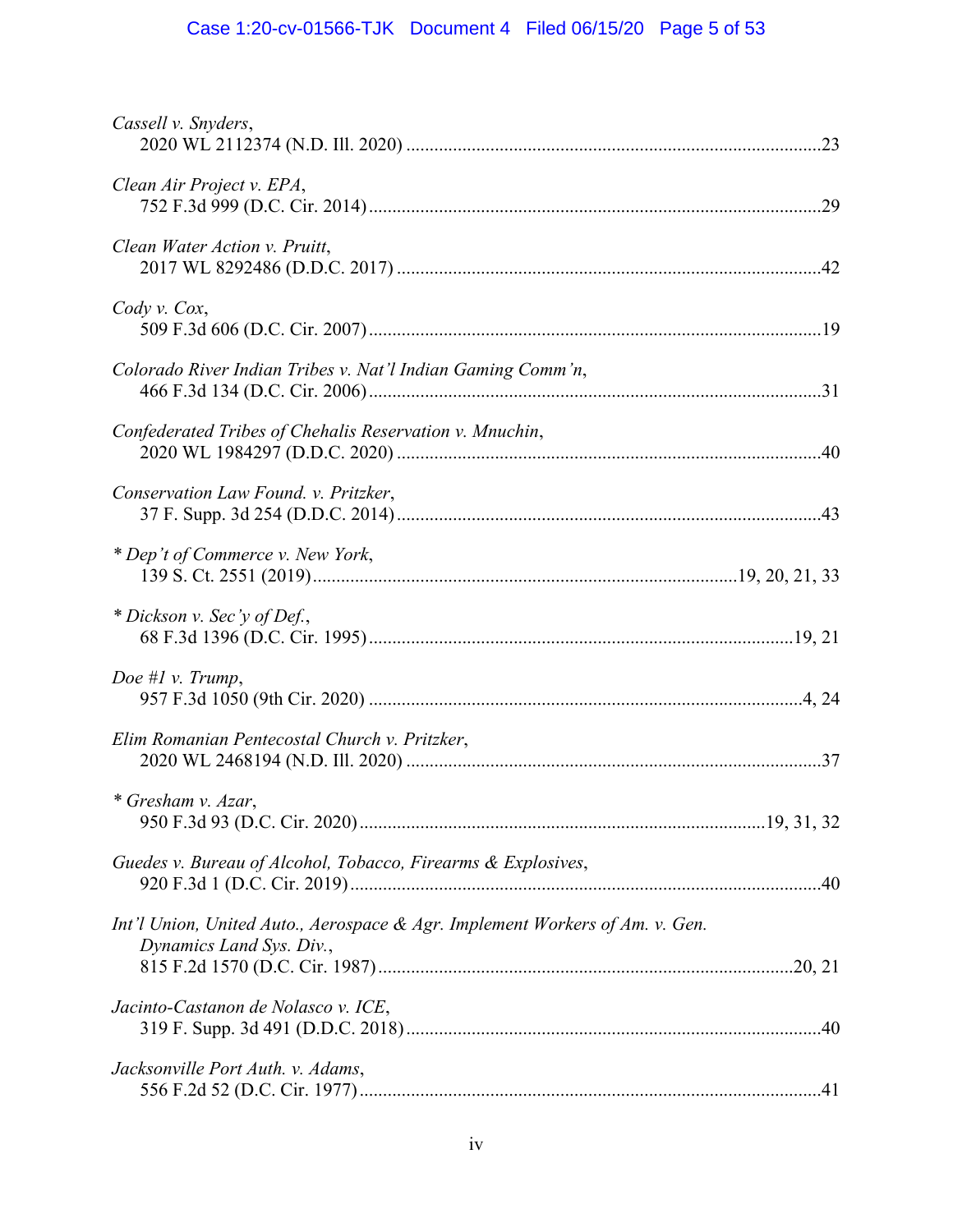*Cassell v. Snyders*,
2020 WL 2112374 (N.D. Ill. 2020) ....................................................................................23

*Clean Air Project v. EPA*,
752 F.3d 999 (D.C. Cir. 2014).............................................................................................29

*Clean Water Action v. Pruitt*,
2017 WL 8292486 (D.D.C. 2017) .......................................................................................42

*Cody v. Cox*,
509 F.3d 606 (D.C. Cir. 2007).............................................................................................19

*Colorado River Indian Tribes v. Nat'l Indian Gaming Comm'n*,
466 F.3d 134 (D.C. Cir. 2006).............................................................................................31

*Confederated Tribes of Chehalis Reservation v. Mnuchin*,
2020 WL 1984297 (D.D.C. 2020) .......................................................................................40

*Conservation Law Found. v. Pritzker*,
37 F. Supp. 3d 254 (D.D.C. 2014).......................................................................................43

\* *Dep't of Commerce v. New York*,
139 S. Ct. 2551 (2019)..........................................................................................19, 20, 21, 33

\* *Dickson v. Sec'y of Def.*,
68 F.3d 1396 (D.C. Cir. 1995).........................................................................................19, 21

*Doe #1 v. Trump*,
957 F.3d 1050 (9th Cir. 2020) .........................................................................................4, 24

*Elim Romanian Pentecostal Church v. Pritzker*,
2020 WL 2468194 (N.D. Ill. 2020) .....................................................................................37

\* *Gresham v. Azar*,
950 F.3d 93 (D.C. Cir. 2020).....................................................................................19, 31, 32

*Guedes v. Bureau of Alcohol, Tobacco, Firearms & Explosives*,
920 F.3d 1 (D.C. Cir. 2019)..................................................................................................40

*Int'l Union, United Auto., Aerospace & Agr. Implement Workers of Am. v. Gen. Dynamics Land Sys. Div.*,
815 F.2d 1570 (D.C. Cir. 1987)........................................................................................20, 21

*Jacinto-Castanon de Nolasco v. ICE*,
319 F. Supp. 3d 491 (D.D.C. 2018).....................................................................................40

*Jacksonville Port Auth. v. Adams*,
556 F.2d 52 (D.C. Cir. 1977)...............................................................................................41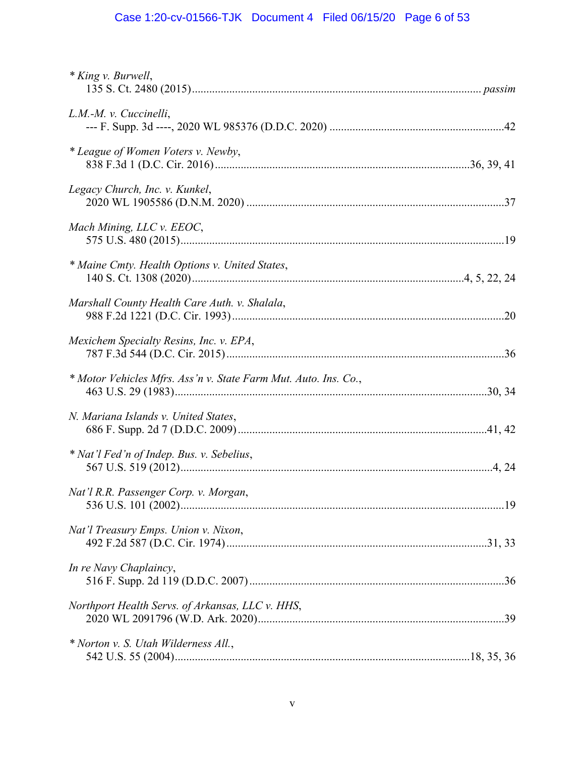\* *King v. Burwell*,
135 S. Ct. 2480 (2015)........................................................................................... *passim*

*L.M.-M. v. Cuccinelli*,
--- F. Supp. 3d ----, 2020 WL 985376 (D.D.C. 2020) ...........................................................42

\* *League of Women Voters v. Newby*,
838 F.3d 1 (D.C. Cir. 2016)........................................................................................36, 39, 41

*Legacy Church, Inc. v. Kunkel*,
2020 WL 1905586 (D.N.M. 2020) .........................................................................................37

*Mach Mining, LLC v. EEOC*,
575 U.S. 480 (2015)................................................................................................................19

\* *Maine Cmty. Health Options v. United States*,
140 S. Ct. 1308 (2020).............................................................................................4, 5, 22, 24

*Marshall County Health Care Auth. v. Shalala*,
988 F.2d 1221 (D.C. Cir. 1993).............................................................................................20

*Mexichem Specialty Resins, Inc. v. EPA*,
787 F.3d 544 (D.C. Cir. 2015)................................................................................................36

\* *Motor Vehicles Mfrs. Ass'n v. State Farm Mut. Auto. Ins. Co.*,
463 U.S. 29 (1983)............................................................................................................30, 34

*N. Mariana Islands v. United States*,
686 F. Supp. 2d 7 (D.D.C. 2009).......................................................................................41, 42

\* *Nat'l Fed'n of Indep. Bus. v. Sebelius*,
567 U.S. 519 (2012)............................................................................................................4, 24

*Nat'l R.R. Passenger Corp. v. Morgan*,
536 U.S. 101 (2002)................................................................................................................19

*Nat'l Treasury Emps. Union v. Nixon*,
492 F.2d 587 (D.C. Cir. 1974)..........................................................................................31, 33

*In re Navy Chaplaincy*,
516 F. Supp. 2d 119 (D.D.C. 2007)........................................................................................36

*Northport Health Servs. of Arkansas, LLC v. HHS*,
2020 WL 2091796 (W.D. Ark. 2020)......................................................................................39

\* *Norton v. S. Utah Wilderness All.*,
542 U.S. 55 (2004).....................................................................................................18, 35, 36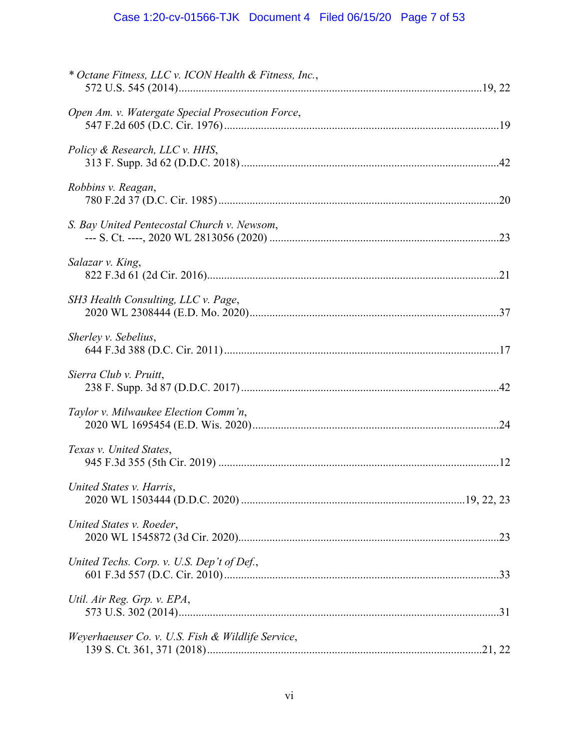* *Octane Fitness, LLC v. ICON Health & Fitness, Inc.*,
572 U.S. 545 (2014)....................................................................................................19, 22

*Open Am. v. Watergate Special Prosecution Force*,
547 F.2d 605 (D.C. Cir. 1976)................................................................................................19

*Policy & Research, LLC v. HHS*,
313 F. Supp. 3d 62 (D.D.C. 2018)..........................................................................................42

*Robbins v. Reagan*,
780 F.2d 37 (D.C. Cir. 1985)..................................................................................................20

*S. Bay United Pentecostal Church v. Newsom*,
--- S. Ct. ----, 2020 WL 2813056 (2020) ................................................................................23

*Salazar v. King*,
822 F.3d 61 (2d Cir. 2016)......................................................................................................21

*SH3 Health Consulting, LLC v. Page*,
2020 WL 2308444 (E.D. Mo. 2020).......................................................................................37

*Sherley v. Sebelius*,
644 F.3d 388 (D.C. Cir. 2011)................................................................................................17

*Sierra Club v. Pruitt*,
238 F. Supp. 3d 87 (D.D.C. 2017)..........................................................................................42

*Taylor v. Milwaukee Election Comm'n*,
2020 WL 1695454 (E.D. Wis. 2020)......................................................................................24

*Texas v. United States*,
945 F.3d 355 (5th Cir. 2019) ..................................................................................................12

*United States v. Harris*,
2020 WL 1503444 (D.D.C. 2020) .............................................................................19, 22, 23

*United States v. Roeder*,
2020 WL 1545872 (3d Cir. 2020)...........................................................................................23

*United Techs. Corp. v. U.S. Dep't of Def.*,
601 F.3d 557 (D.C. Cir. 2010)................................................................................................33

*Util. Air Reg. Grp. v. EPA*,
573 U.S. 302 (2014)................................................................................................................31

*Weyerhaeuser Co. v. U.S. Fish & Wildlife Service*,
139 S. Ct. 361, 371 (2018)................................................................................................21, 22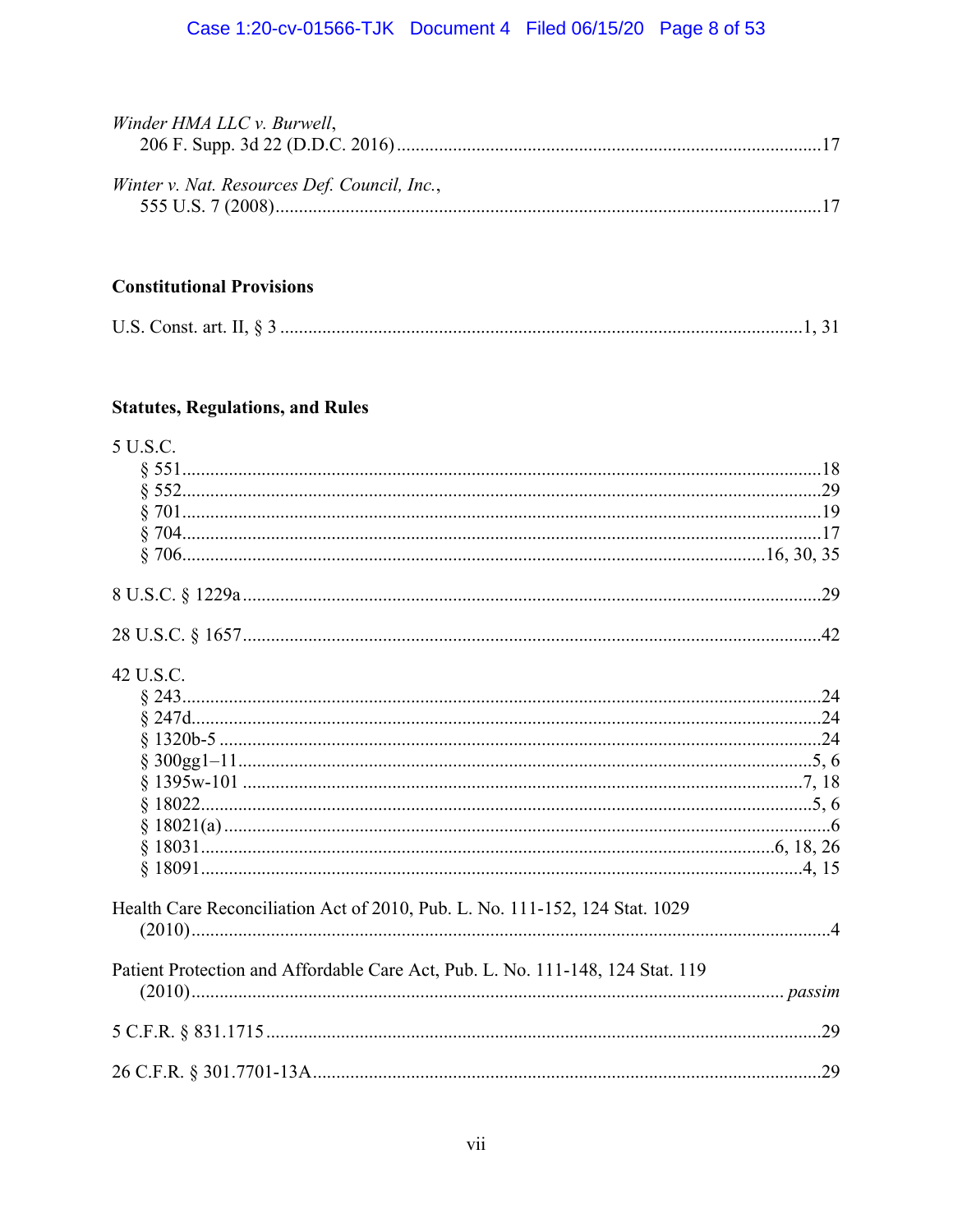*Winder HMA LLC v. Burwell*,
206 F. Supp. 3d 22 (D.D.C. 2016) ........................................................................................ 17

*Winter v. Nat. Resources Def. Council, Inc.*,
555 U.S. 7 (2008) .................................................................................................................. 17

**Constitutional Provisions**

U.S. Const. art. II, § 3 ........................................................................................................ 1, 31

**Statutes, Regulations, and Rules**

5 U.S.C.
§ 551 ....................................................................................................................................... 18
§ 552 ....................................................................................................................................... 29
§ 701 ....................................................................................................................................... 19
§ 704 ....................................................................................................................................... 17
§ 706 ........................................................................................................................... 16, 30, 35

8 U.S.C. § 1229a ......................................................................................................................... 29

28 U.S.C. § 1657 ......................................................................................................................... 42

42 U.S.C.
§ 243 ....................................................................................................................................... 24
§ 247d ..................................................................................................................................... 24
§ 1320b-5 ................................................................................................................................ 24
§ 300gg1–11 ........................................................................................................................... 5, 6
§ 1395w-101 .......................................................................................................................... 7, 18
§ 18022 .................................................................................................................................. 5, 6
§ 18021(a) ................................................................................................................................. 6
§ 18031 ............................................................................................................................ 6, 18, 26
§ 18091 ................................................................................................................................. 4, 15

Health Care Reconciliation Act of 2010, Pub. L. No. 111-152, 124 Stat. 1029
(2010) ........................................................................................................................................ 4

Patient Protection and Affordable Care Act, Pub. L. No. 111-148, 124 Stat. 119
(2010) ............................................................................................................................. *passim*

5 C.F.R. § 831.1715 .................................................................................................................... 29

26 C.F.R. § 301.7701-13A .......................................................................................................... 29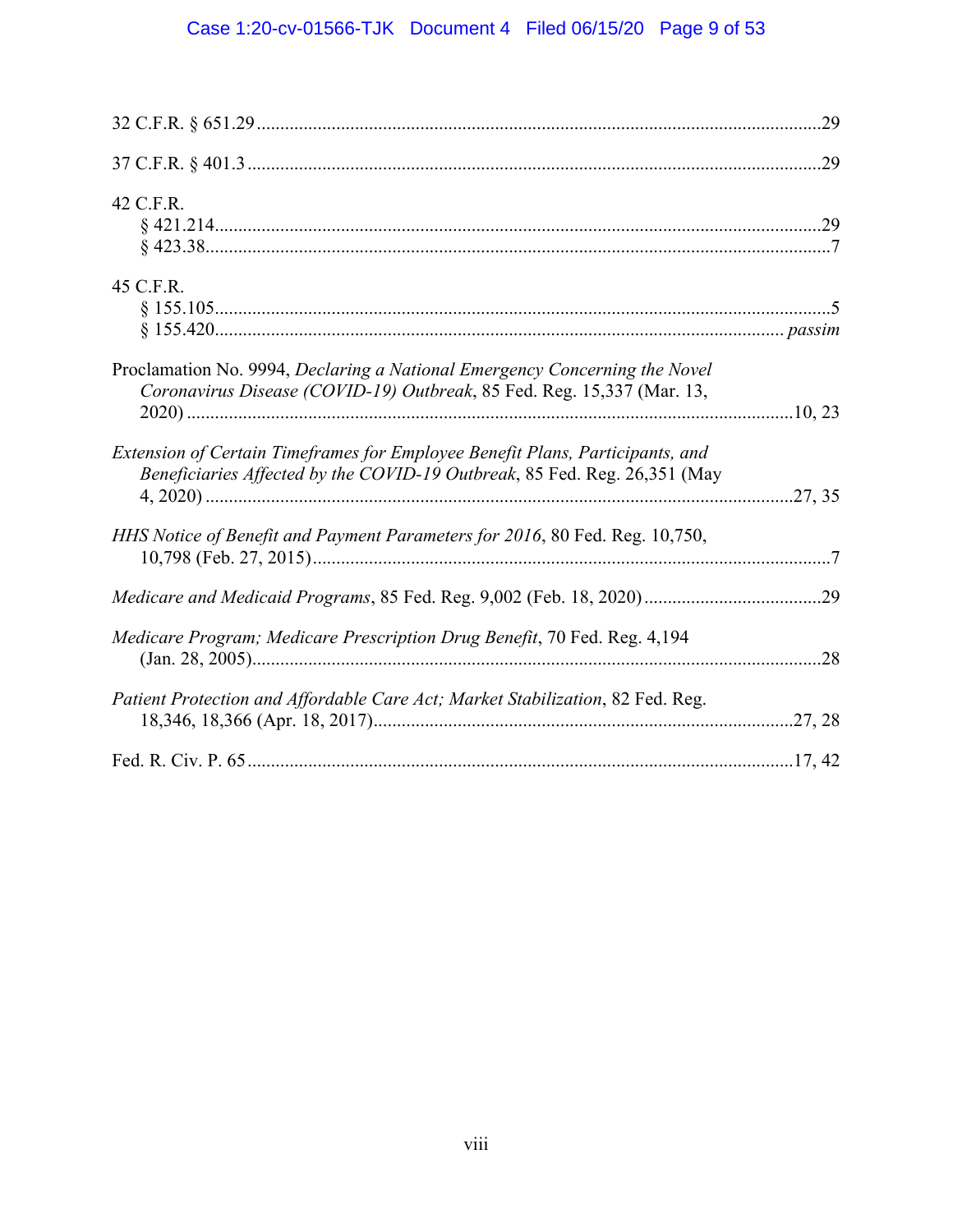32 C.F.R. § 651.29 ....................................................................................................................29

37 C.F.R. § 401.3 ......................................................................................................................29

42 C.F.R.
§ 421.214................................................................................................................................29
§ 423.38......................................................................................................................................7

45 C.F.R.
§ 155.105....................................................................................................................................5
§ 155.420......................................................................................................................... *passim*

Proclamation No. 9994, *Declaring a National Emergency Concerning the Novel Coronavirus Disease (COVID-19) Outbreak*, 85 Fed. Reg. 15,337 (Mar. 13, 2020) ..............................................................................................................................10, 23

*Extension of Certain Timeframes for Employee Benefit Plans, Participants, and Beneficiaries Affected by the COVID-19 Outbreak*, 85 Fed. Reg. 26,351 (May 4, 2020) ...........................................................................................................................27, 35

*HHS Notice of Benefit and Payment Parameters for 2016*, 80 Fed. Reg. 10,750, 10,798 (Feb. 27, 2015)..............................................................................................................7

*Medicare and Medicaid Programs*, 85 Fed. Reg. 9,002 (Feb. 18, 2020) ......................................29

*Medicare Program; Medicare Prescription Drug Benefit*, 70 Fed. Reg. 4,194 (Jan. 28, 2005).........................................................................................................................28

*Patient Protection and Affordable Care Act; Market Stabilization*, 82 Fed. Reg. 18,346, 18,366 (Apr. 18, 2017).........................................................................................27, 28

Fed. R. Civ. P. 65 ...................................................................................................................17, 42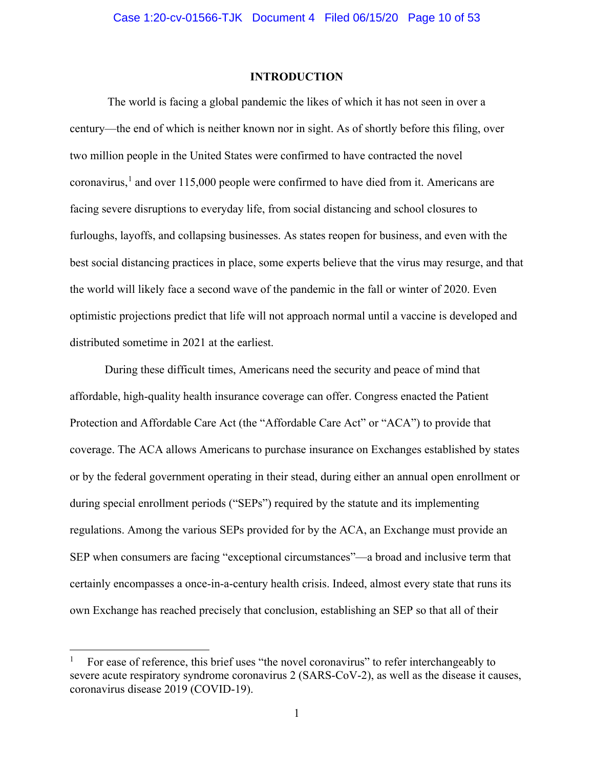# INTRODUCTION

The world is facing a global pandemic the likes of which it has not seen in over a century—the end of which is neither known nor in sight. As of shortly before this filing, over two million people in the United States were confirmed to have contracted the novel coronavirus,[1] and over 115,000 people were confirmed to have died from it. Americans are facing severe disruptions to everyday life, from social distancing and school closures to furloughs, layoffs, and collapsing businesses. As states reopen for business, and even with the best social distancing practices in place, some experts believe that the virus may resurge, and that the world will likely face a second wave of the pandemic in the fall or winter of 2020. Even optimistic projections predict that life will not approach normal until a vaccine is developed and distributed sometime in 2021 at the earliest.

During these difficult times, Americans need the security and peace of mind that affordable, high-quality health insurance coverage can offer. Congress enacted the Patient Protection and Affordable Care Act (the "Affordable Care Act" or "ACA") to provide that coverage. The ACA allows Americans to purchase insurance on Exchanges established by states or by the federal government operating in their stead, during either an annual open enrollment or during special enrollment periods ("SEPs") required by the statute and its implementing regulations. Among the various SEPs provided for by the ACA, an Exchange must provide an SEP when consumers are facing "exceptional circumstances"—a broad and inclusive term that certainly encompasses a once-in-a-century health crisis. Indeed, almost every state that runs its own Exchange has reached precisely that conclusion, establishing an SEP so that all of their

---

[1] For ease of reference, this brief uses "the novel coronavirus" to refer interchangeably to severe acute respiratory syndrome coronavirus 2 (SARS-CoV-2), as well as the disease it causes, coronavirus disease 2019 (COVID-19).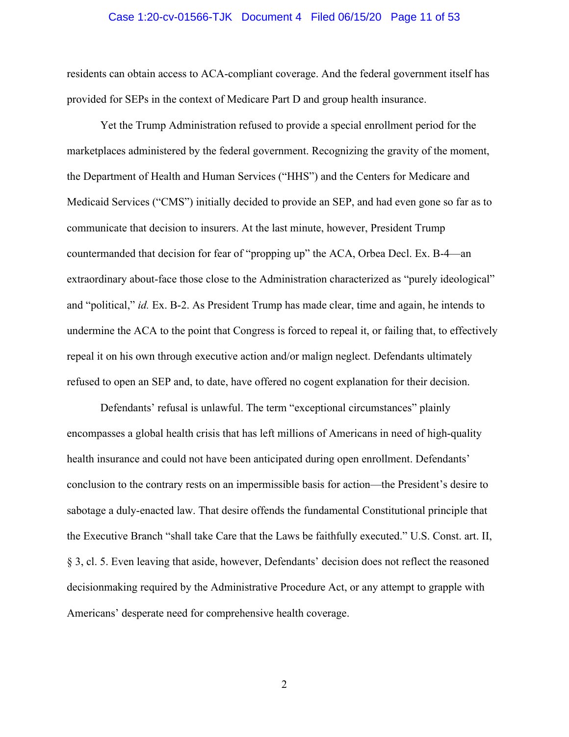residents can obtain access to ACA-compliant coverage. And the federal government itself has provided for SEPs in the context of Medicare Part D and group health insurance.

Yet the Trump Administration refused to provide a special enrollment period for the marketplaces administered by the federal government. Recognizing the gravity of the moment, the Department of Health and Human Services ("HHS") and the Centers for Medicare and Medicaid Services ("CMS") initially decided to provide an SEP, and had even gone so far as to communicate that decision to insurers. At the last minute, however, President Trump countermanded that decision for fear of "propping up" the ACA, Orbea Decl. Ex. B-4—an extraordinary about-face those close to the Administration characterized as "purely ideological" and "political," *id.* Ex. B-2. As President Trump has made clear, time and again, he intends to undermine the ACA to the point that Congress is forced to repeal it, or failing that, to effectively repeal it on his own through executive action and/or malign neglect. Defendants ultimately refused to open an SEP and, to date, have offered no cogent explanation for their decision.

Defendants' refusal is unlawful. The term "exceptional circumstances" plainly encompasses a global health crisis that has left millions of Americans in need of high-quality health insurance and could not have been anticipated during open enrollment. Defendants' conclusion to the contrary rests on an impermissible basis for action—the President's desire to sabotage a duly-enacted law. That desire offends the fundamental Constitutional principle that the Executive Branch "shall take Care that the Laws be faithfully executed." U.S. Const. art. II, § 3, cl. 5. Even leaving that aside, however, Defendants' decision does not reflect the reasoned decisionmaking required by the Administrative Procedure Act, or any attempt to grapple with Americans' desperate need for comprehensive health coverage.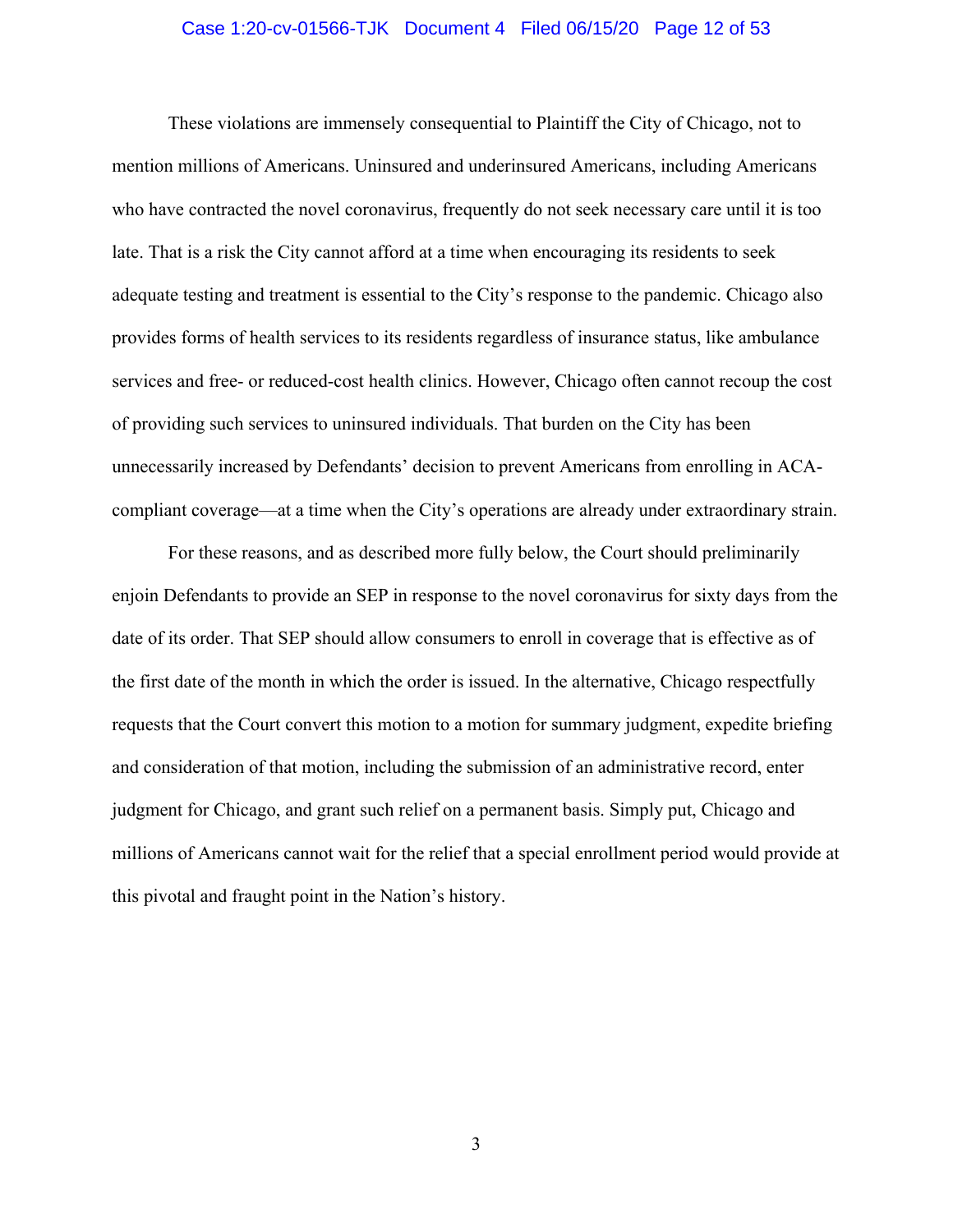These violations are immensely consequential to Plaintiff the City of Chicago, not to mention millions of Americans. Uninsured and underinsured Americans, including Americans who have contracted the novel coronavirus, frequently do not seek necessary care until it is too late. That is a risk the City cannot afford at a time when encouraging its residents to seek adequate testing and treatment is essential to the City's response to the pandemic. Chicago also provides forms of health services to its residents regardless of insurance status, like ambulance services and free- or reduced-cost health clinics. However, Chicago often cannot recoup the cost of providing such services to uninsured individuals. That burden on the City has been unnecessarily increased by Defendants' decision to prevent Americans from enrolling in ACA-compliant coverage—at a time when the City's operations are already under extraordinary strain.

For these reasons, and as described more fully below, the Court should preliminarily enjoin Defendants to provide an SEP in response to the novel coronavirus for sixty days from the date of its order. That SEP should allow consumers to enroll in coverage that is effective as of the first date of the month in which the order is issued. In the alternative, Chicago respectfully requests that the Court convert this motion to a motion for summary judgment, expedite briefing and consideration of that motion, including the submission of an administrative record, enter judgment for Chicago, and grant such relief on a permanent basis. Simply put, Chicago and millions of Americans cannot wait for the relief that a special enrollment period would provide at this pivotal and fraught point in the Nation's history.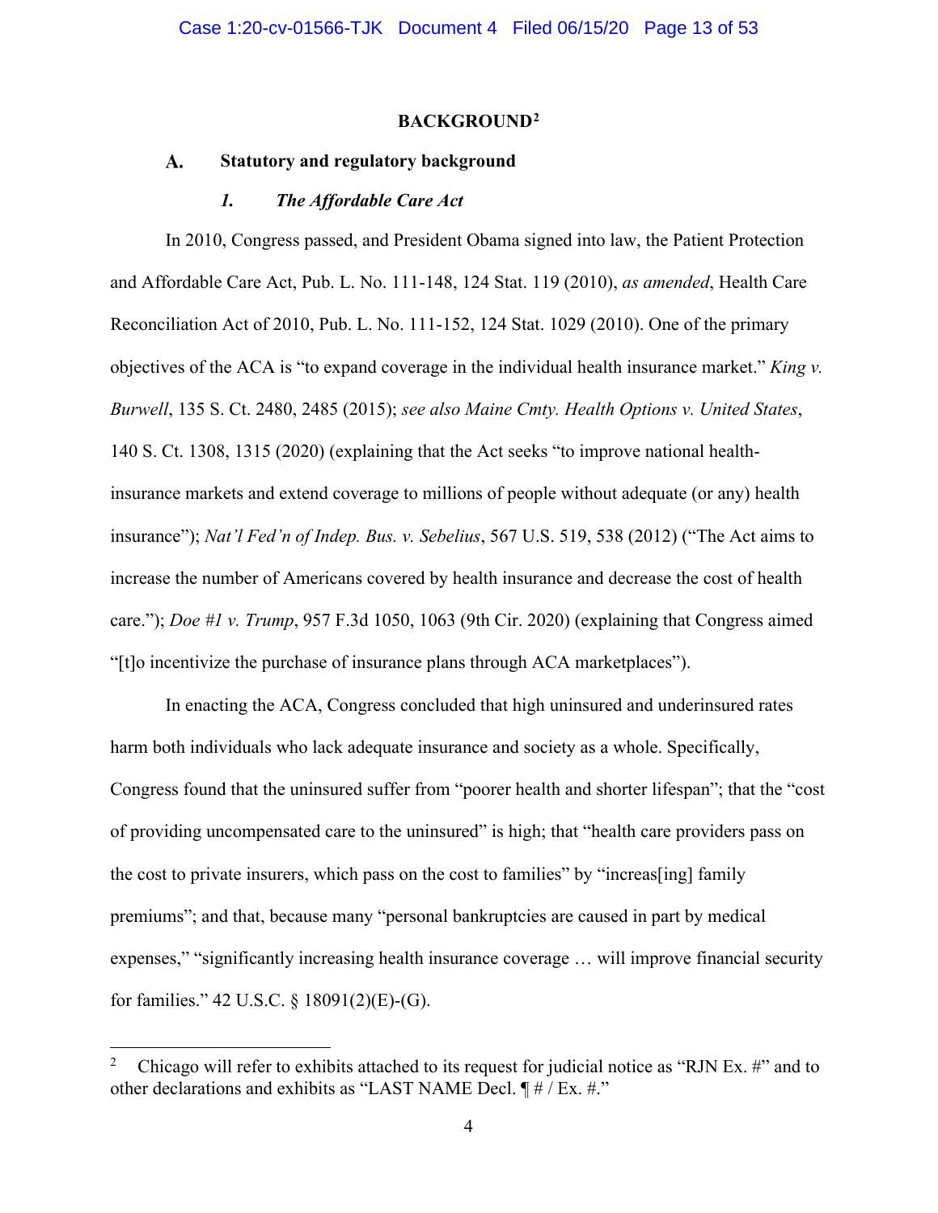## BACKGROUND[2]

### A. Statutory and regulatory background

#### *1. The Affordable Care Act*

In 2010, Congress passed, and President Obama signed into law, the Patient Protection and Affordable Care Act, Pub. L. No. 111-148, 124 Stat. 119 (2010), *as amended*, Health Care Reconciliation Act of 2010, Pub. L. No. 111-152, 124 Stat. 1029 (2010). One of the primary objectives of the ACA is "to expand coverage in the individual health insurance market." *King v. Burwell*, 135 S. Ct. 2480, 2485 (2015); *see also Maine Cmty. Health Options v. United States*, 140 S. Ct. 1308, 1315 (2020) (explaining that the Act seeks "to improve national health-insurance markets and extend coverage to millions of people without adequate (or any) health insurance"); *Nat'l Fed'n of Indep. Bus. v. Sebelius*, 567 U.S. 519, 538 (2012) ("The Act aims to increase the number of Americans covered by health insurance and decrease the cost of health care."); *Doe #1 v. Trump*, 957 F.3d 1050, 1063 (9th Cir. 2020) (explaining that Congress aimed "[t]o incentivize the purchase of insurance plans through ACA marketplaces").

In enacting the ACA, Congress concluded that high uninsured and underinsured rates harm both individuals who lack adequate insurance and society as a whole. Specifically, Congress found that the uninsured suffer from "poorer health and shorter lifespan"; that the "cost of providing uncompensated care to the uninsured" is high; that "health care providers pass on the cost to private insurers, which pass on the cost to families" by "increas[ing] family premiums"; and that, because many "personal bankruptcies are caused in part by medical expenses," "significantly increasing health insurance coverage … will improve financial security for families." 42 U.S.C. § 18091(2)(E)-(G).

---

[2] Chicago will refer to exhibits attached to its request for judicial notice as "RJN Ex. #" and to other declarations and exhibits as "LAST NAME Decl. ¶ # / Ex. #."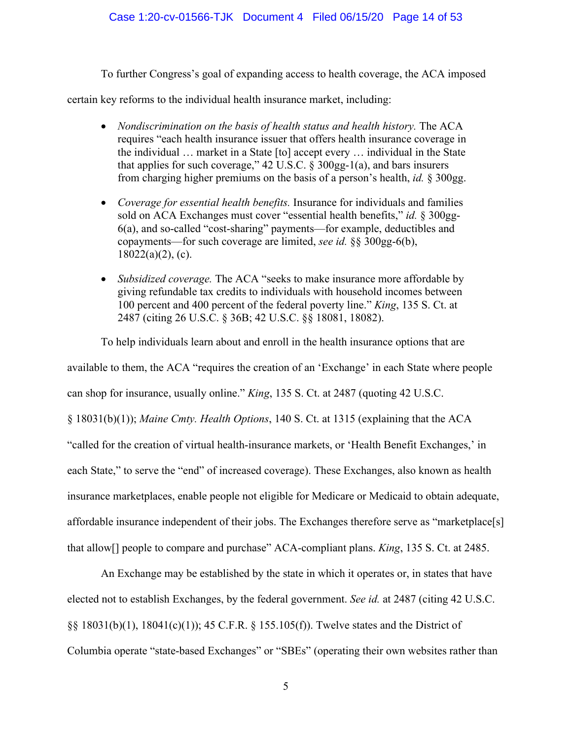To further Congress's goal of expanding access to health coverage, the ACA imposed certain key reforms to the individual health insurance market, including:

- *Nondiscrimination on the basis of health status and health history.* The ACA requires "each health insurance issuer that offers health insurance coverage in the individual … market in a State [to] accept every … individual in the State that applies for such coverage," 42 U.S.C. § 300gg-1(a), and bars insurers from charging higher premiums on the basis of a person's health, *id.* § 300gg.

- *Coverage for essential health benefits.* Insurance for individuals and families sold on ACA Exchanges must cover "essential health benefits," *id.* § 300gg-6(a), and so-called "cost-sharing" payments—for example, deductibles and copayments—for such coverage are limited, *see id.* §§ 300gg-6(b), 18022(a)(2), (c).

- *Subsidized coverage.* The ACA "seeks to make insurance more affordable by giving refundable tax credits to individuals with household incomes between 100 percent and 400 percent of the federal poverty line." *King*, 135 S. Ct. at 2487 (citing 26 U.S.C. § 36B; 42 U.S.C. §§ 18081, 18082).

To help individuals learn about and enroll in the health insurance options that are available to them, the ACA "requires the creation of an 'Exchange' in each State where people can shop for insurance, usually online." *King*, 135 S. Ct. at 2487 (quoting 42 U.S.C. § 18031(b)(1)); *Maine Cmty. Health Options*, 140 S. Ct. at 1315 (explaining that the ACA "called for the creation of virtual health-insurance markets, or 'Health Benefit Exchanges,' in each State," to serve the "end" of increased coverage). These Exchanges, also known as health insurance marketplaces, enable people not eligible for Medicare or Medicaid to obtain adequate, affordable insurance independent of their jobs. The Exchanges therefore serve as "marketplace[s] that allow[] people to compare and purchase" ACA-compliant plans. *King*, 135 S. Ct. at 2485.

An Exchange may be established by the state in which it operates or, in states that have elected not to establish Exchanges, by the federal government. *See id.* at 2487 (citing 42 U.S.C. §§ 18031(b)(1), 18041(c)(1)); 45 C.F.R. § 155.105(f)). Twelve states and the District of Columbia operate "state-based Exchanges" or "SBEs" (operating their own websites rather than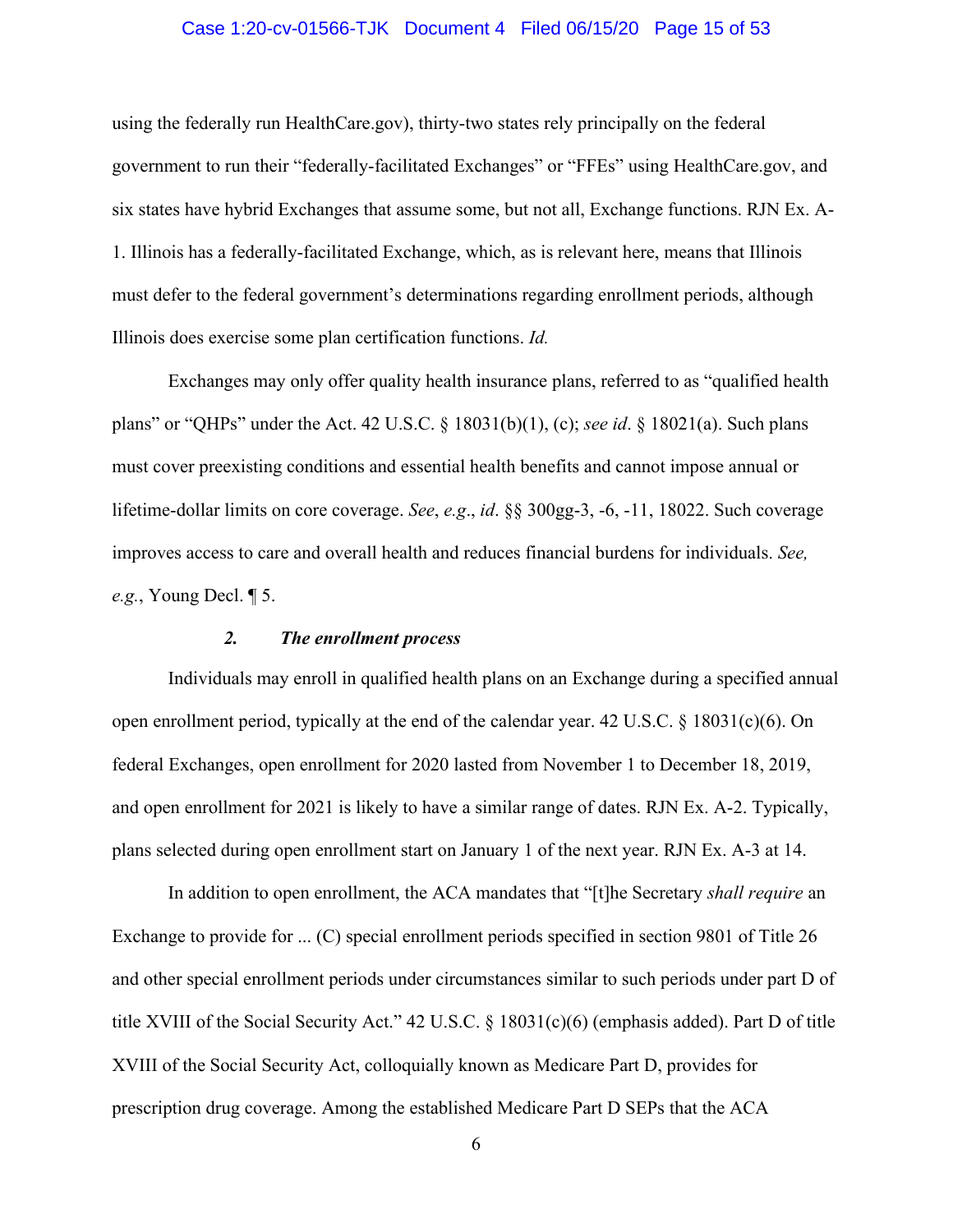using the federally run HealthCare.gov), thirty-two states rely principally on the federal government to run their "federally-facilitated Exchanges" or "FFEs" using HealthCare.gov, and six states have hybrid Exchanges that assume some, but not all, Exchange functions. RJN Ex. A-1. Illinois has a federally-facilitated Exchange, which, as is relevant here, means that Illinois must defer to the federal government's determinations regarding enrollment periods, although Illinois does exercise some plan certification functions. *Id.*

Exchanges may only offer quality health insurance plans, referred to as "qualified health plans" or "QHPs" under the Act. 42 U.S.C. § 18031(b)(1), (c); *see id*. § 18021(a). Such plans must cover preexisting conditions and essential health benefits and cannot impose annual or lifetime-dollar limits on core coverage. *See*, *e.g*., *id*. §§ 300gg-3, -6, -11, 18022. Such coverage improves access to care and overall health and reduces financial burdens for individuals. *See, e.g.*, Young Decl. ¶ 5.

### *2. The enrollment process*

Individuals may enroll in qualified health plans on an Exchange during a specified annual open enrollment period, typically at the end of the calendar year. 42 U.S.C. § 18031(c)(6). On federal Exchanges, open enrollment for 2020 lasted from November 1 to December 18, 2019, and open enrollment for 2021 is likely to have a similar range of dates. RJN Ex. A-2. Typically, plans selected during open enrollment start on January 1 of the next year. RJN Ex. A-3 at 14.

In addition to open enrollment, the ACA mandates that "[t]he Secretary *shall require* an Exchange to provide for ... (C) special enrollment periods specified in section 9801 of Title 26 and other special enrollment periods under circumstances similar to such periods under part D of title XVIII of the Social Security Act." 42 U.S.C. § 18031(c)(6) (emphasis added). Part D of title XVIII of the Social Security Act, colloquially known as Medicare Part D, provides for prescription drug coverage. Among the established Medicare Part D SEPs that the ACA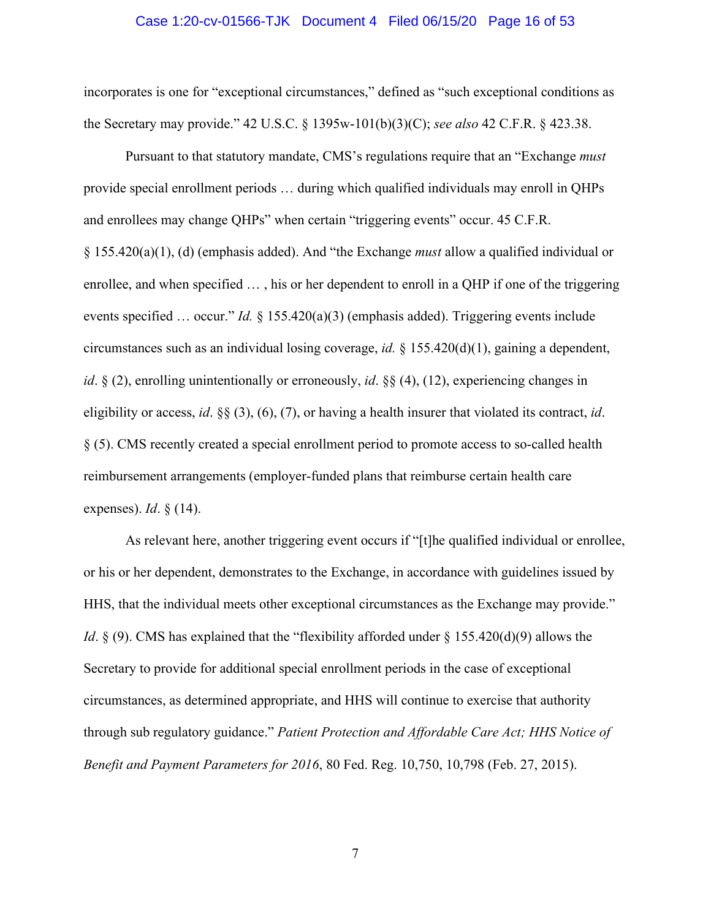incorporates is one for "exceptional circumstances," defined as "such exceptional conditions as the Secretary may provide." 42 U.S.C. § 1395w-101(b)(3)(C); *see also* 42 C.F.R. § 423.38.

Pursuant to that statutory mandate, CMS's regulations require that an "Exchange *must* provide special enrollment periods … during which qualified individuals may enroll in QHPs and enrollees may change QHPs" when certain "triggering events" occur. 45 C.F.R. § 155.420(a)(1), (d) (emphasis added). And "the Exchange *must* allow a qualified individual or enrollee, and when specified … , his or her dependent to enroll in a QHP if one of the triggering events specified … occur." *Id.* § 155.420(a)(3) (emphasis added). Triggering events include circumstances such as an individual losing coverage, *id.* § 155.420(d)(1), gaining a dependent, *id*. § (2), enrolling unintentionally or erroneously, *id*. §§ (4), (12), experiencing changes in eligibility or access, *id*. §§ (3), (6), (7), or having a health insurer that violated its contract, *id*. § (5). CMS recently created a special enrollment period to promote access to so-called health reimbursement arrangements (employer-funded plans that reimburse certain health care expenses). *Id*. § (14).

As relevant here, another triggering event occurs if "[t]he qualified individual or enrollee, or his or her dependent, demonstrates to the Exchange, in accordance with guidelines issued by HHS, that the individual meets other exceptional circumstances as the Exchange may provide." *Id*. § (9). CMS has explained that the "flexibility afforded under § 155.420(d)(9) allows the Secretary to provide for additional special enrollment periods in the case of exceptional circumstances, as determined appropriate, and HHS will continue to exercise that authority through sub regulatory guidance." *Patient Protection and Affordable Care Act; HHS Notice of Benefit and Payment Parameters for 2016*, 80 Fed. Reg. 10,750, 10,798 (Feb. 27, 2015).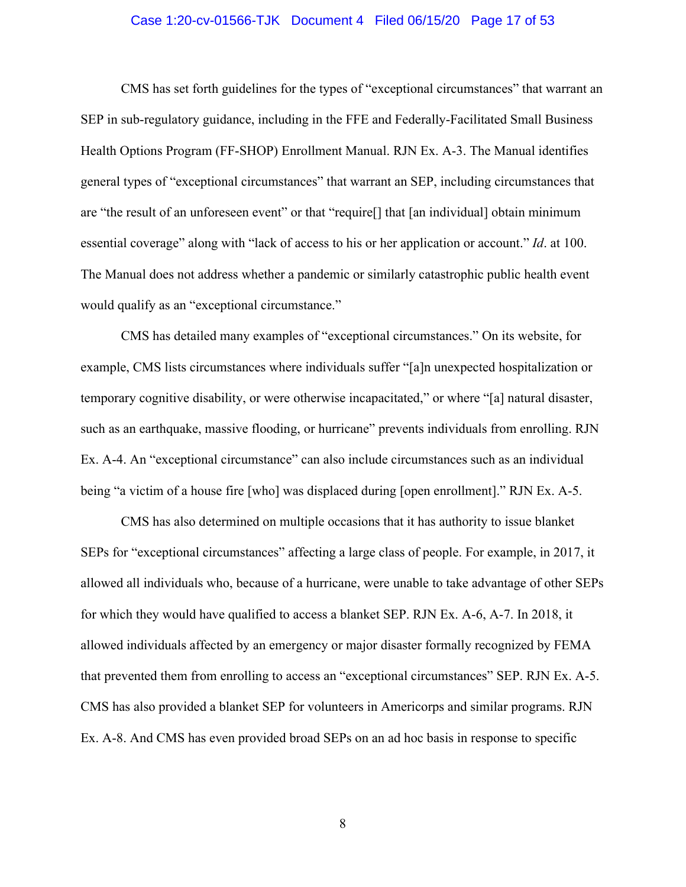CMS has set forth guidelines for the types of "exceptional circumstances" that warrant an SEP in sub-regulatory guidance, including in the FFE and Federally-Facilitated Small Business Health Options Program (FF-SHOP) Enrollment Manual. RJN Ex. A-3. The Manual identifies general types of "exceptional circumstances" that warrant an SEP, including circumstances that are "the result of an unforeseen event" or that "require[] that [an individual] obtain minimum essential coverage" along with "lack of access to his or her application or account." *Id*. at 100. The Manual does not address whether a pandemic or similarly catastrophic public health event would qualify as an "exceptional circumstance."

CMS has detailed many examples of "exceptional circumstances." On its website, for example, CMS lists circumstances where individuals suffer "[a]n unexpected hospitalization or temporary cognitive disability, or were otherwise incapacitated," or where "[a] natural disaster, such as an earthquake, massive flooding, or hurricane" prevents individuals from enrolling. RJN Ex. A-4. An "exceptional circumstance" can also include circumstances such as an individual being "a victim of a house fire [who] was displaced during [open enrollment]." RJN Ex. A-5.

CMS has also determined on multiple occasions that it has authority to issue blanket SEPs for "exceptional circumstances" affecting a large class of people. For example, in 2017, it allowed all individuals who, because of a hurricane, were unable to take advantage of other SEPs for which they would have qualified to access a blanket SEP. RJN Ex. A-6, A-7. In 2018, it allowed individuals affected by an emergency or major disaster formally recognized by FEMA that prevented them from enrolling to access an "exceptional circumstances" SEP. RJN Ex. A-5. CMS has also provided a blanket SEP for volunteers in Americorps and similar programs. RJN Ex. A-8. And CMS has even provided broad SEPs on an ad hoc basis in response to specific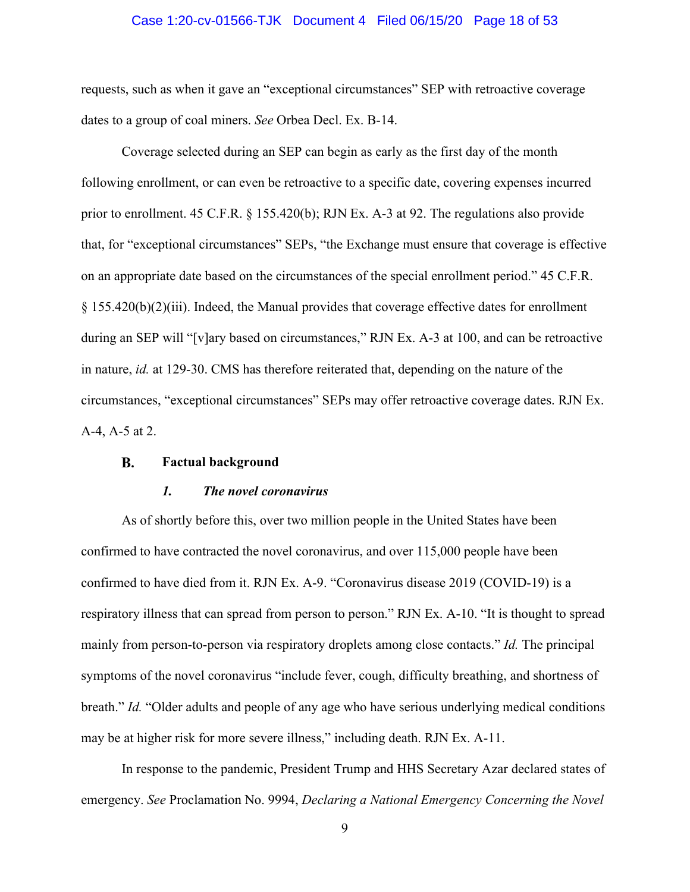requests, such as when it gave an "exceptional circumstances" SEP with retroactive coverage dates to a group of coal miners. *See* Orbea Decl. Ex. B-14.

Coverage selected during an SEP can begin as early as the first day of the month following enrollment, or can even be retroactive to a specific date, covering expenses incurred prior to enrollment. 45 C.F.R. § 155.420(b); RJN Ex. A-3 at 92. The regulations also provide that, for "exceptional circumstances" SEPs, "the Exchange must ensure that coverage is effective on an appropriate date based on the circumstances of the special enrollment period." 45 C.F.R. § 155.420(b)(2)(iii). Indeed, the Manual provides that coverage effective dates for enrollment during an SEP will "[v]ary based on circumstances," RJN Ex. A-3 at 100, and can be retroactive in nature, *id.* at 129-30. CMS has therefore reiterated that, depending on the nature of the circumstances, "exceptional circumstances" SEPs may offer retroactive coverage dates. RJN Ex. A-4, A-5 at 2.

### B. Factual background

#### *1. The novel coronavirus*

As of shortly before this, over two million people in the United States have been confirmed to have contracted the novel coronavirus, and over 115,000 people have been confirmed to have died from it. RJN Ex. A-9. "Coronavirus disease 2019 (COVID-19) is a respiratory illness that can spread from person to person." RJN Ex. A-10. "It is thought to spread mainly from person-to-person via respiratory droplets among close contacts." *Id.* The principal symptoms of the novel coronavirus "include fever, cough, difficulty breathing, and shortness of breath." *Id.* "Older adults and people of any age who have serious underlying medical conditions may be at higher risk for more severe illness," including death. RJN Ex. A-11.

In response to the pandemic, President Trump and HHS Secretary Azar declared states of emergency. *See* Proclamation No. 9994, *Declaring a National Emergency Concerning the Novel*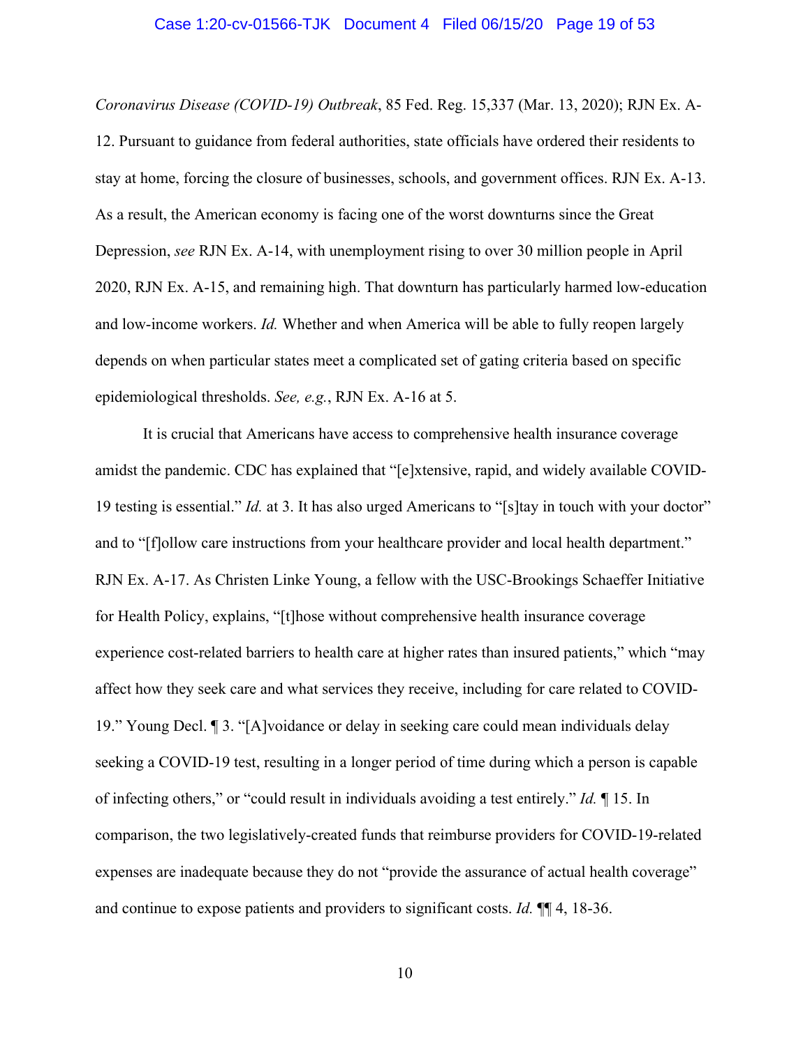*Coronavirus Disease (COVID-19) Outbreak*, 85 Fed. Reg. 15,337 (Mar. 13, 2020); RJN Ex. A-12. Pursuant to guidance from federal authorities, state officials have ordered their residents to stay at home, forcing the closure of businesses, schools, and government offices. RJN Ex. A-13. As a result, the American economy is facing one of the worst downturns since the Great Depression, *see* RJN Ex. A-14, with unemployment rising to over 30 million people in April 2020, RJN Ex. A-15, and remaining high. That downturn has particularly harmed low-education and low-income workers. *Id.* Whether and when America will be able to fully reopen largely depends on when particular states meet a complicated set of gating criteria based on specific epidemiological thresholds. *See, e.g.*, RJN Ex. A-16 at 5.

It is crucial that Americans have access to comprehensive health insurance coverage amidst the pandemic. CDC has explained that "[e]xtensive, rapid, and widely available COVID-19 testing is essential." *Id.* at 3. It has also urged Americans to "[s]tay in touch with your doctor" and to "[f]ollow care instructions from your healthcare provider and local health department." RJN Ex. A-17. As Christen Linke Young, a fellow with the USC-Brookings Schaeffer Initiative for Health Policy, explains, "[t]hose without comprehensive health insurance coverage experience cost-related barriers to health care at higher rates than insured patients," which "may affect how they seek care and what services they receive, including for care related to COVID-19." Young Decl. ¶ 3. "[A]voidance or delay in seeking care could mean individuals delay seeking a COVID-19 test, resulting in a longer period of time during which a person is capable of infecting others," or "could result in individuals avoiding a test entirely." *Id.* ¶ 15. In comparison, the two legislatively-created funds that reimburse providers for COVID-19-related expenses are inadequate because they do not "provide the assurance of actual health coverage" and continue to expose patients and providers to significant costs. *Id.* ¶¶ 4, 18-36.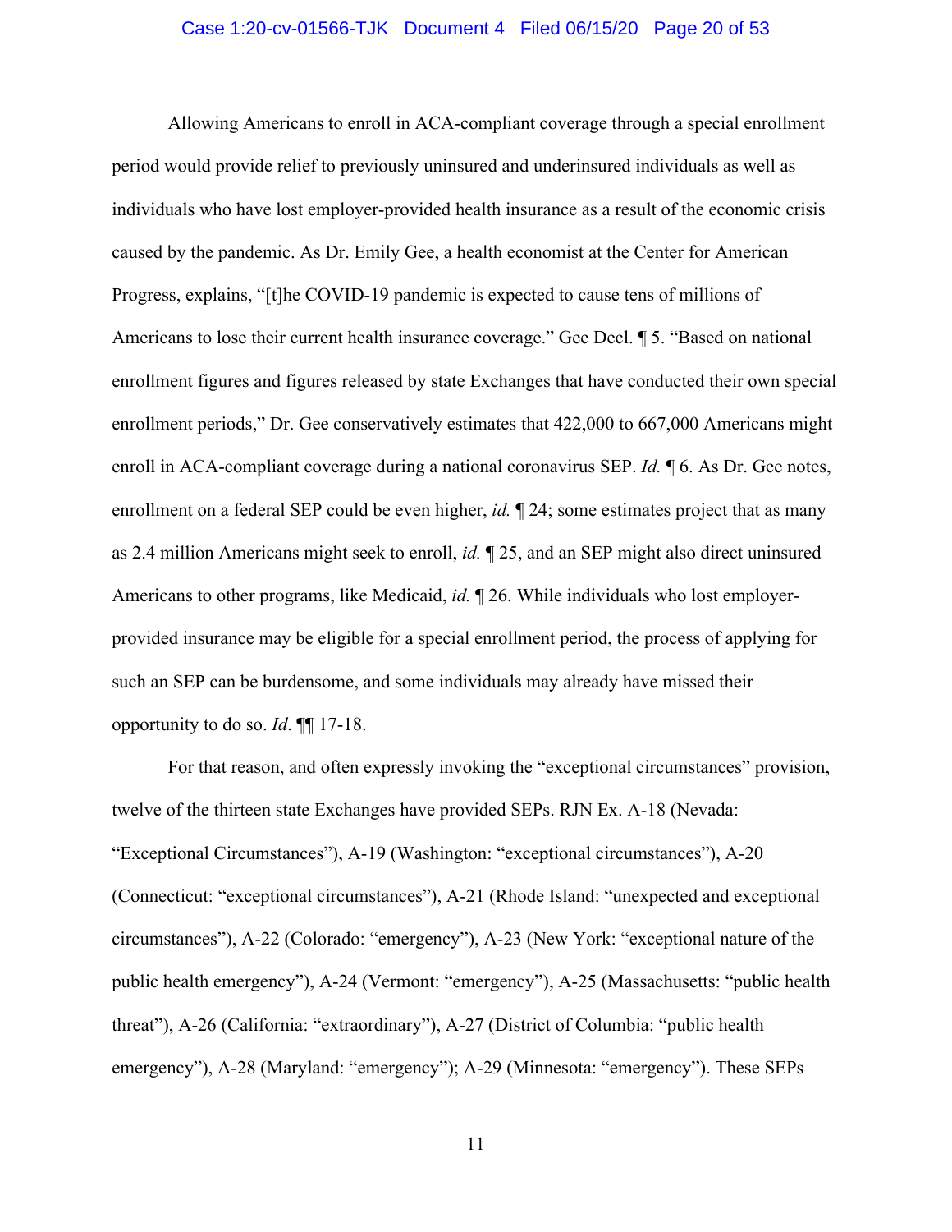Allowing Americans to enroll in ACA-compliant coverage through a special enrollment period would provide relief to previously uninsured and underinsured individuals as well as individuals who have lost employer-provided health insurance as a result of the economic crisis caused by the pandemic. As Dr. Emily Gee, a health economist at the Center for American Progress, explains, "[t]he COVID-19 pandemic is expected to cause tens of millions of Americans to lose their current health insurance coverage." Gee Decl. ¶ 5. "Based on national enrollment figures and figures released by state Exchanges that have conducted their own special enrollment periods," Dr. Gee conservatively estimates that 422,000 to 667,000 Americans might enroll in ACA-compliant coverage during a national coronavirus SEP. *Id.* ¶ 6. As Dr. Gee notes, enrollment on a federal SEP could be even higher, *id.* ¶ 24; some estimates project that as many as 2.4 million Americans might seek to enroll, *id.* ¶ 25, and an SEP might also direct uninsured Americans to other programs, like Medicaid, *id.* ¶ 26. While individuals who lost employer-provided insurance may be eligible for a special enrollment period, the process of applying for such an SEP can be burdensome, and some individuals may already have missed their opportunity to do so. *Id*. ¶¶ 17-18.

For that reason, and often expressly invoking the "exceptional circumstances" provision, twelve of the thirteen state Exchanges have provided SEPs. RJN Ex. A-18 (Nevada: "Exceptional Circumstances"), A-19 (Washington: "exceptional circumstances"), A-20 (Connecticut: "exceptional circumstances"), A-21 (Rhode Island: "unexpected and exceptional circumstances"), A-22 (Colorado: "emergency"), A-23 (New York: "exceptional nature of the public health emergency"), A-24 (Vermont: "emergency"), A-25 (Massachusetts: "public health threat"), A-26 (California: "extraordinary"), A-27 (District of Columbia: "public health emergency"), A-28 (Maryland: "emergency"); A-29 (Minnesota: "emergency"). These SEPs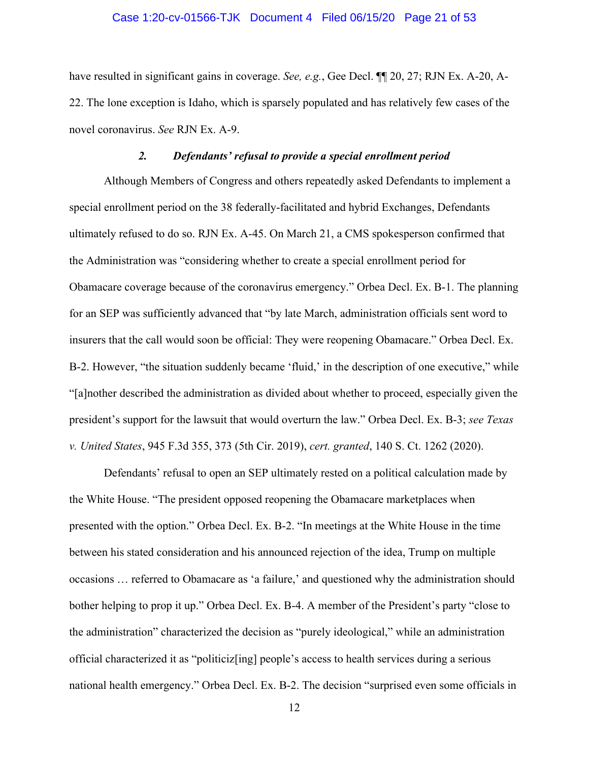have resulted in significant gains in coverage. *See, e.g.*, Gee Decl. ¶¶ 20, 27; RJN Ex. A-20, A-22. The lone exception is Idaho, which is sparsely populated and has relatively few cases of the novel coronavirus. *See* RJN Ex. A-9.

### *2. Defendants' refusal to provide a special enrollment period*

Although Members of Congress and others repeatedly asked Defendants to implement a special enrollment period on the 38 federally-facilitated and hybrid Exchanges, Defendants ultimately refused to do so. RJN Ex. A-45. On March 21, a CMS spokesperson confirmed that the Administration was "considering whether to create a special enrollment period for Obamacare coverage because of the coronavirus emergency." Orbea Decl. Ex. B-1. The planning for an SEP was sufficiently advanced that "by late March, administration officials sent word to insurers that the call would soon be official: They were reopening Obamacare." Orbea Decl. Ex. B-2. However, "the situation suddenly became 'fluid,' in the description of one executive," while "[a]nother described the administration as divided about whether to proceed, especially given the president's support for the lawsuit that would overturn the law." Orbea Decl. Ex. B-3; *see Texas v. United States*, 945 F.3d 355, 373 (5th Cir. 2019), *cert. granted*, 140 S. Ct. 1262 (2020).

Defendants' refusal to open an SEP ultimately rested on a political calculation made by the White House. "The president opposed reopening the Obamacare marketplaces when presented with the option." Orbea Decl. Ex. B-2. "In meetings at the White House in the time between his stated consideration and his announced rejection of the idea, Trump on multiple occasions … referred to Obamacare as 'a failure,' and questioned why the administration should bother helping to prop it up." Orbea Decl. Ex. B-4. A member of the President's party "close to the administration" characterized the decision as "purely ideological," while an administration official characterized it as "politiciz[ing] people's access to health services during a serious national health emergency." Orbea Decl. Ex. B-2. The decision "surprised even some officials in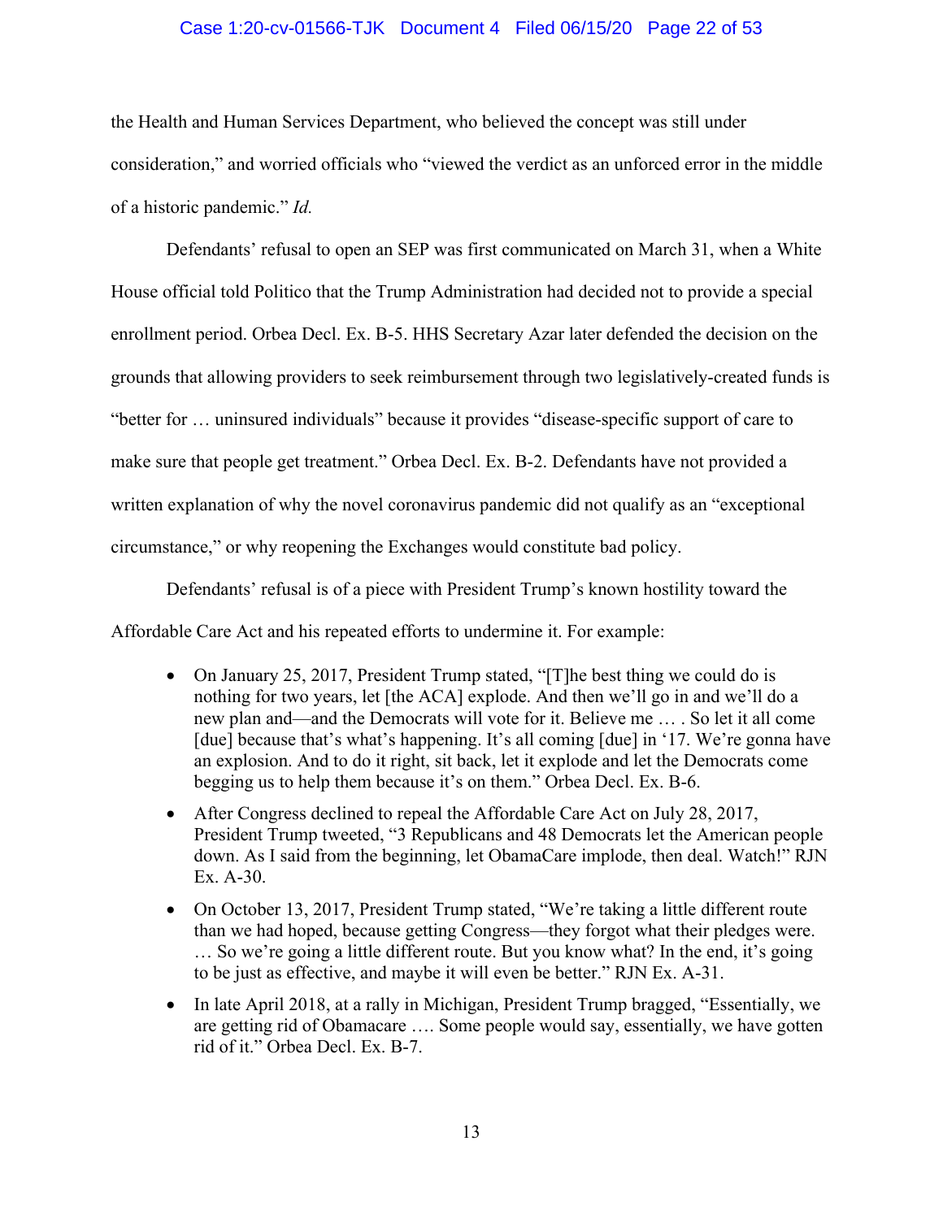the Health and Human Services Department, who believed the concept was still under consideration," and worried officials who "viewed the verdict as an unforced error in the middle of a historic pandemic." *Id.*

Defendants' refusal to open an SEP was first communicated on March 31, when a White House official told Politico that the Trump Administration had decided not to provide a special enrollment period. Orbea Decl. Ex. B-5. HHS Secretary Azar later defended the decision on the grounds that allowing providers to seek reimbursement through two legislatively-created funds is "better for … uninsured individuals" because it provides "disease-specific support of care to make sure that people get treatment." Orbea Decl. Ex. B-2. Defendants have not provided a written explanation of why the novel coronavirus pandemic did not qualify as an "exceptional circumstance," or why reopening the Exchanges would constitute bad policy.

Defendants' refusal is of a piece with President Trump's known hostility toward the Affordable Care Act and his repeated efforts to undermine it. For example:

- On January 25, 2017, President Trump stated, "[T]he best thing we could do is nothing for two years, let [the ACA] explode. And then we'll go in and we'll do a new plan and—and the Democrats will vote for it. Believe me … . So let it all come [due] because that's what's happening. It's all coming [due] in '17. We're gonna have an explosion. And to do it right, sit back, let it explode and let the Democrats come begging us to help them because it's on them." Orbea Decl. Ex. B-6.
- After Congress declined to repeal the Affordable Care Act on July 28, 2017, President Trump tweeted, "3 Republicans and 48 Democrats let the American people down. As I said from the beginning, let ObamaCare implode, then deal. Watch!" RJN Ex. A-30.
- On October 13, 2017, President Trump stated, "We're taking a little different route than we had hoped, because getting Congress—they forgot what their pledges were. … So we're going a little different route. But you know what? In the end, it's going to be just as effective, and maybe it will even be better." RJN Ex. A-31.
- In late April 2018, at a rally in Michigan, President Trump bragged, "Essentially, we are getting rid of Obamacare …. Some people would say, essentially, we have gotten rid of it." Orbea Decl. Ex. B-7.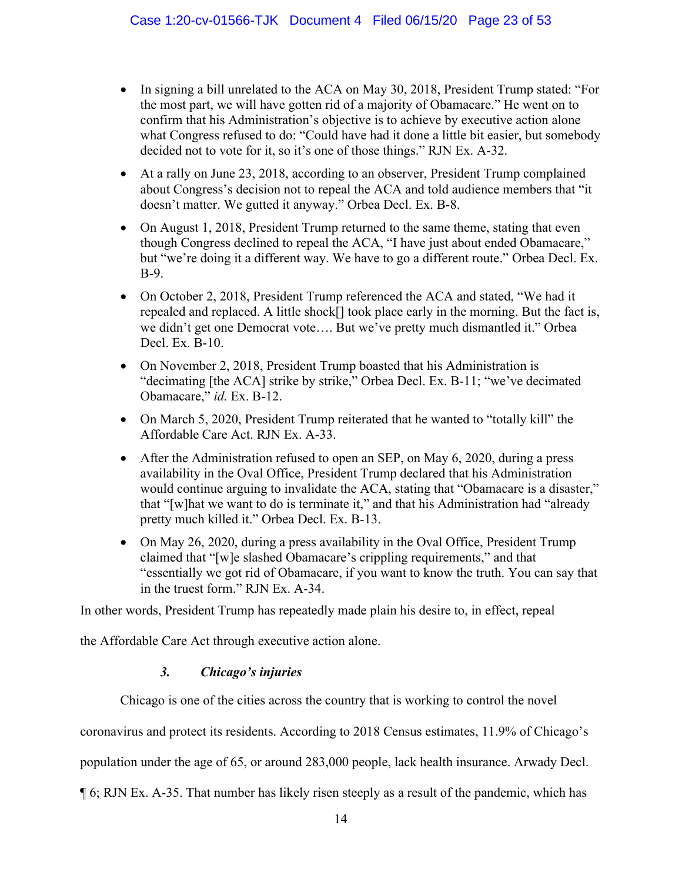- In signing a bill unrelated to the ACA on May 30, 2018, President Trump stated: "For the most part, we will have gotten rid of a majority of Obamacare." He went on to confirm that his Administration's objective is to achieve by executive action alone what Congress refused to do: "Could have had it done a little bit easier, but somebody decided not to vote for it, so it's one of those things." RJN Ex. A-32.
- At a rally on June 23, 2018, according to an observer, President Trump complained about Congress's decision not to repeal the ACA and told audience members that "it doesn't matter. We gutted it anyway." Orbea Decl. Ex. B-8.
- On August 1, 2018, President Trump returned to the same theme, stating that even though Congress declined to repeal the ACA, "I have just about ended Obamacare," but "we're doing it a different way. We have to go a different route." Orbea Decl. Ex. B-9.
- On October 2, 2018, President Trump referenced the ACA and stated, "We had it repealed and replaced. A little shock[] took place early in the morning. But the fact is, we didn't get one Democrat vote…. But we've pretty much dismantled it." Orbea Decl. Ex. B-10.
- On November 2, 2018, President Trump boasted that his Administration is "decimating [the ACA] strike by strike," Orbea Decl. Ex. B-11; "we've decimated Obamacare," *id.* Ex. B-12.
- On March 5, 2020, President Trump reiterated that he wanted to "totally kill" the Affordable Care Act. RJN Ex. A-33.
- After the Administration refused to open an SEP, on May 6, 2020, during a press availability in the Oval Office, President Trump declared that his Administration would continue arguing to invalidate the ACA, stating that "Obamacare is a disaster," that "[w]hat we want to do is terminate it," and that his Administration had "already pretty much killed it." Orbea Decl. Ex. B-13.
- On May 26, 2020, during a press availability in the Oval Office, President Trump claimed that "[w]e slashed Obamacare's crippling requirements," and that "essentially we got rid of Obamacare, if you want to know the truth. You can say that in the truest form." RJN Ex. A-34.

In other words, President Trump has repeatedly made plain his desire to, in effect, repeal the Affordable Care Act through executive action alone.

### *3. Chicago's injuries*

Chicago is one of the cities across the country that is working to control the novel coronavirus and protect its residents. According to 2018 Census estimates, 11.9% of Chicago's population under the age of 65, or around 283,000 people, lack health insurance. Arwady Decl. ¶ 6; RJN Ex. A-35. That number has likely risen steeply as a result of the pandemic, which has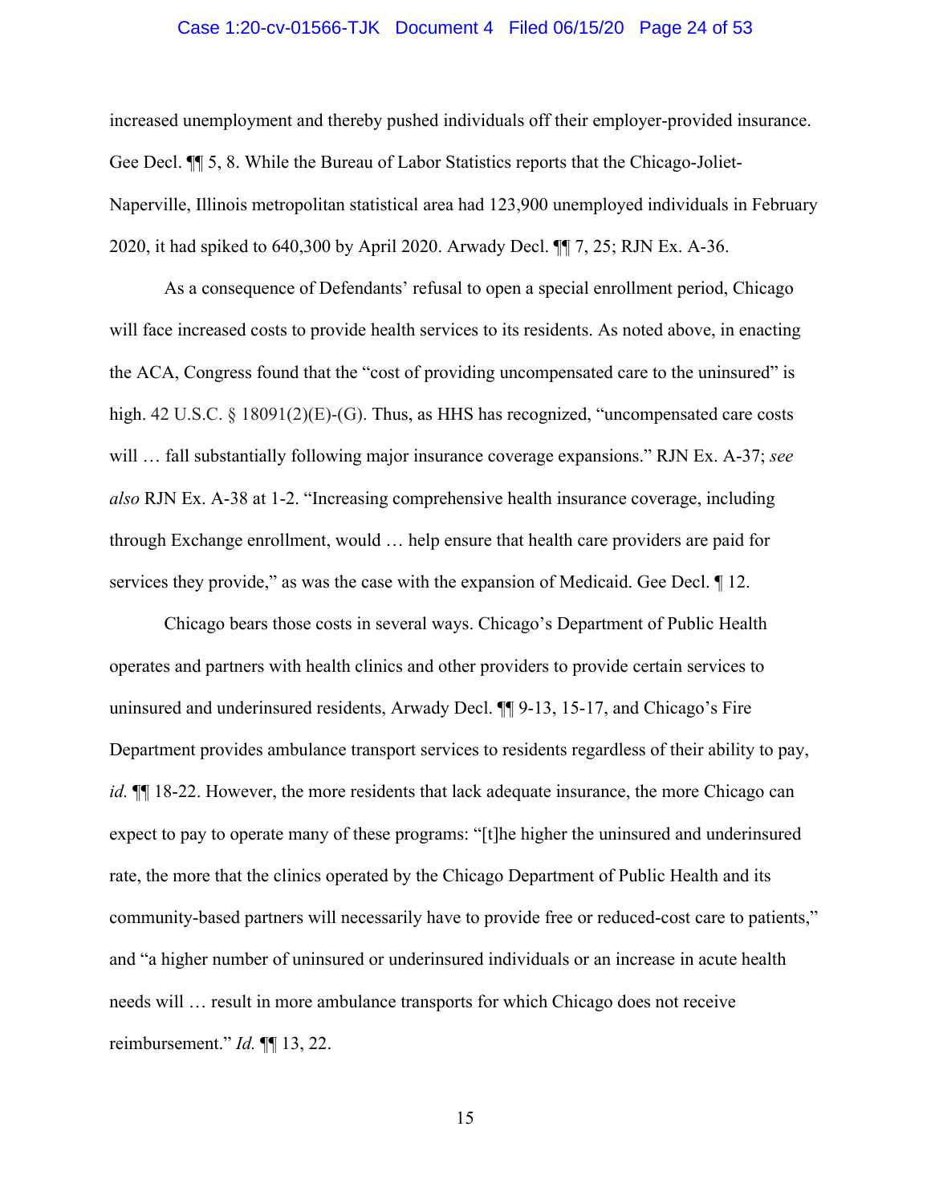increased unemployment and thereby pushed individuals off their employer-provided insurance. Gee Decl. ¶¶ 5, 8. While the Bureau of Labor Statistics reports that the Chicago-Joliet-Naperville, Illinois metropolitan statistical area had 123,900 unemployed individuals in February 2020, it had spiked to 640,300 by April 2020. Arwady Decl. ¶¶ 7, 25; RJN Ex. A-36.

As a consequence of Defendants' refusal to open a special enrollment period, Chicago will face increased costs to provide health services to its residents. As noted above, in enacting the ACA, Congress found that the "cost of providing uncompensated care to the uninsured" is high. 42 U.S.C. § 18091(2)(E)-(G). Thus, as HHS has recognized, "uncompensated care costs will … fall substantially following major insurance coverage expansions." RJN Ex. A-37; *see also* RJN Ex. A-38 at 1-2. "Increasing comprehensive health insurance coverage, including through Exchange enrollment, would … help ensure that health care providers are paid for services they provide," as was the case with the expansion of Medicaid. Gee Decl. ¶ 12.

Chicago bears those costs in several ways. Chicago's Department of Public Health operates and partners with health clinics and other providers to provide certain services to uninsured and underinsured residents, Arwady Decl. ¶¶ 9-13, 15-17, and Chicago's Fire Department provides ambulance transport services to residents regardless of their ability to pay, *id.* ¶¶ 18-22. However, the more residents that lack adequate insurance, the more Chicago can expect to pay to operate many of these programs: "[t]he higher the uninsured and underinsured rate, the more that the clinics operated by the Chicago Department of Public Health and its community-based partners will necessarily have to provide free or reduced-cost care to patients," and "a higher number of uninsured or underinsured individuals or an increase in acute health needs will … result in more ambulance transports for which Chicago does not receive reimbursement." *Id.* ¶¶ 13, 22.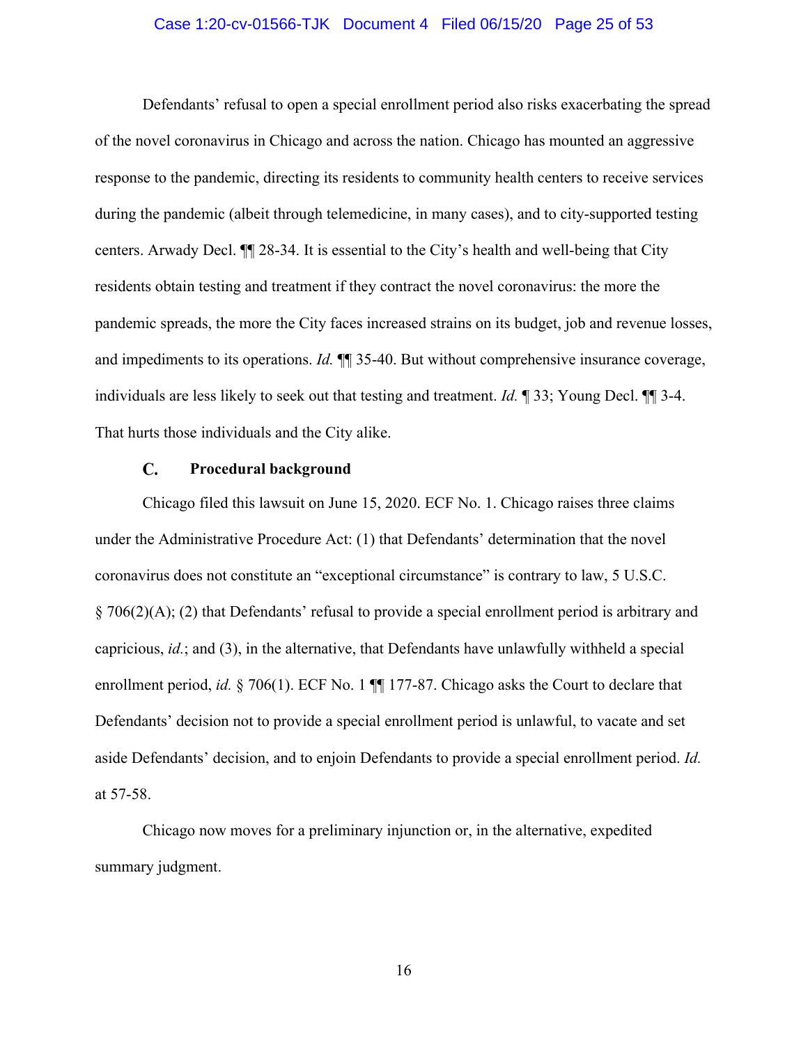Defendants' refusal to open a special enrollment period also risks exacerbating the spread of the novel coronavirus in Chicago and across the nation. Chicago has mounted an aggressive response to the pandemic, directing its residents to community health centers to receive services during the pandemic (albeit through telemedicine, in many cases), and to city-supported testing centers. Arwady Decl. ¶¶ 28-34. It is essential to the City's health and well-being that City residents obtain testing and treatment if they contract the novel coronavirus: the more the pandemic spreads, the more the City faces increased strains on its budget, job and revenue losses, and impediments to its operations. *Id.* ¶¶ 35-40. But without comprehensive insurance coverage, individuals are less likely to seek out that testing and treatment. *Id.* ¶ 33; Young Decl. ¶¶ 3-4. That hurts those individuals and the City alike.

### C. Procedural background

Chicago filed this lawsuit on June 15, 2020. ECF No. 1. Chicago raises three claims under the Administrative Procedure Act: (1) that Defendants' determination that the novel coronavirus does not constitute an "exceptional circumstance" is contrary to law, 5 U.S.C. § 706(2)(A); (2) that Defendants' refusal to provide a special enrollment period is arbitrary and capricious, *id.*; and (3), in the alternative, that Defendants have unlawfully withheld a special enrollment period, *id.* § 706(1). ECF No. 1 ¶¶ 177-87. Chicago asks the Court to declare that Defendants' decision not to provide a special enrollment period is unlawful, to vacate and set aside Defendants' decision, and to enjoin Defendants to provide a special enrollment period. *Id.* at 57-58.

Chicago now moves for a preliminary injunction or, in the alternative, expedited summary judgment.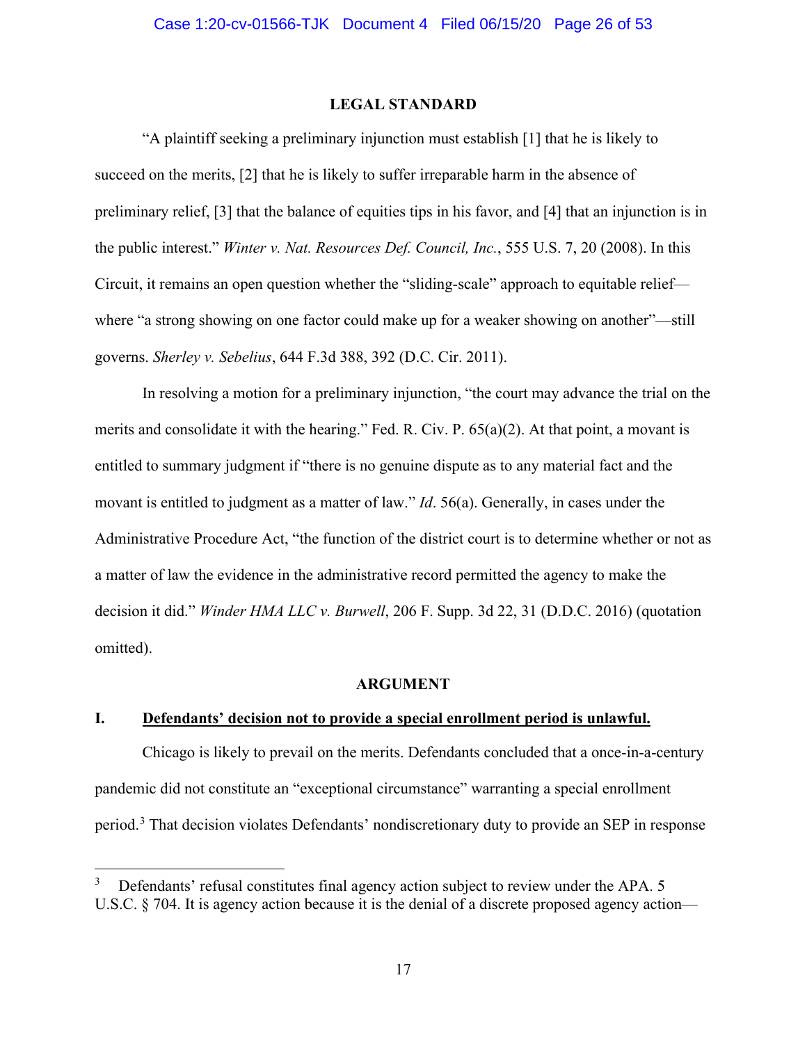## LEGAL STANDARD

"A plaintiff seeking a preliminary injunction must establish [1] that he is likely to succeed on the merits, [2] that he is likely to suffer irreparable harm in the absence of preliminary relief, [3] that the balance of equities tips in his favor, and [4] that an injunction is in the public interest." *Winter v. Nat. Resources Def. Council, Inc.*, 555 U.S. 7, 20 (2008). In this Circuit, it remains an open question whether the "sliding-scale" approach to equitable relief—where "a strong showing on one factor could make up for a weaker showing on another"—still governs. *Sherley v. Sebelius*, 644 F.3d 388, 392 (D.C. Cir. 2011).

In resolving a motion for a preliminary injunction, "the court may advance the trial on the merits and consolidate it with the hearing." Fed. R. Civ. P. 65(a)(2). At that point, a movant is entitled to summary judgment if "there is no genuine dispute as to any material fact and the movant is entitled to judgment as a matter of law." *Id*. 56(a). Generally, in cases under the Administrative Procedure Act, "the function of the district court is to determine whether or not as a matter of law the evidence in the administrative record permitted the agency to make the decision it did." *Winder HMA LLC v. Burwell*, 206 F. Supp. 3d 22, 31 (D.D.C. 2016) (quotation omitted).

## ARGUMENT

### I. Defendants' decision not to provide a special enrollment period is unlawful.

Chicago is likely to prevail on the merits. Defendants concluded that a once-in-a-century pandemic did not constitute an "exceptional circumstance" warranting a special enrollment period.[3] That decision violates Defendants' nondiscretionary duty to provide an SEP in response

[3] Defendants' refusal constitutes final agency action subject to review under the APA. 5 U.S.C. § 704. It is agency action because it is the denial of a discrete proposed agency action—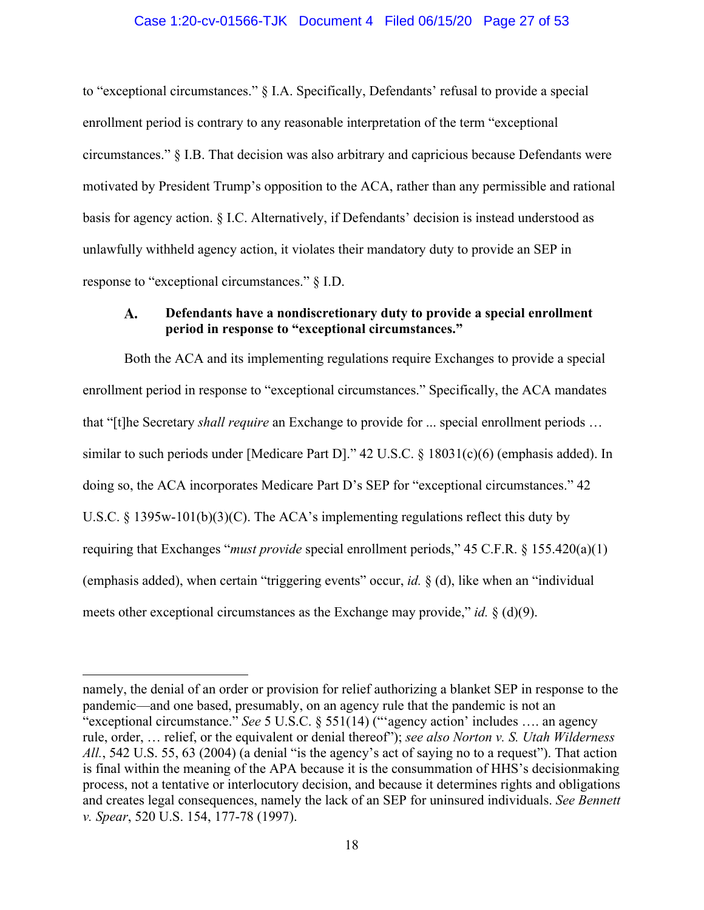to "exceptional circumstances." § I.A. Specifically, Defendants' refusal to provide a special enrollment period is contrary to any reasonable interpretation of the term "exceptional circumstances." § I.B. That decision was also arbitrary and capricious because Defendants were motivated by President Trump's opposition to the ACA, rather than any permissible and rational basis for agency action. § I.C. Alternatively, if Defendants' decision is instead understood as unlawfully withheld agency action, it violates their mandatory duty to provide an SEP in response to "exceptional circumstances." § I.D.

### A. Defendants have a nondiscretionary duty to provide a special enrollment period in response to "exceptional circumstances."

Both the ACA and its implementing regulations require Exchanges to provide a special enrollment period in response to "exceptional circumstances." Specifically, the ACA mandates that "[t]he Secretary *shall require* an Exchange to provide for ... special enrollment periods … similar to such periods under [Medicare Part D]." 42 U.S.C. § 18031(c)(6) (emphasis added). In doing so, the ACA incorporates Medicare Part D's SEP for "exceptional circumstances." 42 U.S.C. § 1395w-101(b)(3)(C). The ACA's implementing regulations reflect this duty by requiring that Exchanges "*must provide* special enrollment periods," 45 C.F.R. § 155.420(a)(1) (emphasis added), when certain "triggering events" occur, *id.* § (d), like when an "individual meets other exceptional circumstances as the Exchange may provide," *id.* § (d)(9).

---

namely, the denial of an order or provision for relief authorizing a blanket SEP in response to the pandemic—and one based, presumably, on an agency rule that the pandemic is not an "exceptional circumstance." *See* 5 U.S.C. § 551(14) ("'agency action' includes …. an agency rule, order, … relief, or the equivalent or denial thereof"); *see also Norton v. S. Utah Wilderness All.*, 542 U.S. 55, 63 (2004) (a denial "is the agency's act of saying no to a request"). That action is final within the meaning of the APA because it is the consummation of HHS's decisionmaking process, not a tentative or interlocutory decision, and because it determines rights and obligations and creates legal consequences, namely the lack of an SEP for uninsured individuals. *See Bennett v. Spear*, 520 U.S. 154, 177-78 (1997).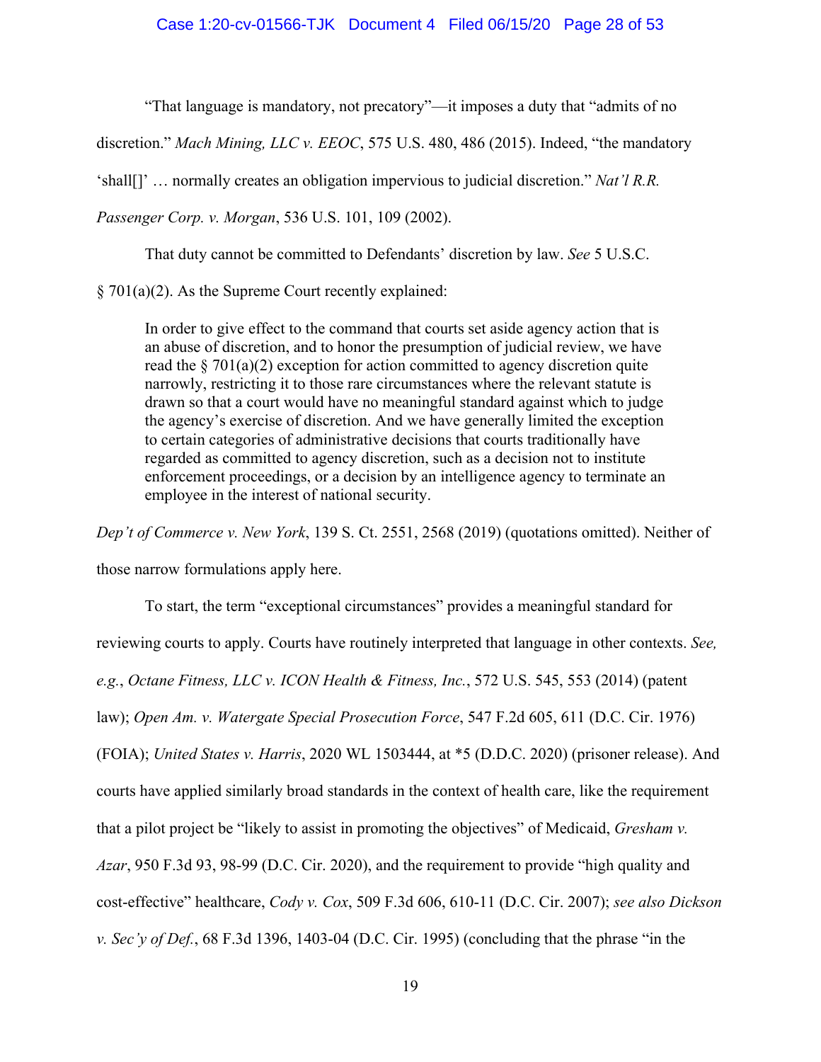"That language is mandatory, not precatory"—it imposes a duty that "admits of no discretion." *Mach Mining, LLC v. EEOC*, 575 U.S. 480, 486 (2015). Indeed, "the mandatory 'shall[]' … normally creates an obligation impervious to judicial discretion." *Nat'l R.R. Passenger Corp. v. Morgan*, 536 U.S. 101, 109 (2002).

That duty cannot be committed to Defendants' discretion by law. *See* 5 U.S.C. § 701(a)(2). As the Supreme Court recently explained:

> In order to give effect to the command that courts set aside agency action that is an abuse of discretion, and to honor the presumption of judicial review, we have read the § 701(a)(2) exception for action committed to agency discretion quite narrowly, restricting it to those rare circumstances where the relevant statute is drawn so that a court would have no meaningful standard against which to judge the agency's exercise of discretion. And we have generally limited the exception to certain categories of administrative decisions that courts traditionally have regarded as committed to agency discretion, such as a decision not to institute enforcement proceedings, or a decision by an intelligence agency to terminate an employee in the interest of national security.

*Dep't of Commerce v. New York*, 139 S. Ct. 2551, 2568 (2019) (quotations omitted). Neither of those narrow formulations apply here.

To start, the term "exceptional circumstances" provides a meaningful standard for reviewing courts to apply. Courts have routinely interpreted that language in other contexts. *See, e.g.*, *Octane Fitness, LLC v. ICON Health & Fitness, Inc.*, 572 U.S. 545, 553 (2014) (patent law); *Open Am. v. Watergate Special Prosecution Force*, 547 F.2d 605, 611 (D.C. Cir. 1976) (FOIA); *United States v. Harris*, 2020 WL 1503444, at *5 (D.D.C. 2020) (prisoner release). And courts have applied similarly broad standards in the context of health care, like the requirement that a pilot project be "likely to assist in promoting the objectives" of Medicaid, *Gresham v. Azar*, 950 F.3d 93, 98-99 (D.C. Cir. 2020), and the requirement to provide "high quality and cost-effective" healthcare, *Cody v. Cox*, 509 F.3d 606, 610-11 (D.C. Cir. 2007); *see also Dickson v. Sec'y of Def.*, 68 F.3d 1396, 1403-04 (D.C. Cir. 1995) (concluding that the phrase "in the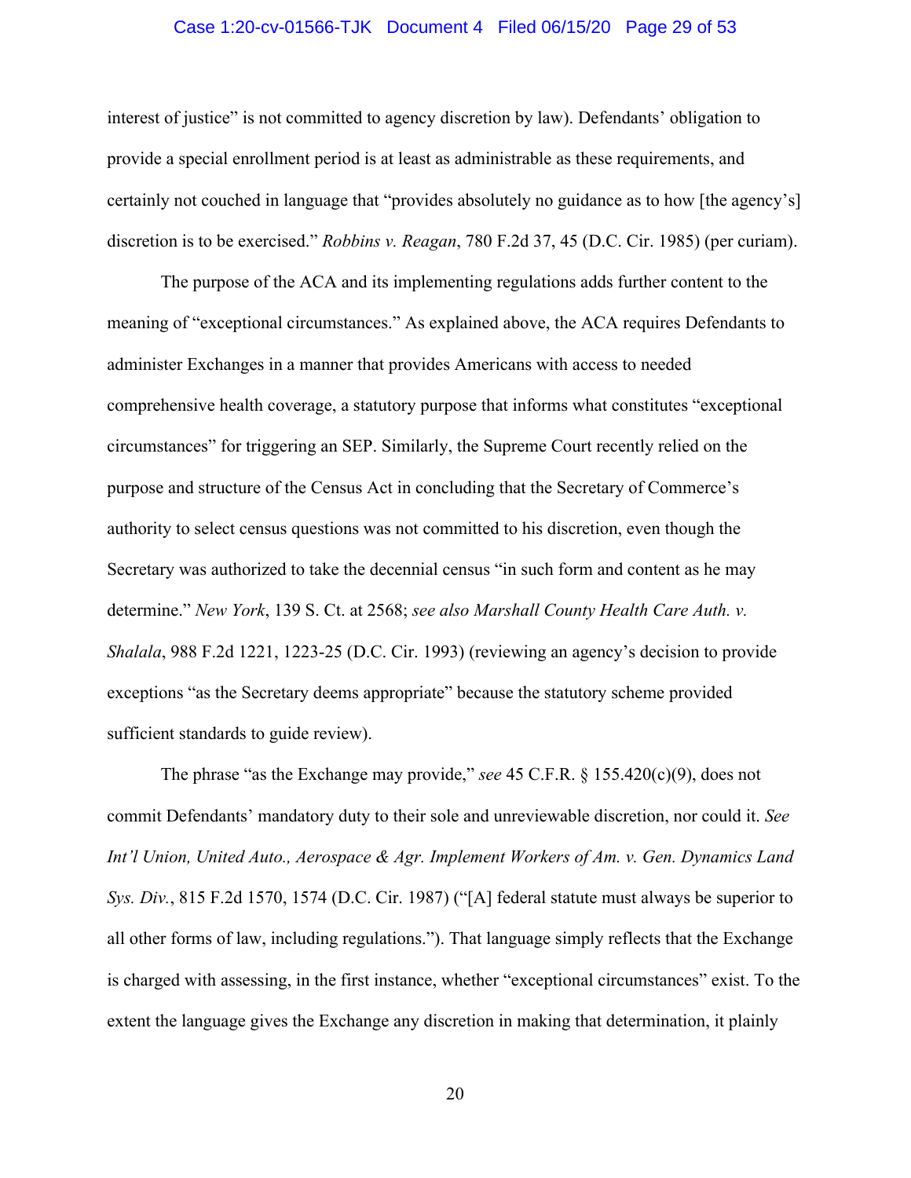interest of justice" is not committed to agency discretion by law). Defendants' obligation to provide a special enrollment period is at least as administrable as these requirements, and certainly not couched in language that "provides absolutely no guidance as to how [the agency's] discretion is to be exercised." *Robbins v. Reagan*, 780 F.2d 37, 45 (D.C. Cir. 1985) (per curiam).

The purpose of the ACA and its implementing regulations adds further content to the meaning of "exceptional circumstances." As explained above, the ACA requires Defendants to administer Exchanges in a manner that provides Americans with access to needed comprehensive health coverage, a statutory purpose that informs what constitutes "exceptional circumstances" for triggering an SEP. Similarly, the Supreme Court recently relied on the purpose and structure of the Census Act in concluding that the Secretary of Commerce's authority to select census questions was not committed to his discretion, even though the Secretary was authorized to take the decennial census "in such form and content as he may determine." *New York*, 139 S. Ct. at 2568; *see also Marshall County Health Care Auth. v. Shalala*, 988 F.2d 1221, 1223-25 (D.C. Cir. 1993) (reviewing an agency's decision to provide exceptions "as the Secretary deems appropriate" because the statutory scheme provided sufficient standards to guide review).

The phrase "as the Exchange may provide," *see* 45 C.F.R. § 155.420(c)(9), does not commit Defendants' mandatory duty to their sole and unreviewable discretion, nor could it. *See Int'l Union, United Auto., Aerospace & Agr. Implement Workers of Am. v. Gen. Dynamics Land Sys. Div.*, 815 F.2d 1570, 1574 (D.C. Cir. 1987) ("[A] federal statute must always be superior to all other forms of law, including regulations."). That language simply reflects that the Exchange is charged with assessing, in the first instance, whether "exceptional circumstances" exist. To the extent the language gives the Exchange any discretion in making that determination, it plainly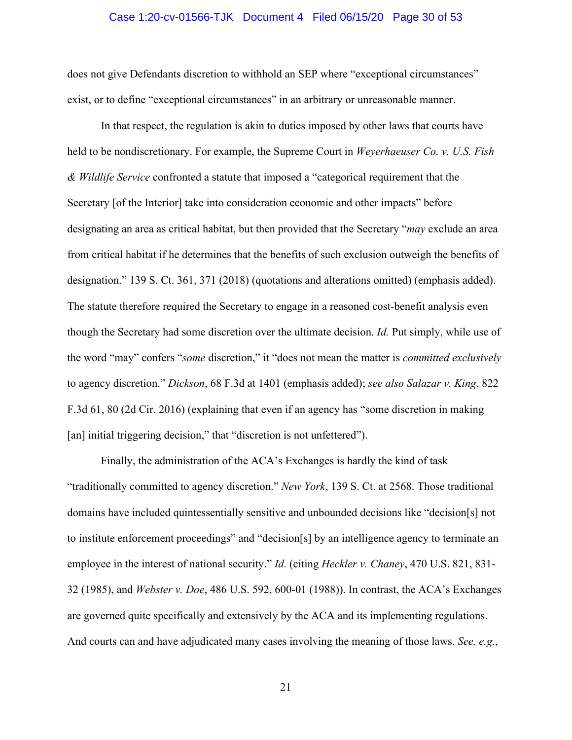does not give Defendants discretion to withhold an SEP where "exceptional circumstances" exist, or to define "exceptional circumstances" in an arbitrary or unreasonable manner.

In that respect, the regulation is akin to duties imposed by other laws that courts have held to be nondiscretionary. For example, the Supreme Court in *Weyerhaeuser Co. v. U.S. Fish & Wildlife Service* confronted a statute that imposed a "categorical requirement that the Secretary [of the Interior] take into consideration economic and other impacts" before designating an area as critical habitat, but then provided that the Secretary "*may* exclude an area from critical habitat if he determines that the benefits of such exclusion outweigh the benefits of designation." 139 S. Ct. 361, 371 (2018) (quotations and alterations omitted) (emphasis added). The statute therefore required the Secretary to engage in a reasoned cost-benefit analysis even though the Secretary had some discretion over the ultimate decision. *Id.* Put simply, while use of the word "may" confers "*some* discretion," it "does not mean the matter is *committed exclusively* to agency discretion." *Dickson*, 68 F.3d at 1401 (emphasis added); *see also Salazar v. King*, 822 F.3d 61, 80 (2d Cir. 2016) (explaining that even if an agency has "some discretion in making [an] initial triggering decision," that "discretion is not unfettered").

Finally, the administration of the ACA's Exchanges is hardly the kind of task "traditionally committed to agency discretion." *New York*, 139 S. Ct. at 2568. Those traditional domains have included quintessentially sensitive and unbounded decisions like "decision[s] not to institute enforcement proceedings" and "decision[s] by an intelligence agency to terminate an employee in the interest of national security." *Id.* (citing *Heckler v. Chaney*, 470 U.S. 821, 831-32 (1985), and *Webster v. Doe*, 486 U.S. 592, 600-01 (1988)). In contrast, the ACA's Exchanges are governed quite specifically and extensively by the ACA and its implementing regulations. And courts can and have adjudicated many cases involving the meaning of those laws. *See, e.g.*,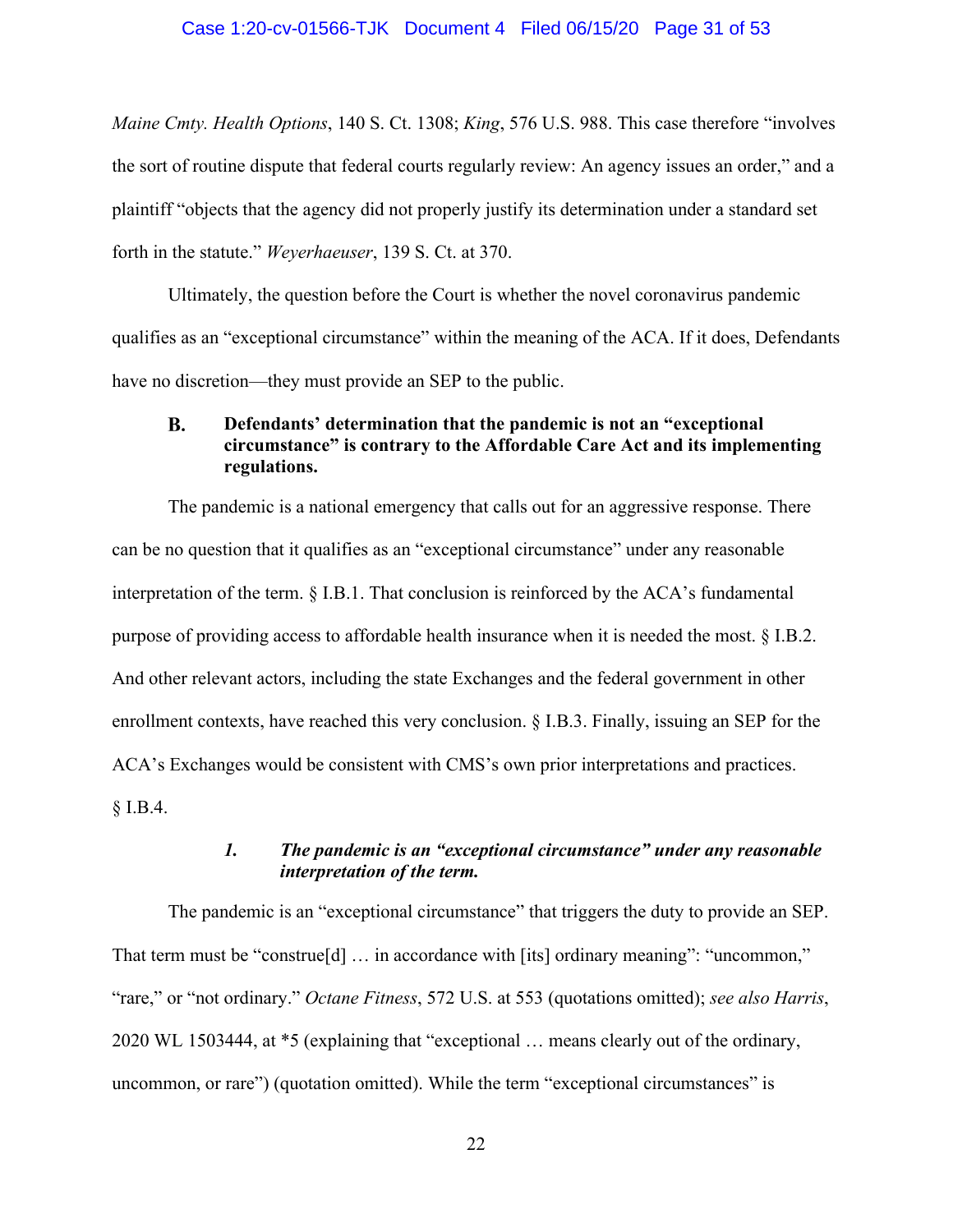*Maine Cmty. Health Options*, 140 S. Ct. 1308; *King*, 576 U.S. 988. This case therefore "involves the sort of routine dispute that federal courts regularly review: An agency issues an order," and a plaintiff "objects that the agency did not properly justify its determination under a standard set forth in the statute." *Weyerhaeuser*, 139 S. Ct. at 370.

Ultimately, the question before the Court is whether the novel coronavirus pandemic qualifies as an "exceptional circumstance" within the meaning of the ACA. If it does, Defendants have no discretion—they must provide an SEP to the public.

### B. Defendants' determination that the pandemic is not an "exceptional circumstance" is contrary to the Affordable Care Act and its implementing regulations.

The pandemic is a national emergency that calls out for an aggressive response. There can be no question that it qualifies as an "exceptional circumstance" under any reasonable interpretation of the term. § I.B.1. That conclusion is reinforced by the ACA's fundamental purpose of providing access to affordable health insurance when it is needed the most. § I.B.2. And other relevant actors, including the state Exchanges and the federal government in other enrollment contexts, have reached this very conclusion. § I.B.3. Finally, issuing an SEP for the ACA's Exchanges would be consistent with CMS's own prior interpretations and practices. § I.B.4.

#### *1. The pandemic is an "exceptional circumstance" under any reasonable interpretation of the term.*

The pandemic is an "exceptional circumstance" that triggers the duty to provide an SEP. That term must be "construe[d] … in accordance with [its] ordinary meaning": "uncommon," "rare," or "not ordinary." *Octane Fitness*, 572 U.S. at 553 (quotations omitted); *see also Harris*, 2020 WL 1503444, at *5 (explaining that "exceptional … means clearly out of the ordinary, uncommon, or rare") (quotation omitted). While the term "exceptional circumstances" is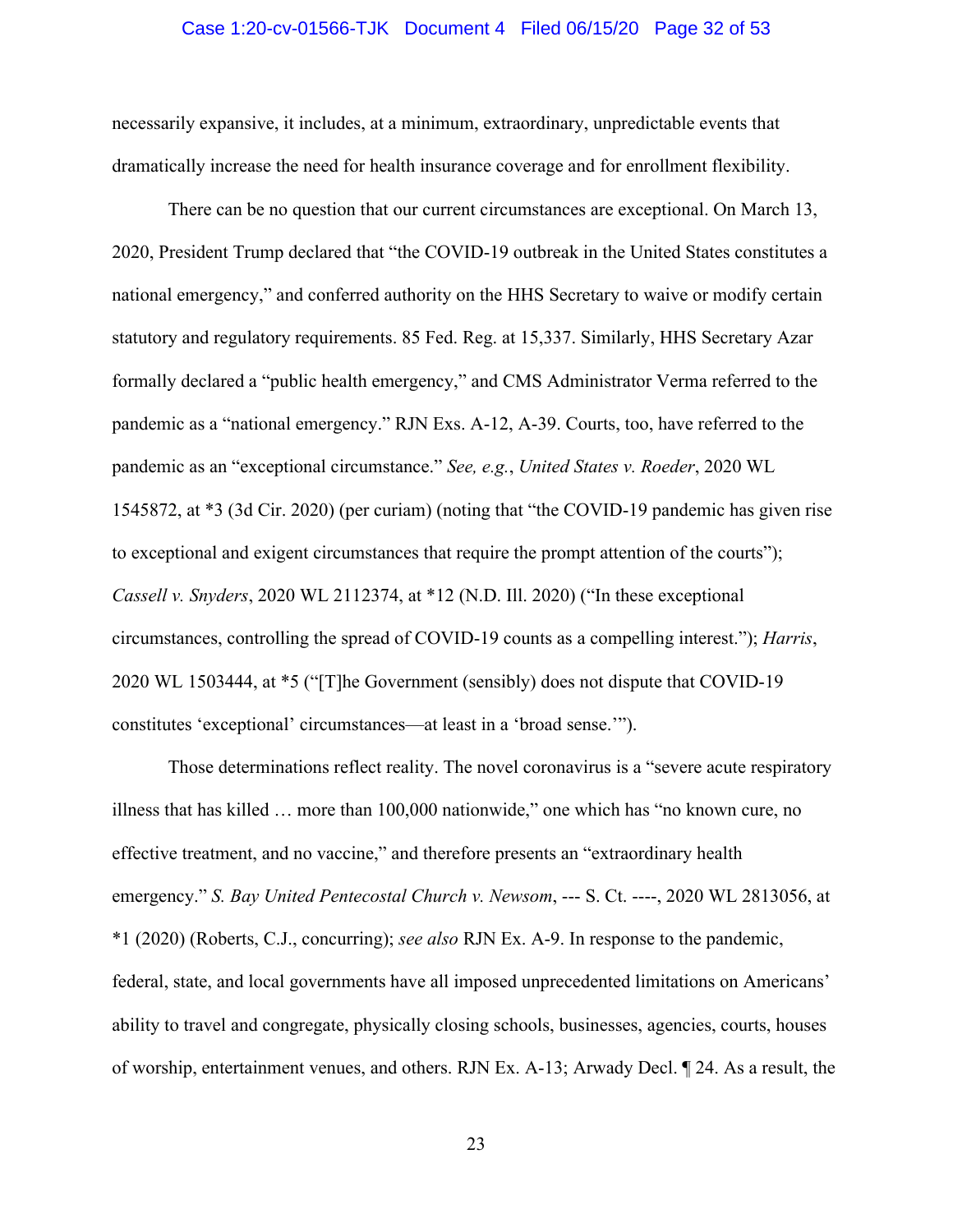necessarily expansive, it includes, at a minimum, extraordinary, unpredictable events that dramatically increase the need for health insurance coverage and for enrollment flexibility.

There can be no question that our current circumstances are exceptional. On March 13, 2020, President Trump declared that "the COVID-19 outbreak in the United States constitutes a national emergency," and conferred authority on the HHS Secretary to waive or modify certain statutory and regulatory requirements. 85 Fed. Reg. at 15,337. Similarly, HHS Secretary Azar formally declared a "public health emergency," and CMS Administrator Verma referred to the pandemic as a "national emergency." RJN Exs. A-12, A-39. Courts, too, have referred to the pandemic as an "exceptional circumstance." *See, e.g.*, *United States v. Roeder*, 2020 WL 1545872, at *3 (3d Cir. 2020) (per curiam) (noting that "the COVID-19 pandemic has given rise to exceptional and exigent circumstances that require the prompt attention of the courts"); *Cassell v. Snyders*, 2020 WL 2112374, at *12 (N.D. Ill. 2020) ("In these exceptional circumstances, controlling the spread of COVID-19 counts as a compelling interest."); *Harris*, 2020 WL 1503444, at *5 ("[T]he Government (sensibly) does not dispute that COVID-19 constitutes 'exceptional' circumstances—at least in a 'broad sense.'").

Those determinations reflect reality. The novel coronavirus is a "severe acute respiratory illness that has killed … more than 100,000 nationwide," one which has "no known cure, no effective treatment, and no vaccine," and therefore presents an "extraordinary health emergency." *S. Bay United Pentecostal Church v. Newsom*, --- S. Ct. ----, 2020 WL 2813056, at *1 (2020) (Roberts, C.J., concurring); *see also* RJN Ex. A-9. In response to the pandemic, federal, state, and local governments have all imposed unprecedented limitations on Americans' ability to travel and congregate, physically closing schools, businesses, agencies, courts, houses of worship, entertainment venues, and others. RJN Ex. A-13; Arwady Decl. ¶ 24. As a result, the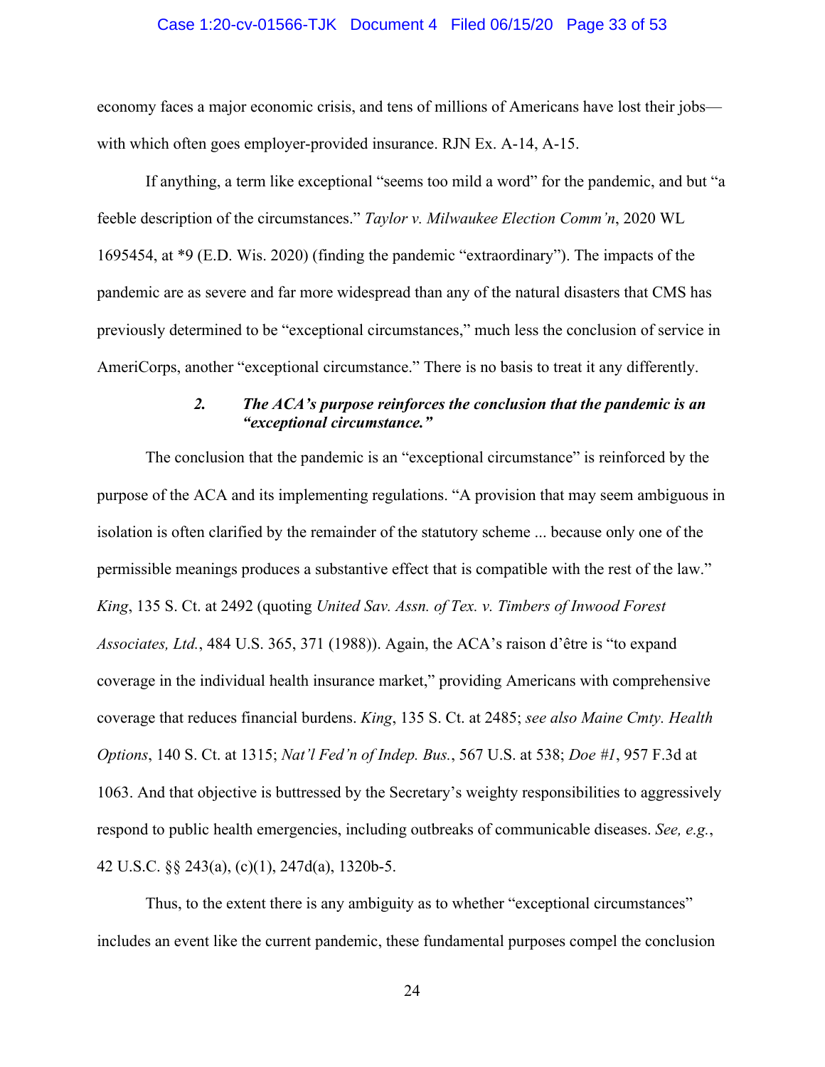economy faces a major economic crisis, and tens of millions of Americans have lost their jobs—with which often goes employer-provided insurance. RJN Ex. A-14, A-15.

If anything, a term like exceptional "seems too mild a word" for the pandemic, and but "a feeble description of the circumstances." *Taylor v. Milwaukee Election Comm'n*, 2020 WL 1695454, at *9 (E.D. Wis. 2020) (finding the pandemic "extraordinary"). The impacts of the pandemic are as severe and far more widespread than any of the natural disasters that CMS has previously determined to be "exceptional circumstances," much less the conclusion of service in AmeriCorps, another "exceptional circumstance." There is no basis to treat it any differently.

#### *2. The ACA's purpose reinforces the conclusion that the pandemic is an "exceptional circumstance."*

The conclusion that the pandemic is an "exceptional circumstance" is reinforced by the purpose of the ACA and its implementing regulations. "A provision that may seem ambiguous in isolation is often clarified by the remainder of the statutory scheme ... because only one of the permissible meanings produces a substantive effect that is compatible with the rest of the law." *King*, 135 S. Ct. at 2492 (quoting *United Sav. Assn. of Tex. v. Timbers of Inwood Forest Associates, Ltd.*, 484 U.S. 365, 371 (1988)). Again, the ACA's raison d'être is "to expand coverage in the individual health insurance market," providing Americans with comprehensive coverage that reduces financial burdens. *King*, 135 S. Ct. at 2485; *see also Maine Cmty. Health Options*, 140 S. Ct. at 1315; *Nat'l Fed'n of Indep. Bus.*, 567 U.S. at 538; *Doe #1*, 957 F.3d at 1063. And that objective is buttressed by the Secretary's weighty responsibilities to aggressively respond to public health emergencies, including outbreaks of communicable diseases. *See, e.g.*, 42 U.S.C. §§ 243(a), (c)(1), 247d(a), 1320b-5.

Thus, to the extent there is any ambiguity as to whether "exceptional circumstances" includes an event like the current pandemic, these fundamental purposes compel the conclusion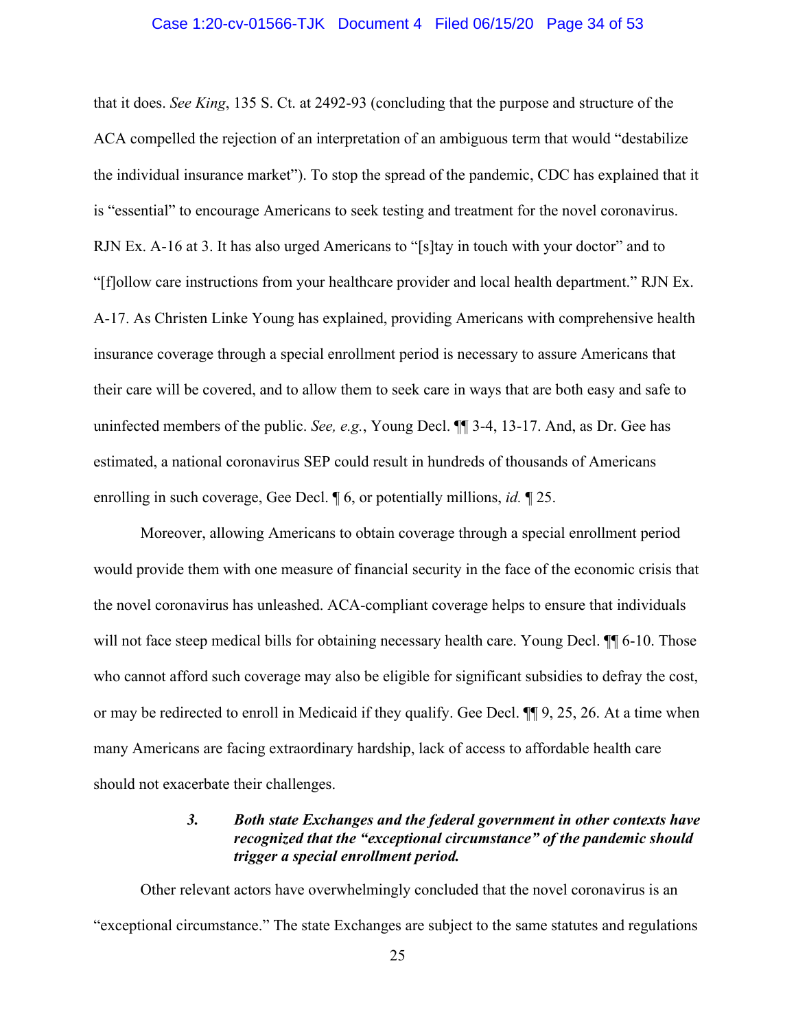that it does. *See King*, 135 S. Ct. at 2492-93 (concluding that the purpose and structure of the ACA compelled the rejection of an interpretation of an ambiguous term that would "destabilize the individual insurance market"). To stop the spread of the pandemic, CDC has explained that it is "essential" to encourage Americans to seek testing and treatment for the novel coronavirus. RJN Ex. A-16 at 3. It has also urged Americans to "[s]tay in touch with your doctor" and to "[f]ollow care instructions from your healthcare provider and local health department." RJN Ex. A-17. As Christen Linke Young has explained, providing Americans with comprehensive health insurance coverage through a special enrollment period is necessary to assure Americans that their care will be covered, and to allow them to seek care in ways that are both easy and safe to uninfected members of the public. *See, e.g.*, Young Decl. ¶¶ 3-4, 13-17. And, as Dr. Gee has estimated, a national coronavirus SEP could result in hundreds of thousands of Americans enrolling in such coverage, Gee Decl. ¶ 6, or potentially millions, *id.* ¶ 25.

Moreover, allowing Americans to obtain coverage through a special enrollment period would provide them with one measure of financial security in the face of the economic crisis that the novel coronavirus has unleashed. ACA-compliant coverage helps to ensure that individuals will not face steep medical bills for obtaining necessary health care. Young Decl. ¶¶ 6-10. Those who cannot afford such coverage may also be eligible for significant subsidies to defray the cost, or may be redirected to enroll in Medicaid if they qualify. Gee Decl. ¶¶ 9, 25, 26. At a time when many Americans are facing extraordinary hardship, lack of access to affordable health care should not exacerbate their challenges.

#### 3. *Both state Exchanges and the federal government in other contexts have recognized that the "exceptional circumstance" of the pandemic should trigger a special enrollment period.*

Other relevant actors have overwhelmingly concluded that the novel coronavirus is an "exceptional circumstance." The state Exchanges are subject to the same statutes and regulations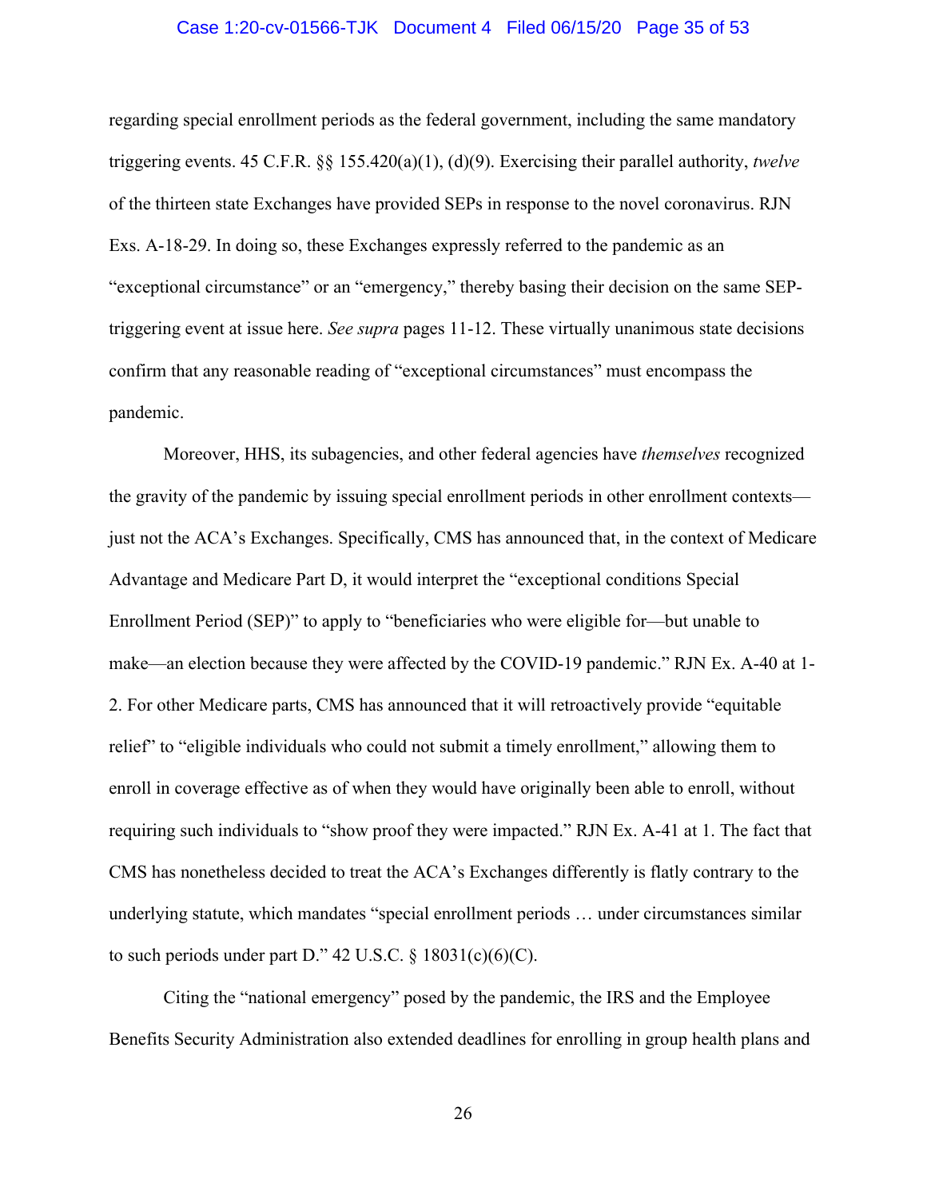regarding special enrollment periods as the federal government, including the same mandatory triggering events. 45 C.F.R. §§ 155.420(a)(1), (d)(9). Exercising their parallel authority, *twelve* of the thirteen state Exchanges have provided SEPs in response to the novel coronavirus. RJN Exs. A-18-29. In doing so, these Exchanges expressly referred to the pandemic as an "exceptional circumstance" or an "emergency," thereby basing their decision on the same SEP-triggering event at issue here. *See supra* pages 11-12. These virtually unanimous state decisions confirm that any reasonable reading of "exceptional circumstances" must encompass the pandemic.

Moreover, HHS, its subagencies, and other federal agencies have *themselves* recognized the gravity of the pandemic by issuing special enrollment periods in other enrollment contexts—just not the ACA's Exchanges. Specifically, CMS has announced that, in the context of Medicare Advantage and Medicare Part D, it would interpret the "exceptional conditions Special Enrollment Period (SEP)" to apply to "beneficiaries who were eligible for—but unable to make—an election because they were affected by the COVID-19 pandemic." RJN Ex. A-40 at 1-2. For other Medicare parts, CMS has announced that it will retroactively provide "equitable relief" to "eligible individuals who could not submit a timely enrollment," allowing them to enroll in coverage effective as of when they would have originally been able to enroll, without requiring such individuals to "show proof they were impacted." RJN Ex. A-41 at 1. The fact that CMS has nonetheless decided to treat the ACA's Exchanges differently is flatly contrary to the underlying statute, which mandates "special enrollment periods … under circumstances similar to such periods under part D." 42 U.S.C. § 18031(c)(6)(C).

Citing the "national emergency" posed by the pandemic, the IRS and the Employee Benefits Security Administration also extended deadlines for enrolling in group health plans and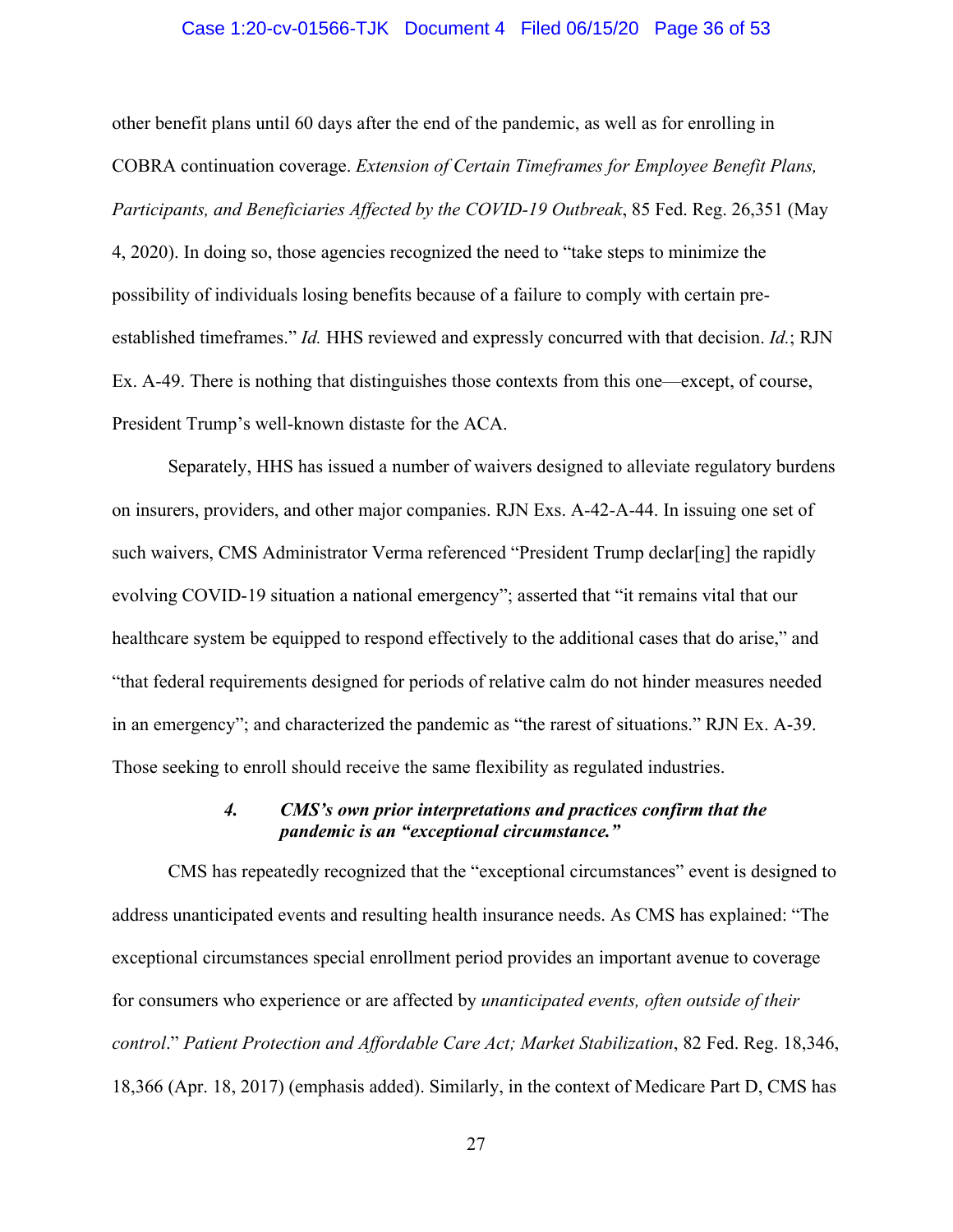other benefit plans until 60 days after the end of the pandemic, as well as for enrolling in COBRA continuation coverage. *Extension of Certain Timeframes for Employee Benefit Plans, Participants, and Beneficiaries Affected by the COVID-19 Outbreak*, 85 Fed. Reg. 26,351 (May 4, 2020). In doing so, those agencies recognized the need to "take steps to minimize the possibility of individuals losing benefits because of a failure to comply with certain pre-established timeframes." *Id.* HHS reviewed and expressly concurred with that decision. *Id.*; RJN Ex. A-49. There is nothing that distinguishes those contexts from this one—except, of course, President Trump's well-known distaste for the ACA.

Separately, HHS has issued a number of waivers designed to alleviate regulatory burdens on insurers, providers, and other major companies. RJN Exs. A-42-A-44. In issuing one set of such waivers, CMS Administrator Verma referenced "President Trump declar[ing] the rapidly evolving COVID-19 situation a national emergency"; asserted that "it remains vital that our healthcare system be equipped to respond effectively to the additional cases that do arise," and "that federal requirements designed for periods of relative calm do not hinder measures needed in an emergency"; and characterized the pandemic as "the rarest of situations." RJN Ex. A-39. Those seeking to enroll should receive the same flexibility as regulated industries.

#### 4. *CMS's own prior interpretations and practices confirm that the pandemic is an "exceptional circumstance."*

CMS has repeatedly recognized that the "exceptional circumstances" event is designed to address unanticipated events and resulting health insurance needs. As CMS has explained: "The exceptional circumstances special enrollment period provides an important avenue to coverage for consumers who experience or are affected by *unanticipated events, often outside of their control*." *Patient Protection and Affordable Care Act; Market Stabilization*, 82 Fed. Reg. 18,346, 18,366 (Apr. 18, 2017) (emphasis added). Similarly, in the context of Medicare Part D, CMS has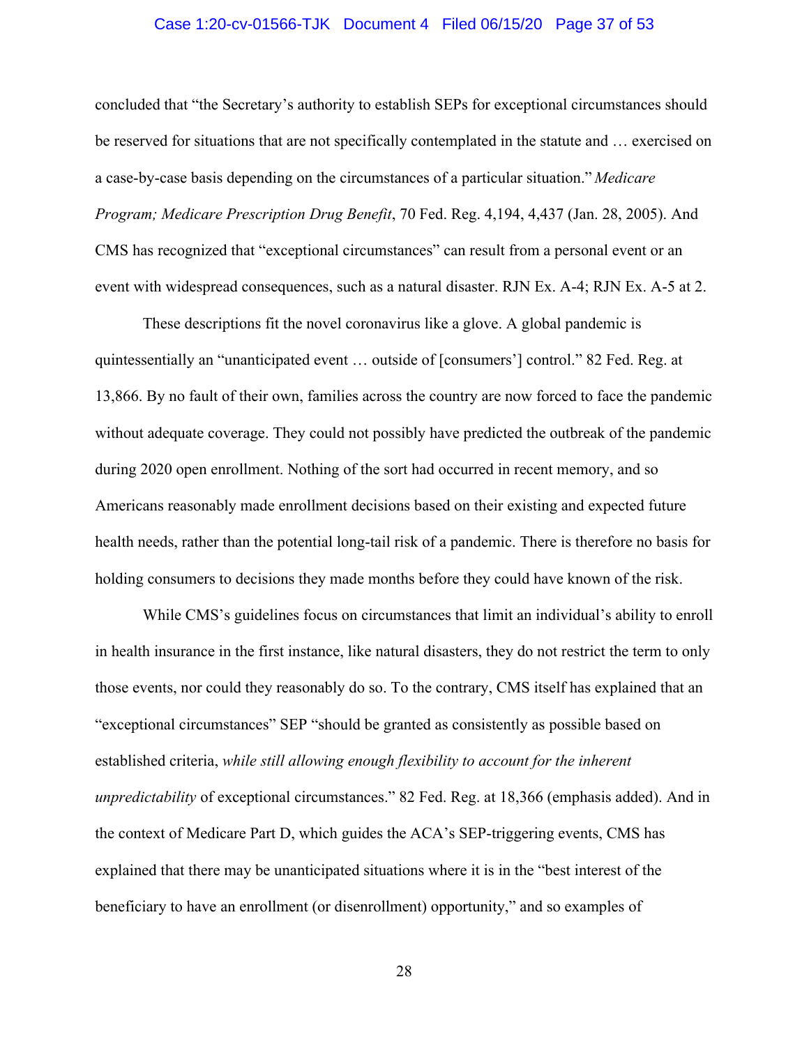concluded that "the Secretary's authority to establish SEPs for exceptional circumstances should be reserved for situations that are not specifically contemplated in the statute and … exercised on a case-by-case basis depending on the circumstances of a particular situation." *Medicare Program; Medicare Prescription Drug Benefit*, 70 Fed. Reg. 4,194, 4,437 (Jan. 28, 2005). And CMS has recognized that "exceptional circumstances" can result from a personal event or an event with widespread consequences, such as a natural disaster. RJN Ex. A-4; RJN Ex. A-5 at 2.

These descriptions fit the novel coronavirus like a glove. A global pandemic is quintessentially an "unanticipated event … outside of [consumers'] control." 82 Fed. Reg. at 13,866. By no fault of their own, families across the country are now forced to face the pandemic without adequate coverage. They could not possibly have predicted the outbreak of the pandemic during 2020 open enrollment. Nothing of the sort had occurred in recent memory, and so Americans reasonably made enrollment decisions based on their existing and expected future health needs, rather than the potential long-tail risk of a pandemic. There is therefore no basis for holding consumers to decisions they made months before they could have known of the risk.

While CMS's guidelines focus on circumstances that limit an individual's ability to enroll in health insurance in the first instance, like natural disasters, they do not restrict the term to only those events, nor could they reasonably do so. To the contrary, CMS itself has explained that an "exceptional circumstances" SEP "should be granted as consistently as possible based on established criteria, *while still allowing enough flexibility to account for the inherent unpredictability* of exceptional circumstances." 82 Fed. Reg. at 18,366 (emphasis added). And in the context of Medicare Part D, which guides the ACA's SEP-triggering events, CMS has explained that there may be unanticipated situations where it is in the "best interest of the beneficiary to have an enrollment (or disenrollment) opportunity," and so examples of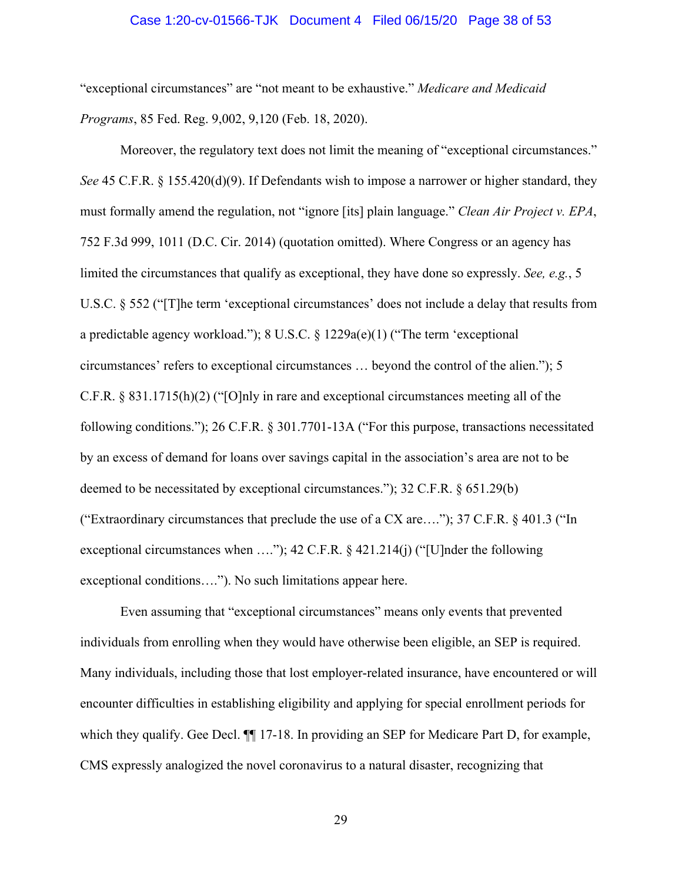"exceptional circumstances" are "not meant to be exhaustive." *Medicare and Medicaid Programs*, 85 Fed. Reg. 9,002, 9,120 (Feb. 18, 2020).

Moreover, the regulatory text does not limit the meaning of "exceptional circumstances." *See* 45 C.F.R. § 155.420(d)(9). If Defendants wish to impose a narrower or higher standard, they must formally amend the regulation, not "ignore [its] plain language." *Clean Air Project v. EPA*, 752 F.3d 999, 1011 (D.C. Cir. 2014) (quotation omitted). Where Congress or an agency has limited the circumstances that qualify as exceptional, they have done so expressly. *See, e.g.*, 5 U.S.C. § 552 ("[T]he term 'exceptional circumstances' does not include a delay that results from a predictable agency workload."); 8 U.S.C. § 1229a(e)(1) ("The term 'exceptional circumstances' refers to exceptional circumstances … beyond the control of the alien."); 5 C.F.R. § 831.1715(h)(2) ("[O]nly in rare and exceptional circumstances meeting all of the following conditions."); 26 C.F.R. § 301.7701-13A ("For this purpose, transactions necessitated by an excess of demand for loans over savings capital in the association's area are not to be deemed to be necessitated by exceptional circumstances."); 32 C.F.R. § 651.29(b) ("Extraordinary circumstances that preclude the use of a CX are…."); 37 C.F.R. § 401.3 ("In exceptional circumstances when …."); 42 C.F.R. § 421.214(j) ("[U]nder the following exceptional conditions…."). No such limitations appear here.

Even assuming that "exceptional circumstances" means only events that prevented individuals from enrolling when they would have otherwise been eligible, an SEP is required. Many individuals, including those that lost employer-related insurance, have encountered or will encounter difficulties in establishing eligibility and applying for special enrollment periods for which they qualify. Gee Decl. ¶¶ 17-18. In providing an SEP for Medicare Part D, for example, CMS expressly analogized the novel coronavirus to a natural disaster, recognizing that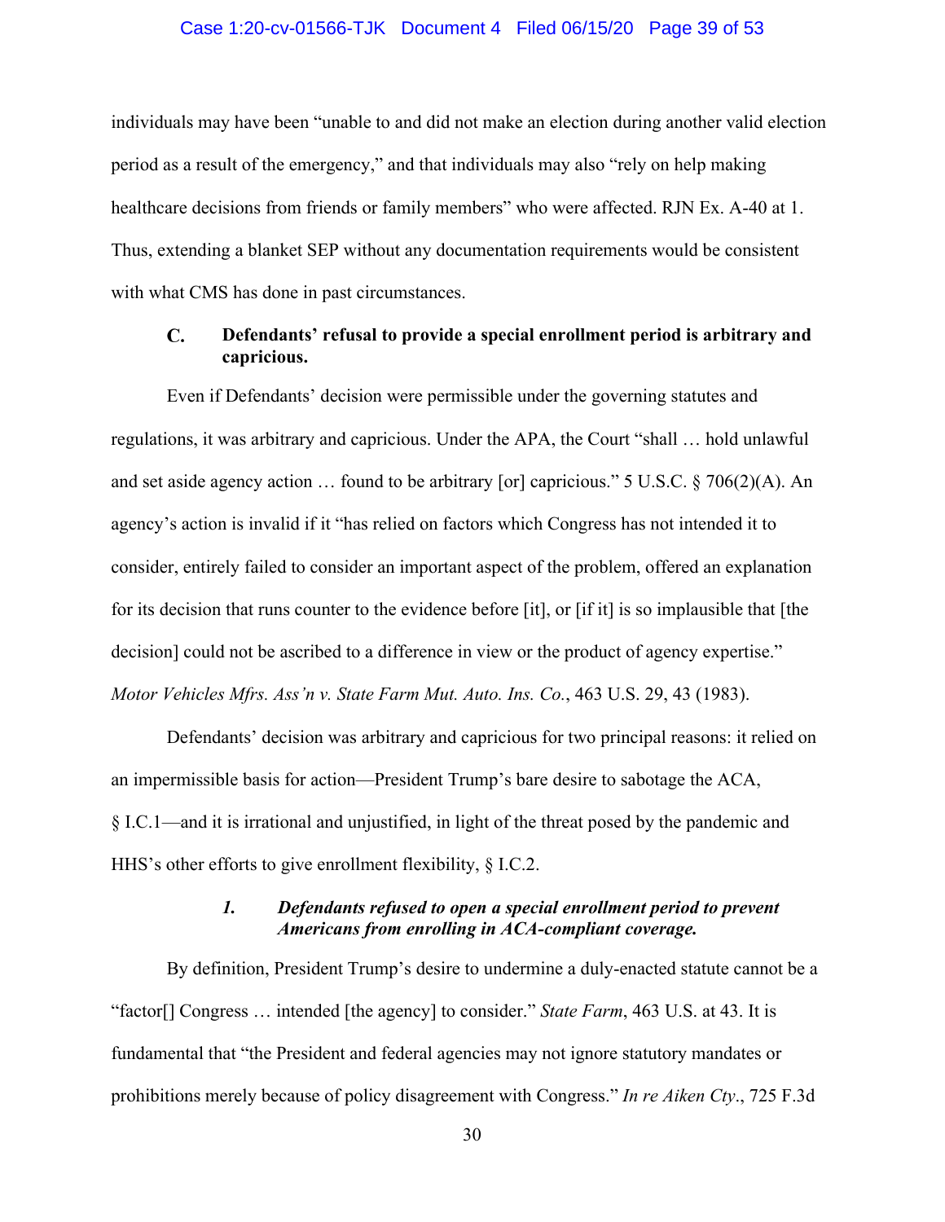individuals may have been "unable to and did not make an election during another valid election period as a result of the emergency," and that individuals may also "rely on help making healthcare decisions from friends or family members" who were affected. RJN Ex. A-40 at 1. Thus, extending a blanket SEP without any documentation requirements would be consistent with what CMS has done in past circumstances.

### C. Defendants' refusal to provide a special enrollment period is arbitrary and capricious.

Even if Defendants' decision were permissible under the governing statutes and regulations, it was arbitrary and capricious. Under the APA, the Court "shall … hold unlawful and set aside agency action … found to be arbitrary [or] capricious." 5 U.S.C. § 706(2)(A). An agency's action is invalid if it "has relied on factors which Congress has not intended it to consider, entirely failed to consider an important aspect of the problem, offered an explanation for its decision that runs counter to the evidence before [it], or [if it] is so implausible that [the decision] could not be ascribed to a difference in view or the product of agency expertise." *Motor Vehicles Mfrs. Ass'n v. State Farm Mut. Auto. Ins. Co.*, 463 U.S. 29, 43 (1983).

Defendants' decision was arbitrary and capricious for two principal reasons: it relied on an impermissible basis for action—President Trump's bare desire to sabotage the ACA, § I.C.1—and it is irrational and unjustified, in light of the threat posed by the pandemic and HHS's other efforts to give enrollment flexibility, § I.C.2.

#### *1. Defendants refused to open a special enrollment period to prevent Americans from enrolling in ACA-compliant coverage.*

By definition, President Trump's desire to undermine a duly-enacted statute cannot be a "factor[] Congress … intended [the agency] to consider." *State Farm*, 463 U.S. at 43. It is fundamental that "the President and federal agencies may not ignore statutory mandates or prohibitions merely because of policy disagreement with Congress." *In re Aiken Cty*., 725 F.3d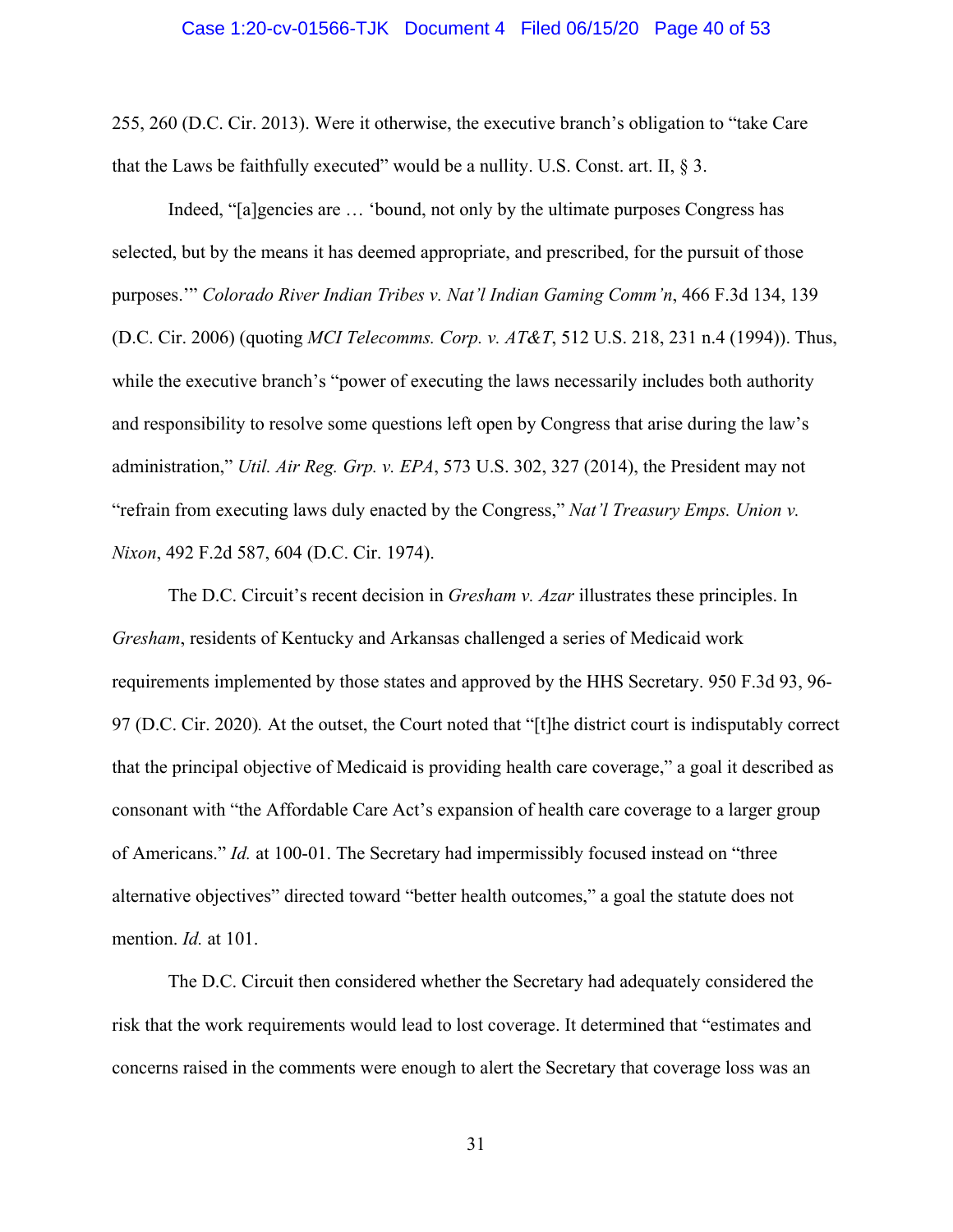255, 260 (D.C. Cir. 2013). Were it otherwise, the executive branch's obligation to "take Care that the Laws be faithfully executed" would be a nullity. U.S. Const. art. II, § 3.

Indeed, "[a]gencies are … 'bound, not only by the ultimate purposes Congress has selected, but by the means it has deemed appropriate, and prescribed, for the pursuit of those purposes.'" *Colorado River Indian Tribes v. Nat'l Indian Gaming Comm'n*, 466 F.3d 134, 139 (D.C. Cir. 2006) (quoting *MCI Telecomms. Corp. v. AT&T*, 512 U.S. 218, 231 n.4 (1994)). Thus, while the executive branch's "power of executing the laws necessarily includes both authority and responsibility to resolve some questions left open by Congress that arise during the law's administration," *Util. Air Reg. Grp. v. EPA*, 573 U.S. 302, 327 (2014), the President may not "refrain from executing laws duly enacted by the Congress," *Nat'l Treasury Emps. Union v. Nixon*, 492 F.2d 587, 604 (D.C. Cir. 1974).

The D.C. Circuit's recent decision in *Gresham v. Azar* illustrates these principles. In *Gresham*, residents of Kentucky and Arkansas challenged a series of Medicaid work requirements implemented by those states and approved by the HHS Secretary. 950 F.3d 93, 96-97 (D.C. Cir. 2020)*.* At the outset, the Court noted that "[t]he district court is indisputably correct that the principal objective of Medicaid is providing health care coverage," a goal it described as consonant with "the Affordable Care Act's expansion of health care coverage to a larger group of Americans." *Id.* at 100-01. The Secretary had impermissibly focused instead on "three alternative objectives" directed toward "better health outcomes," a goal the statute does not mention. *Id.* at 101.

The D.C. Circuit then considered whether the Secretary had adequately considered the risk that the work requirements would lead to lost coverage. It determined that "estimates and concerns raised in the comments were enough to alert the Secretary that coverage loss was an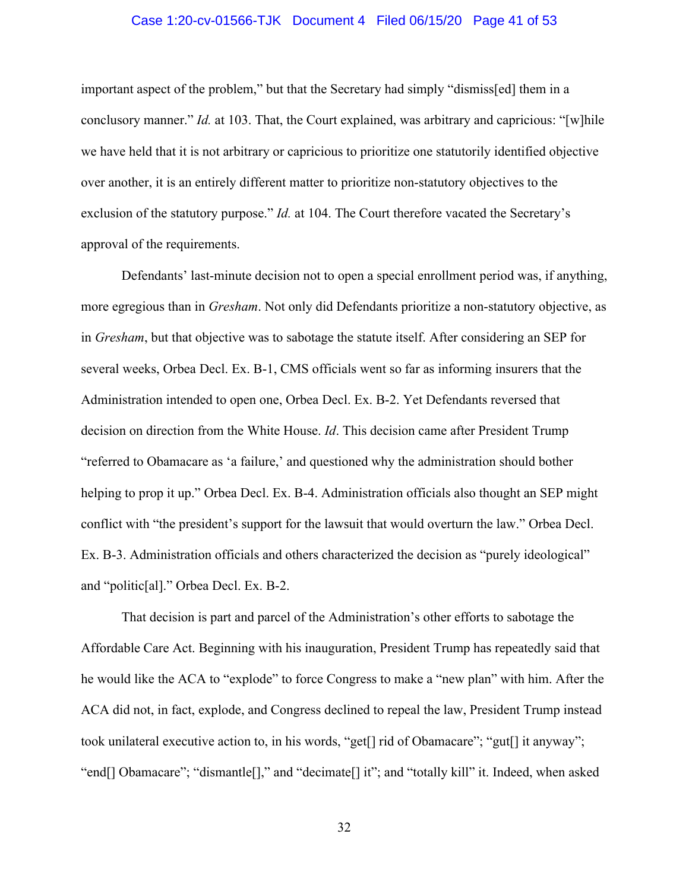important aspect of the problem," but that the Secretary had simply "dismiss[ed] them in a conclusory manner." *Id.* at 103. That, the Court explained, was arbitrary and capricious: "[w]hile we have held that it is not arbitrary or capricious to prioritize one statutorily identified objective over another, it is an entirely different matter to prioritize non-statutory objectives to the exclusion of the statutory purpose." *Id.* at 104. The Court therefore vacated the Secretary's approval of the requirements.

Defendants' last-minute decision not to open a special enrollment period was, if anything, more egregious than in *Gresham*. Not only did Defendants prioritize a non-statutory objective, as in *Gresham*, but that objective was to sabotage the statute itself. After considering an SEP for several weeks, Orbea Decl. Ex. B-1, CMS officials went so far as informing insurers that the Administration intended to open one, Orbea Decl. Ex. B-2. Yet Defendants reversed that decision on direction from the White House. *Id*. This decision came after President Trump "referred to Obamacare as 'a failure,' and questioned why the administration should bother helping to prop it up." Orbea Decl. Ex. B-4. Administration officials also thought an SEP might conflict with "the president's support for the lawsuit that would overturn the law." Orbea Decl. Ex. B-3. Administration officials and others characterized the decision as "purely ideological" and "politic[al]." Orbea Decl. Ex. B-2.

That decision is part and parcel of the Administration's other efforts to sabotage the Affordable Care Act. Beginning with his inauguration, President Trump has repeatedly said that he would like the ACA to "explode" to force Congress to make a "new plan" with him. After the ACA did not, in fact, explode, and Congress declined to repeal the law, President Trump instead took unilateral executive action to, in his words, "get[] rid of Obamacare"; "gut[] it anyway"; "end[] Obamacare"; "dismantle[]," and "decimate[] it"; and "totally kill" it. Indeed, when asked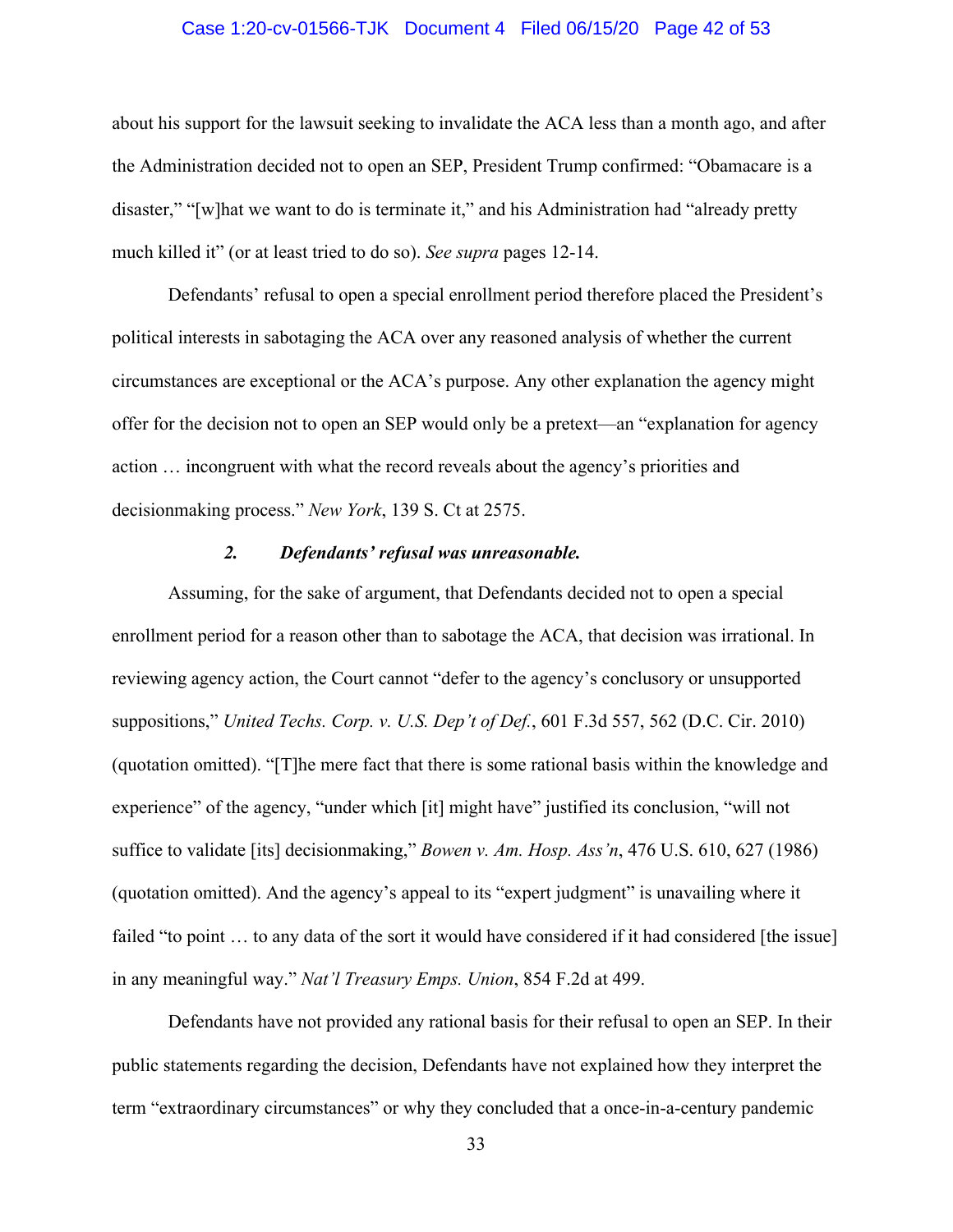about his support for the lawsuit seeking to invalidate the ACA less than a month ago, and after the Administration decided not to open an SEP, President Trump confirmed: "Obamacare is a disaster," "[w]hat we want to do is terminate it," and his Administration had "already pretty much killed it" (or at least tried to do so). *See supra* pages 12-14.

Defendants' refusal to open a special enrollment period therefore placed the President's political interests in sabotaging the ACA over any reasoned analysis of whether the current circumstances are exceptional or the ACA's purpose. Any other explanation the agency might offer for the decision not to open an SEP would only be a pretext—an "explanation for agency action … incongruent with what the record reveals about the agency's priorities and decisionmaking process." *New York*, 139 S. Ct at 2575.

### *2. Defendants' refusal was unreasonable.*

Assuming, for the sake of argument, that Defendants decided not to open a special enrollment period for a reason other than to sabotage the ACA, that decision was irrational. In reviewing agency action, the Court cannot "defer to the agency's conclusory or unsupported suppositions," *United Techs. Corp. v. U.S. Dep't of Def.*, 601 F.3d 557, 562 (D.C. Cir. 2010) (quotation omitted). "[T]he mere fact that there is some rational basis within the knowledge and experience" of the agency, "under which [it] might have" justified its conclusion, "will not suffice to validate [its] decisionmaking," *Bowen v. Am. Hosp. Ass'n*, 476 U.S. 610, 627 (1986) (quotation omitted). And the agency's appeal to its "expert judgment" is unavailing where it failed "to point … to any data of the sort it would have considered if it had considered [the issue] in any meaningful way." *Nat'l Treasury Emps. Union*, 854 F.2d at 499.

Defendants have not provided any rational basis for their refusal to open an SEP. In their public statements regarding the decision, Defendants have not explained how they interpret the term "extraordinary circumstances" or why they concluded that a once-in-a-century pandemic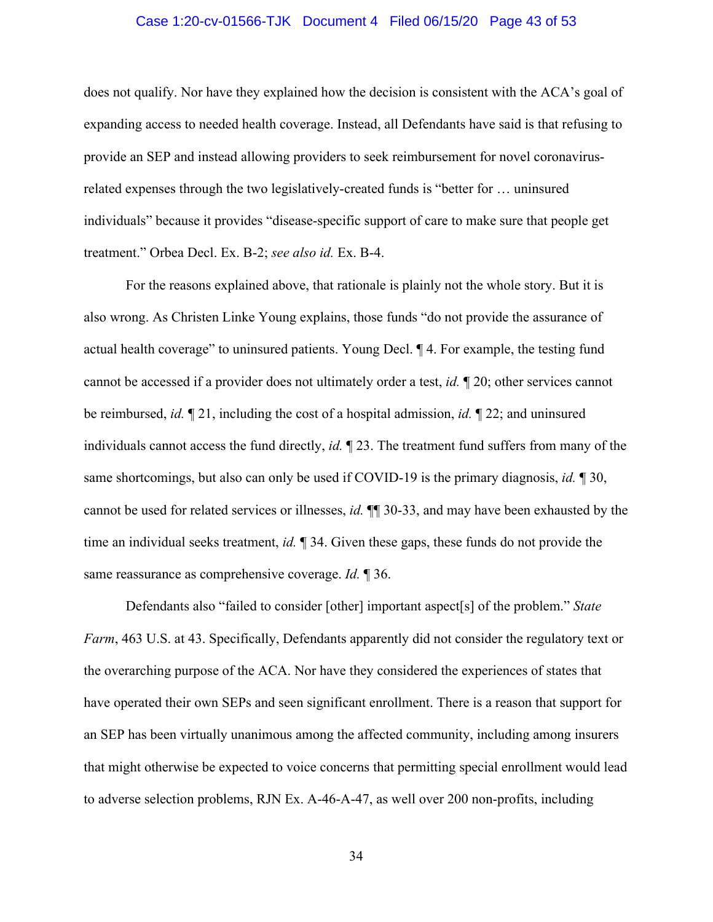does not qualify. Nor have they explained how the decision is consistent with the ACA's goal of expanding access to needed health coverage. Instead, all Defendants have said is that refusing to provide an SEP and instead allowing providers to seek reimbursement for novel coronavirus-related expenses through the two legislatively-created funds is "better for … uninsured individuals" because it provides "disease-specific support of care to make sure that people get treatment." Orbea Decl. Ex. B-2; *see also id.* Ex. B-4.

For the reasons explained above, that rationale is plainly not the whole story. But it is also wrong. As Christen Linke Young explains, those funds "do not provide the assurance of actual health coverage" to uninsured patients. Young Decl. ¶ 4. For example, the testing fund cannot be accessed if a provider does not ultimately order a test, *id.* ¶ 20; other services cannot be reimbursed, *id.* ¶ 21, including the cost of a hospital admission, *id.* ¶ 22; and uninsured individuals cannot access the fund directly, *id.* ¶ 23. The treatment fund suffers from many of the same shortcomings, but also can only be used if COVID-19 is the primary diagnosis, *id.* ¶ 30, cannot be used for related services or illnesses, *id.* ¶¶ 30-33, and may have been exhausted by the time an individual seeks treatment, *id.* ¶ 34. Given these gaps, these funds do not provide the same reassurance as comprehensive coverage. *Id.* ¶ 36.

Defendants also "failed to consider [other] important aspect[s] of the problem." *State Farm*, 463 U.S. at 43. Specifically, Defendants apparently did not consider the regulatory text or the overarching purpose of the ACA. Nor have they considered the experiences of states that have operated their own SEPs and seen significant enrollment. There is a reason that support for an SEP has been virtually unanimous among the affected community, including among insurers that might otherwise be expected to voice concerns that permitting special enrollment would lead to adverse selection problems, RJN Ex. A-46-A-47, as well over 200 non-profits, including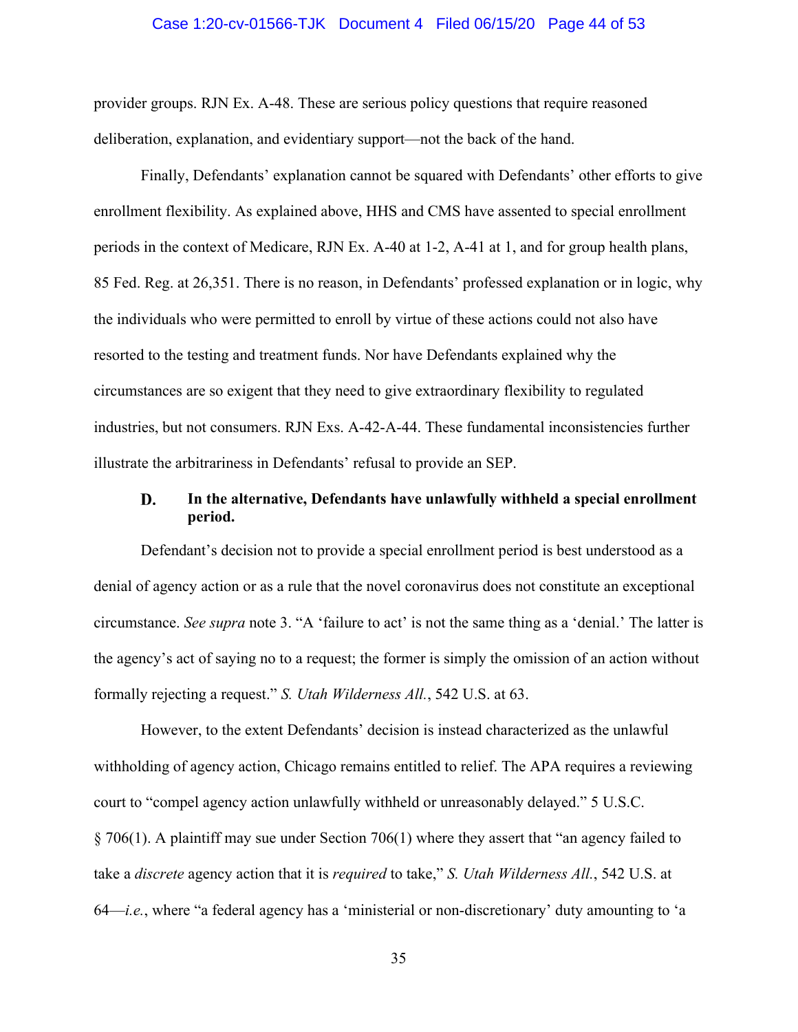provider groups. RJN Ex. A-48. These are serious policy questions that require reasoned deliberation, explanation, and evidentiary support—not the back of the hand.

Finally, Defendants' explanation cannot be squared with Defendants' other efforts to give enrollment flexibility. As explained above, HHS and CMS have assented to special enrollment periods in the context of Medicare, RJN Ex. A-40 at 1-2, A-41 at 1, and for group health plans, 85 Fed. Reg. at 26,351. There is no reason, in Defendants' professed explanation or in logic, why the individuals who were permitted to enroll by virtue of these actions could not also have resorted to the testing and treatment funds. Nor have Defendants explained why the circumstances are so exigent that they need to give extraordinary flexibility to regulated industries, but not consumers. RJN Exs. A-42-A-44. These fundamental inconsistencies further illustrate the arbitrariness in Defendants' refusal to provide an SEP.

### D. In the alternative, Defendants have unlawfully withheld a special enrollment period.

Defendant's decision not to provide a special enrollment period is best understood as a denial of agency action or as a rule that the novel coronavirus does not constitute an exceptional circumstance. *See supra* note 3. "A 'failure to act' is not the same thing as a 'denial.' The latter is the agency's act of saying no to a request; the former is simply the omission of an action without formally rejecting a request." *S. Utah Wilderness All.*, 542 U.S. at 63.

However, to the extent Defendants' decision is instead characterized as the unlawful withholding of agency action, Chicago remains entitled to relief. The APA requires a reviewing court to "compel agency action unlawfully withheld or unreasonably delayed." 5 U.S.C. § 706(1). A plaintiff may sue under Section 706(1) where they assert that "an agency failed to take a *discrete* agency action that it is *required* to take," *S. Utah Wilderness All.*, 542 U.S. at 64—*i.e.*, where "a federal agency has a 'ministerial or non-discretionary' duty amounting to 'a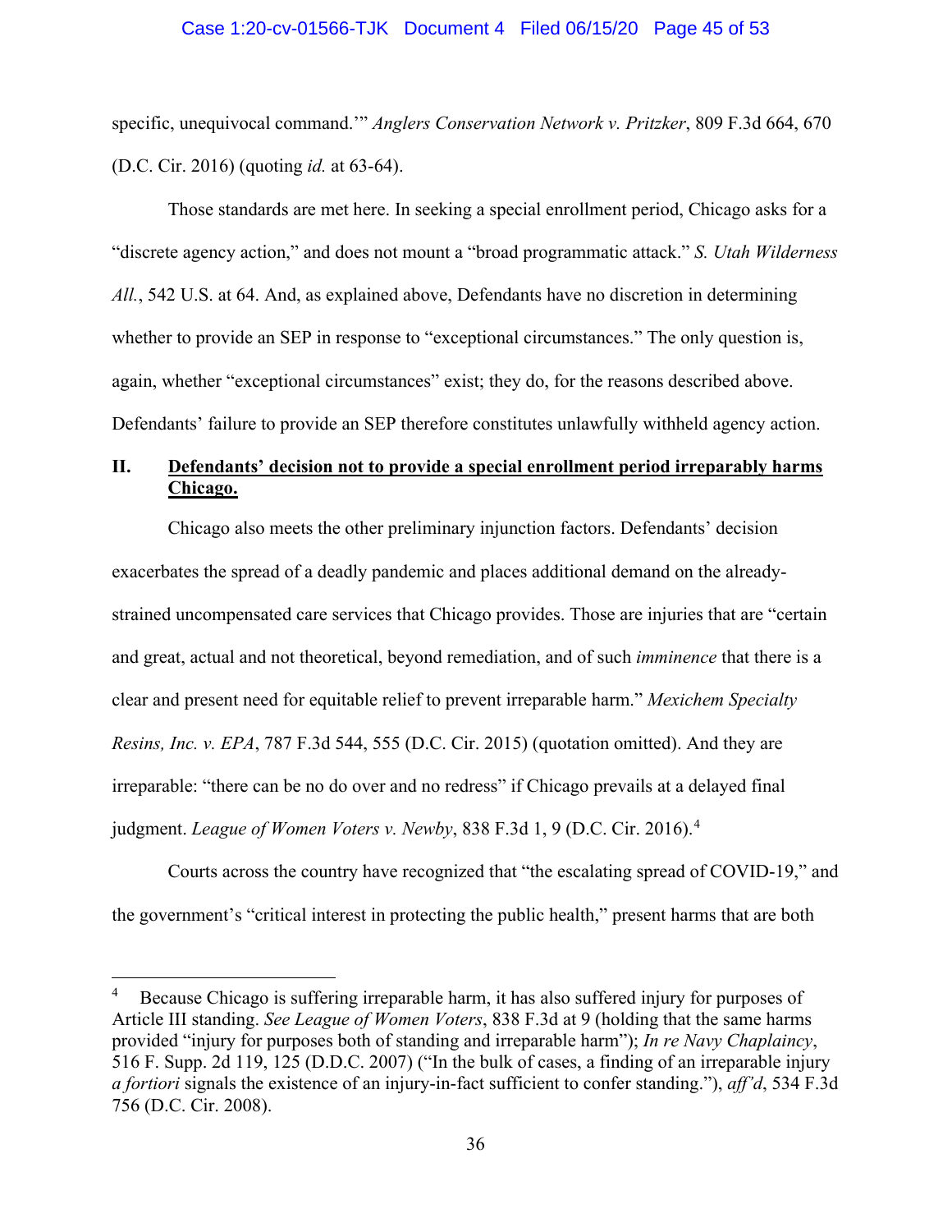specific, unequivocal command.'" *Anglers Conservation Network v. Pritzker*, 809 F.3d 664, 670 (D.C. Cir. 2016) (quoting *id.* at 63-64).

Those standards are met here. In seeking a special enrollment period, Chicago asks for a "discrete agency action," and does not mount a "broad programmatic attack." *S. Utah Wilderness All.*, 542 U.S. at 64. And, as explained above, Defendants have no discretion in determining whether to provide an SEP in response to "exceptional circumstances." The only question is, again, whether "exceptional circumstances" exist; they do, for the reasons described above. Defendants' failure to provide an SEP therefore constitutes unlawfully withheld agency action.

## II. Defendants' decision not to provide a special enrollment period irreparably harms Chicago.

Chicago also meets the other preliminary injunction factors. Defendants' decision exacerbates the spread of a deadly pandemic and places additional demand on the already-strained uncompensated care services that Chicago provides. Those are injuries that are "certain and great, actual and not theoretical, beyond remediation, and of such *imminence* that there is a clear and present need for equitable relief to prevent irreparable harm." *Mexichem Specialty Resins, Inc. v. EPA*, 787 F.3d 544, 555 (D.C. Cir. 2015) (quotation omitted). And they are irreparable: "there can be no do over and no redress" if Chicago prevails at a delayed final judgment. *League of Women Voters v. Newby*, 838 F.3d 1, 9 (D.C. Cir. 2016).[4]

Courts across the country have recognized that "the escalating spread of COVID-19," and the government's "critical interest in protecting the public health," present harms that are both

---

[4] Because Chicago is suffering irreparable harm, it has also suffered injury for purposes of Article III standing. *See League of Women Voters*, 838 F.3d at 9 (holding that the same harms provided "injury for purposes both of standing and irreparable harm"); *In re Navy Chaplaincy*, 516 F. Supp. 2d 119, 125 (D.D.C. 2007) ("In the bulk of cases, a finding of an irreparable injury *a fortiori* signals the existence of an injury-in-fact sufficient to confer standing."), *aff'd*, 534 F.3d 756 (D.C. Cir. 2008).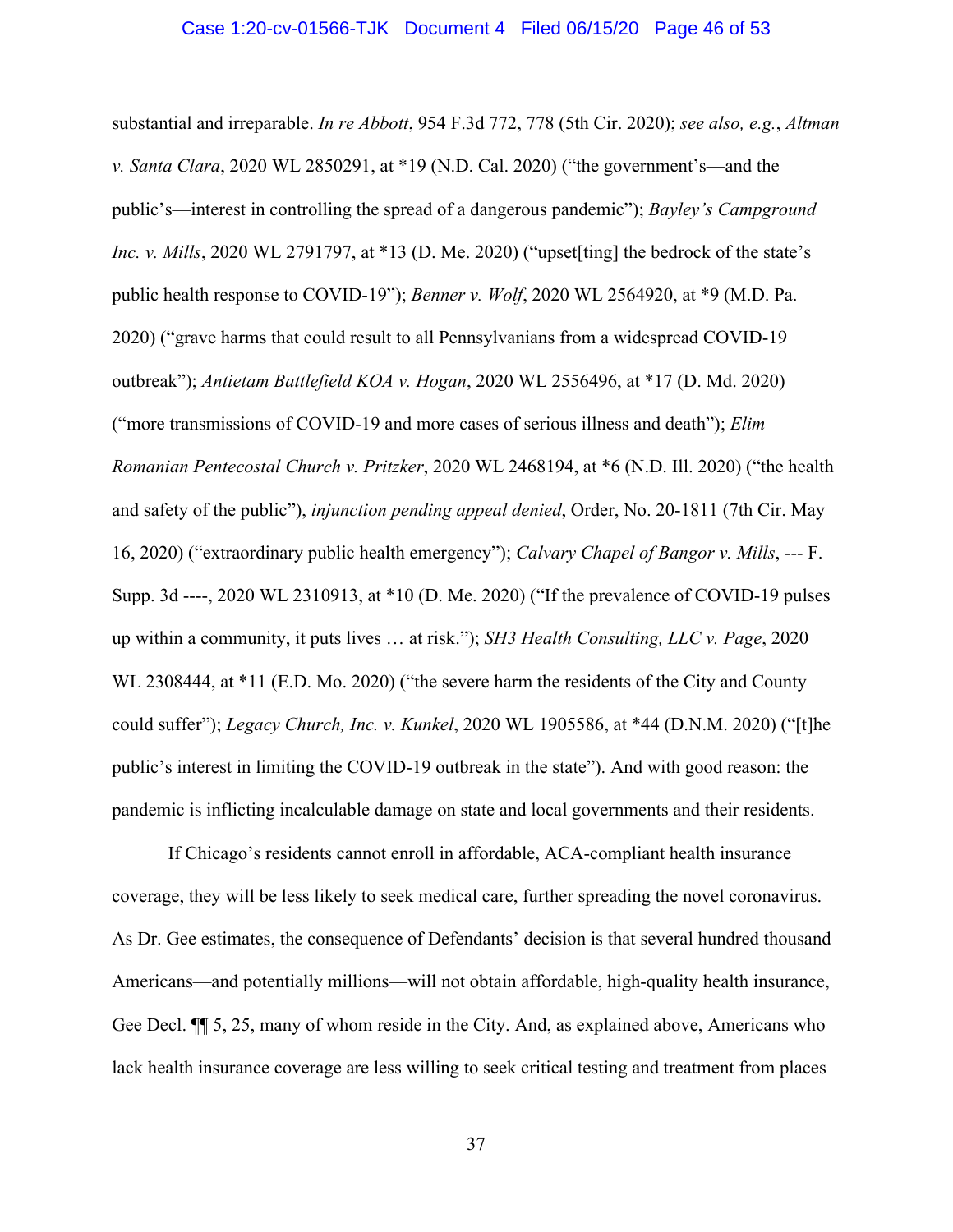substantial and irreparable. *In re Abbott*, 954 F.3d 772, 778 (5th Cir. 2020); *see also, e.g.*, *Altman v. Santa Clara*, 2020 WL 2850291, at *19 (N.D. Cal. 2020) ("the government's—and the public's—interest in controlling the spread of a dangerous pandemic"); *Bayley's Campground Inc. v. Mills*, 2020 WL 2791797, at *13 (D. Me. 2020) ("upset[ting] the bedrock of the state's public health response to COVID-19"); *Benner v. Wolf*, 2020 WL 2564920, at *9 (M.D. Pa. 2020) ("grave harms that could result to all Pennsylvanians from a widespread COVID-19 outbreak"); *Antietam Battlefield KOA v. Hogan*, 2020 WL 2556496, at *17 (D. Md. 2020) ("more transmissions of COVID-19 and more cases of serious illness and death"); *Elim Romanian Pentecostal Church v. Pritzker*, 2020 WL 2468194, at *6 (N.D. Ill. 2020) ("the health and safety of the public"), *injunction pending appeal denied*, Order, No. 20-1811 (7th Cir. May 16, 2020) ("extraordinary public health emergency"); *Calvary Chapel of Bangor v. Mills*, --- F. Supp. 3d ----, 2020 WL 2310913, at *10 (D. Me. 2020) ("If the prevalence of COVID-19 pulses up within a community, it puts lives … at risk."); *SH3 Health Consulting, LLC v. Page*, 2020 WL 2308444, at *11 (E.D. Mo. 2020) ("the severe harm the residents of the City and County could suffer"); *Legacy Church, Inc. v. Kunkel*, 2020 WL 1905586, at *44 (D.N.M. 2020) ("[t]he public's interest in limiting the COVID-19 outbreak in the state"). And with good reason: the pandemic is inflicting incalculable damage on state and local governments and their residents.

If Chicago's residents cannot enroll in affordable, ACA-compliant health insurance coverage, they will be less likely to seek medical care, further spreading the novel coronavirus. As Dr. Gee estimates, the consequence of Defendants' decision is that several hundred thousand Americans—and potentially millions—will not obtain affordable, high-quality health insurance, Gee Decl. ¶¶ 5, 25, many of whom reside in the City. And, as explained above, Americans who lack health insurance coverage are less willing to seek critical testing and treatment from places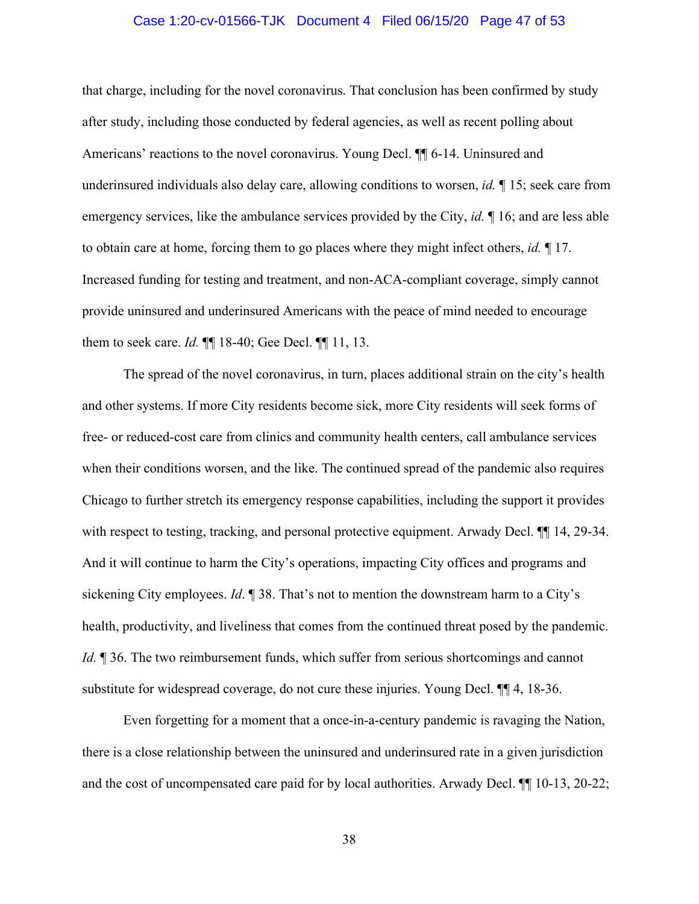that charge, including for the novel coronavirus. That conclusion has been confirmed by study after study, including those conducted by federal agencies, as well as recent polling about Americans' reactions to the novel coronavirus. Young Decl. ¶¶ 6-14. Uninsured and underinsured individuals also delay care, allowing conditions to worsen, *id.* ¶ 15; seek care from emergency services, like the ambulance services provided by the City, *id.* ¶ 16; and are less able to obtain care at home, forcing them to go places where they might infect others, *id.* ¶ 17. Increased funding for testing and treatment, and non-ACA-compliant coverage, simply cannot provide uninsured and underinsured Americans with the peace of mind needed to encourage them to seek care. *Id.* ¶¶ 18-40; Gee Decl. ¶¶ 11, 13.

The spread of the novel coronavirus, in turn, places additional strain on the city's health and other systems. If more City residents become sick, more City residents will seek forms of free- or reduced-cost care from clinics and community health centers, call ambulance services when their conditions worsen, and the like. The continued spread of the pandemic also requires Chicago to further stretch its emergency response capabilities, including the support it provides with respect to testing, tracking, and personal protective equipment. Arwady Decl. ¶¶ 14, 29-34. And it will continue to harm the City's operations, impacting City offices and programs and sickening City employees. *Id*. ¶ 38. That's not to mention the downstream harm to a City's health, productivity, and liveliness that comes from the continued threat posed by the pandemic. *Id.* ¶ 36. The two reimbursement funds, which suffer from serious shortcomings and cannot substitute for widespread coverage, do not cure these injuries. Young Decl. ¶¶ 4, 18-36.

Even forgetting for a moment that a once-in-a-century pandemic is ravaging the Nation, there is a close relationship between the uninsured and underinsured rate in a given jurisdiction and the cost of uncompensated care paid for by local authorities. Arwady Decl. ¶¶ 10-13, 20-22;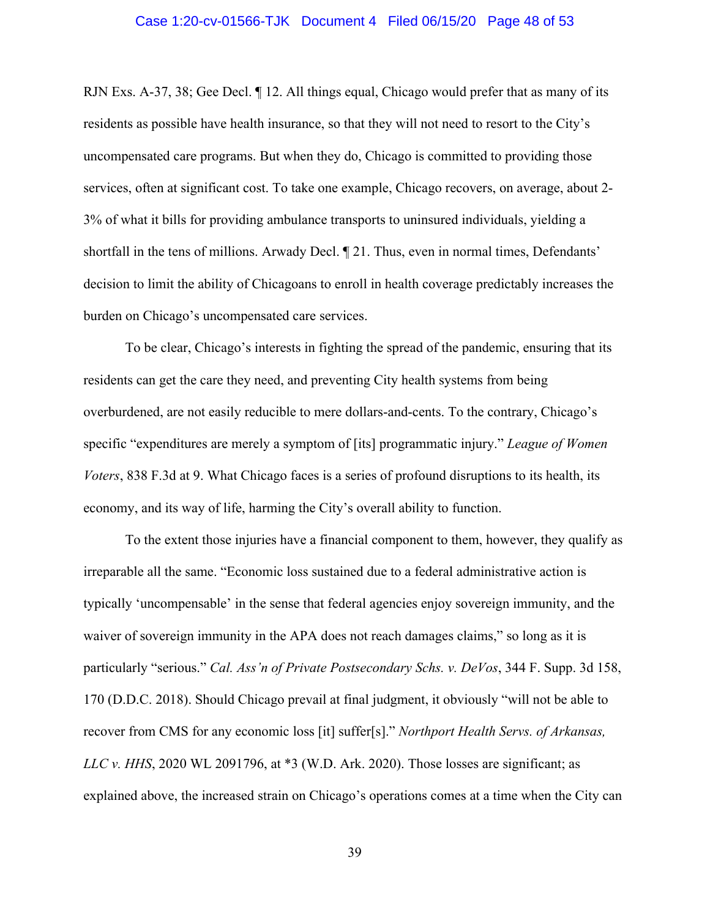RJN Exs. A-37, 38; Gee Decl. ¶ 12. All things equal, Chicago would prefer that as many of its residents as possible have health insurance, so that they will not need to resort to the City's uncompensated care programs. But when they do, Chicago is committed to providing those services, often at significant cost. To take one example, Chicago recovers, on average, about 2-3% of what it bills for providing ambulance transports to uninsured individuals, yielding a shortfall in the tens of millions. Arwady Decl. ¶ 21. Thus, even in normal times, Defendants' decision to limit the ability of Chicagoans to enroll in health coverage predictably increases the burden on Chicago's uncompensated care services.

To be clear, Chicago's interests in fighting the spread of the pandemic, ensuring that its residents can get the care they need, and preventing City health systems from being overburdened, are not easily reducible to mere dollars-and-cents. To the contrary, Chicago's specific "expenditures are merely a symptom of [its] programmatic injury." *League of Women Voters*, 838 F.3d at 9. What Chicago faces is a series of profound disruptions to its health, its economy, and its way of life, harming the City's overall ability to function.

To the extent those injuries have a financial component to them, however, they qualify as irreparable all the same. "Economic loss sustained due to a federal administrative action is typically 'uncompensable' in the sense that federal agencies enjoy sovereign immunity, and the waiver of sovereign immunity in the APA does not reach damages claims," so long as it is particularly "serious." *Cal. Ass'n of Private Postsecondary Schs. v. DeVos*, 344 F. Supp. 3d 158, 170 (D.D.C. 2018). Should Chicago prevail at final judgment, it obviously "will not be able to recover from CMS for any economic loss [it] suffer[s]." *Northport Health Servs. of Arkansas, LLC v. HHS*, 2020 WL 2091796, at *3 (W.D. Ark. 2020). Those losses are significant; as explained above, the increased strain on Chicago's operations comes at a time when the City can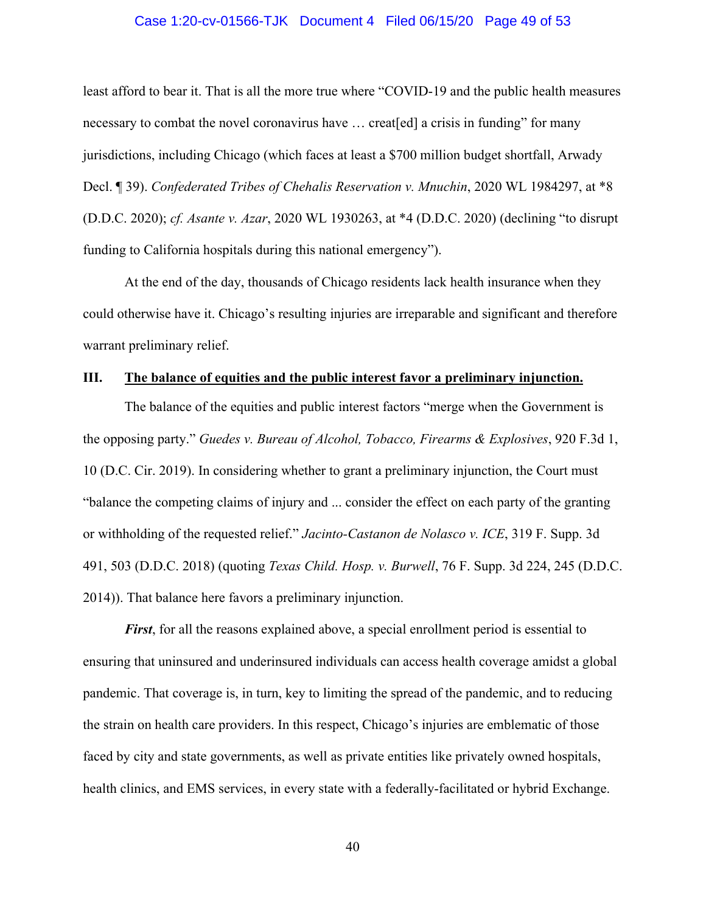least afford to bear it. That is all the more true where "COVID-19 and the public health measures necessary to combat the novel coronavirus have … creat[ed] a crisis in funding" for many jurisdictions, including Chicago (which faces at least a $700 million budget shortfall, Arwady Decl. ¶ 39). *Confederated Tribes of Chehalis Reservation v. Mnuchin*, 2020 WL 1984297, at *8 (D.D.C. 2020); *cf. Asante v. Azar*, 2020 WL 1930263, at *4 (D.D.C. 2020) (declining "to disrupt funding to California hospitals during this national emergency").

At the end of the day, thousands of Chicago residents lack health insurance when they could otherwise have it. Chicago's resulting injuries are irreparable and significant and therefore warrant preliminary relief.

### III. The balance of equities and the public interest favor a preliminary injunction.

The balance of the equities and public interest factors "merge when the Government is the opposing party." *Guedes v. Bureau of Alcohol, Tobacco, Firearms & Explosives*, 920 F.3d 1, 10 (D.C. Cir. 2019). In considering whether to grant a preliminary injunction, the Court must "balance the competing claims of injury and ... consider the effect on each party of the granting or withholding of the requested relief." *Jacinto-Castanon de Nolasco v. ICE*, 319 F. Supp. 3d 491, 503 (D.D.C. 2018) (quoting *Texas Child. Hosp. v. Burwell*, 76 F. Supp. 3d 224, 245 (D.D.C. 2014)). That balance here favors a preliminary injunction.

***First***, for all the reasons explained above, a special enrollment period is essential to ensuring that uninsured and underinsured individuals can access health coverage amidst a global pandemic. That coverage is, in turn, key to limiting the spread of the pandemic, and to reducing the strain on health care providers. In this respect, Chicago's injuries are emblematic of those faced by city and state governments, as well as private entities like privately owned hospitals, health clinics, and EMS services, in every state with a federally-facilitated or hybrid Exchange.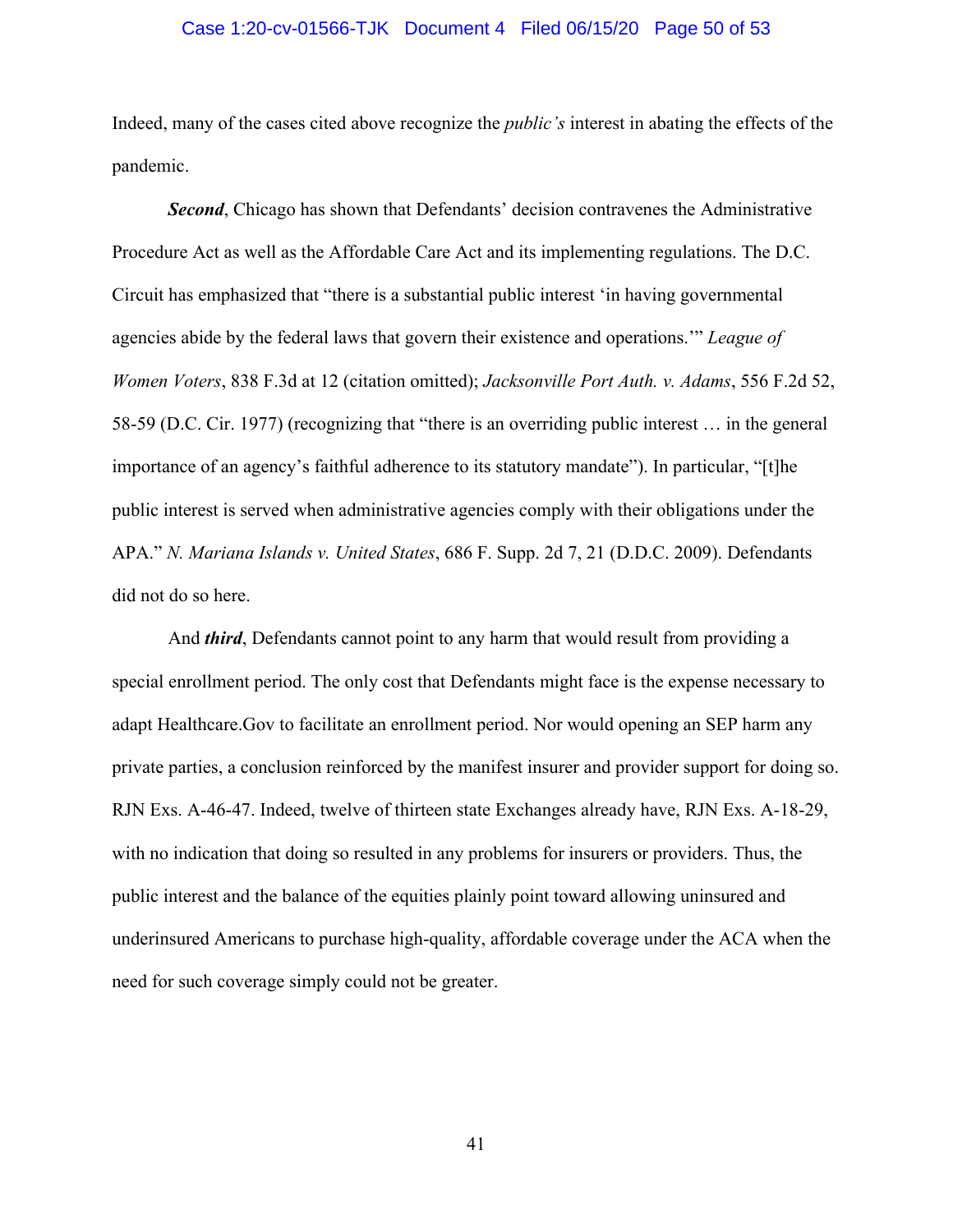Indeed, many of the cases cited above recognize the *public's* interest in abating the effects of the pandemic.

***Second***, Chicago has shown that Defendants' decision contravenes the Administrative Procedure Act as well as the Affordable Care Act and its implementing regulations. The D.C. Circuit has emphasized that "there is a substantial public interest 'in having governmental agencies abide by the federal laws that govern their existence and operations.'" *League of Women Voters*, 838 F.3d at 12 (citation omitted); *Jacksonville Port Auth. v. Adams*, 556 F.2d 52, 58-59 (D.C. Cir. 1977) (recognizing that "there is an overriding public interest … in the general importance of an agency's faithful adherence to its statutory mandate"). In particular, "[t]he public interest is served when administrative agencies comply with their obligations under the APA." *N. Mariana Islands v. United States*, 686 F. Supp. 2d 7, 21 (D.D.C. 2009). Defendants did not do so here.

And ***third***, Defendants cannot point to any harm that would result from providing a special enrollment period. The only cost that Defendants might face is the expense necessary to adapt Healthcare.Gov to facilitate an enrollment period. Nor would opening an SEP harm any private parties, a conclusion reinforced by the manifest insurer and provider support for doing so. RJN Exs. A-46-47. Indeed, twelve of thirteen state Exchanges already have, RJN Exs. A-18-29, with no indication that doing so resulted in any problems for insurers or providers. Thus, the public interest and the balance of the equities plainly point toward allowing uninsured and underinsured Americans to purchase high-quality, affordable coverage under the ACA when the need for such coverage simply could not be greater.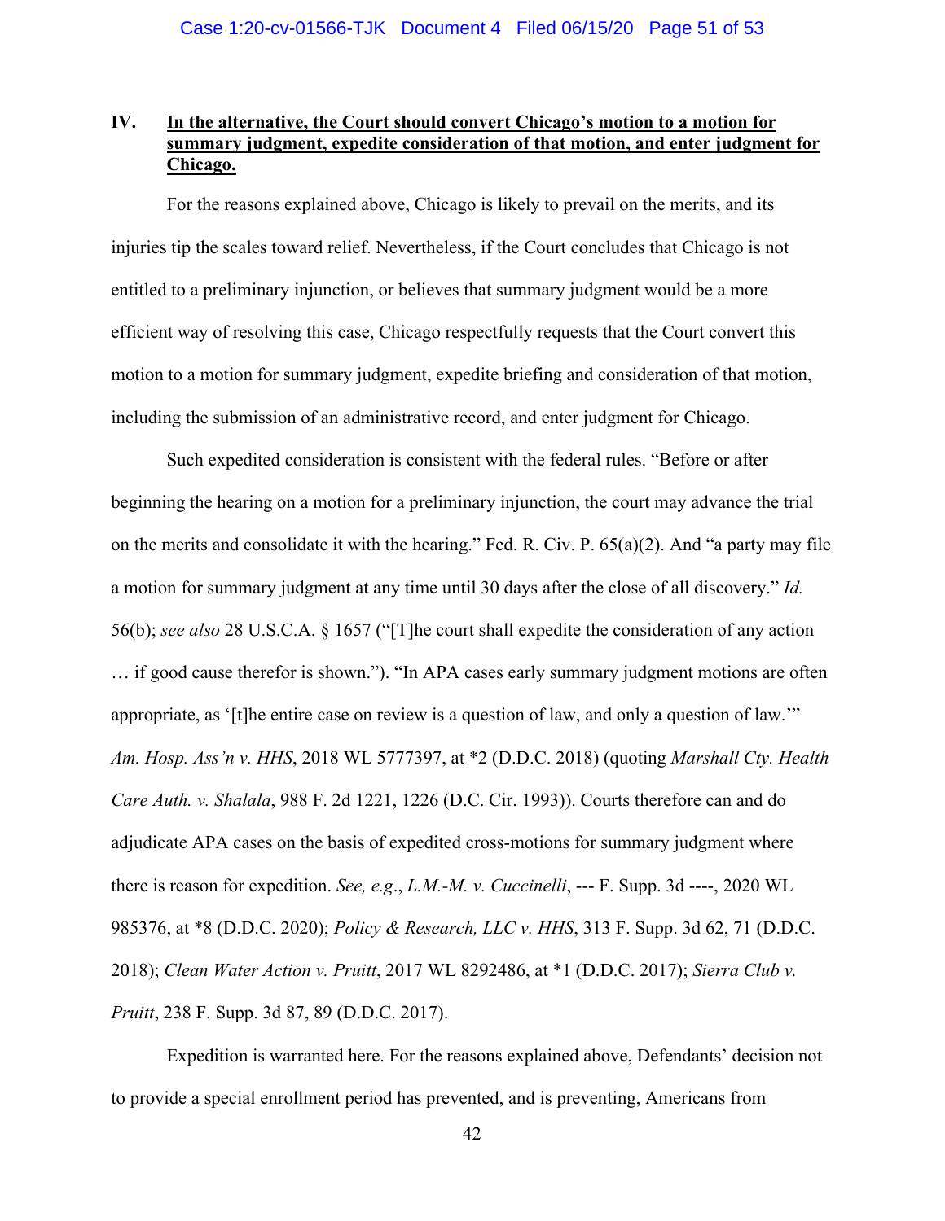## IV. <u>In the alternative, the Court should convert Chicago's motion to a motion for summary judgment, expedite consideration of that motion, and enter judgment for Chicago.</u>

For the reasons explained above, Chicago is likely to prevail on the merits, and its injuries tip the scales toward relief. Nevertheless, if the Court concludes that Chicago is not entitled to a preliminary injunction, or believes that summary judgment would be a more efficient way of resolving this case, Chicago respectfully requests that the Court convert this motion to a motion for summary judgment, expedite briefing and consideration of that motion, including the submission of an administrative record, and enter judgment for Chicago.

Such expedited consideration is consistent with the federal rules. "Before or after beginning the hearing on a motion for a preliminary injunction, the court may advance the trial on the merits and consolidate it with the hearing." Fed. R. Civ. P. 65(a)(2). And "a party may file a motion for summary judgment at any time until 30 days after the close of all discovery." *Id.* 56(b); *see also* 28 U.S.C.A. § 1657 ("[T]he court shall expedite the consideration of any action … if good cause therefor is shown."). "In APA cases early summary judgment motions are often appropriate, as '[t]he entire case on review is a question of law, and only a question of law.'" *Am. Hosp. Ass'n v. HHS*, 2018 WL 5777397, at *2 (D.D.C. 2018) (quoting *Marshall Cty. Health Care Auth. v. Shalala*, 988 F. 2d 1221, 1226 (D.C. Cir. 1993)). Courts therefore can and do adjudicate APA cases on the basis of expedited cross-motions for summary judgment where there is reason for expedition. *See, e.g.*, *L.M.-M. v. Cuccinelli*, --- F. Supp. 3d ----, 2020 WL 985376, at *8 (D.D.C. 2020); *Policy & Research, LLC v. HHS*, 313 F. Supp. 3d 62, 71 (D.D.C. 2018); *Clean Water Action v. Pruitt*, 2017 WL 8292486, at *1 (D.D.C. 2017); *Sierra Club v. Pruitt*, 238 F. Supp. 3d 87, 89 (D.D.C. 2017).

Expedition is warranted here. For the reasons explained above, Defendants' decision not to provide a special enrollment period has prevented, and is preventing, Americans from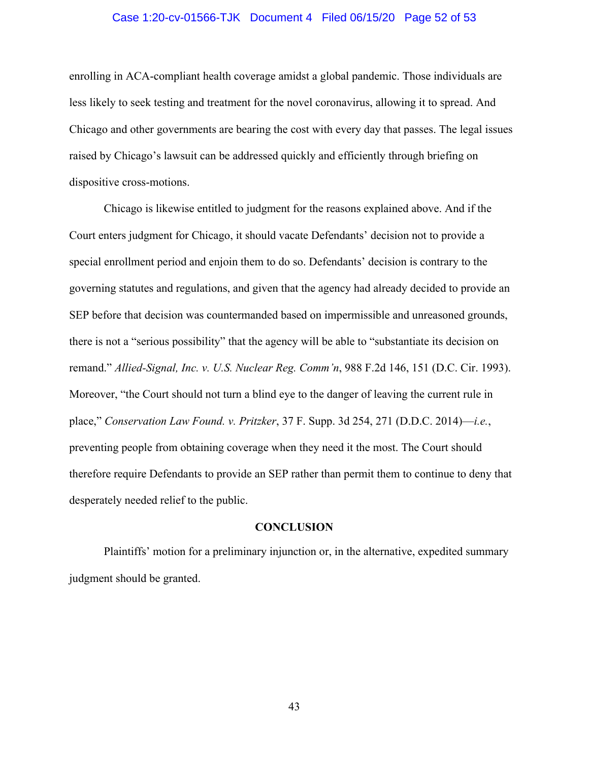enrolling in ACA-compliant health coverage amidst a global pandemic. Those individuals are less likely to seek testing and treatment for the novel coronavirus, allowing it to spread. And Chicago and other governments are bearing the cost with every day that passes. The legal issues raised by Chicago's lawsuit can be addressed quickly and efficiently through briefing on dispositive cross-motions.

Chicago is likewise entitled to judgment for the reasons explained above. And if the Court enters judgment for Chicago, it should vacate Defendants' decision not to provide a special enrollment period and enjoin them to do so. Defendants' decision is contrary to the governing statutes and regulations, and given that the agency had already decided to provide an SEP before that decision was countermanded based on impermissible and unreasoned grounds, there is not a "serious possibility" that the agency will be able to "substantiate its decision on remand." *Allied-Signal, Inc. v. U.S. Nuclear Reg. Comm'n*, 988 F.2d 146, 151 (D.C. Cir. 1993). Moreover, "the Court should not turn a blind eye to the danger of leaving the current rule in place," *Conservation Law Found. v. Pritzker*, 37 F. Supp. 3d 254, 271 (D.D.C. 2014)—*i.e.*, preventing people from obtaining coverage when they need it the most. The Court should therefore require Defendants to provide an SEP rather than permit them to continue to deny that desperately needed relief to the public.

## CONCLUSION

Plaintiffs' motion for a preliminary injunction or, in the alternative, expedited summary judgment should be granted.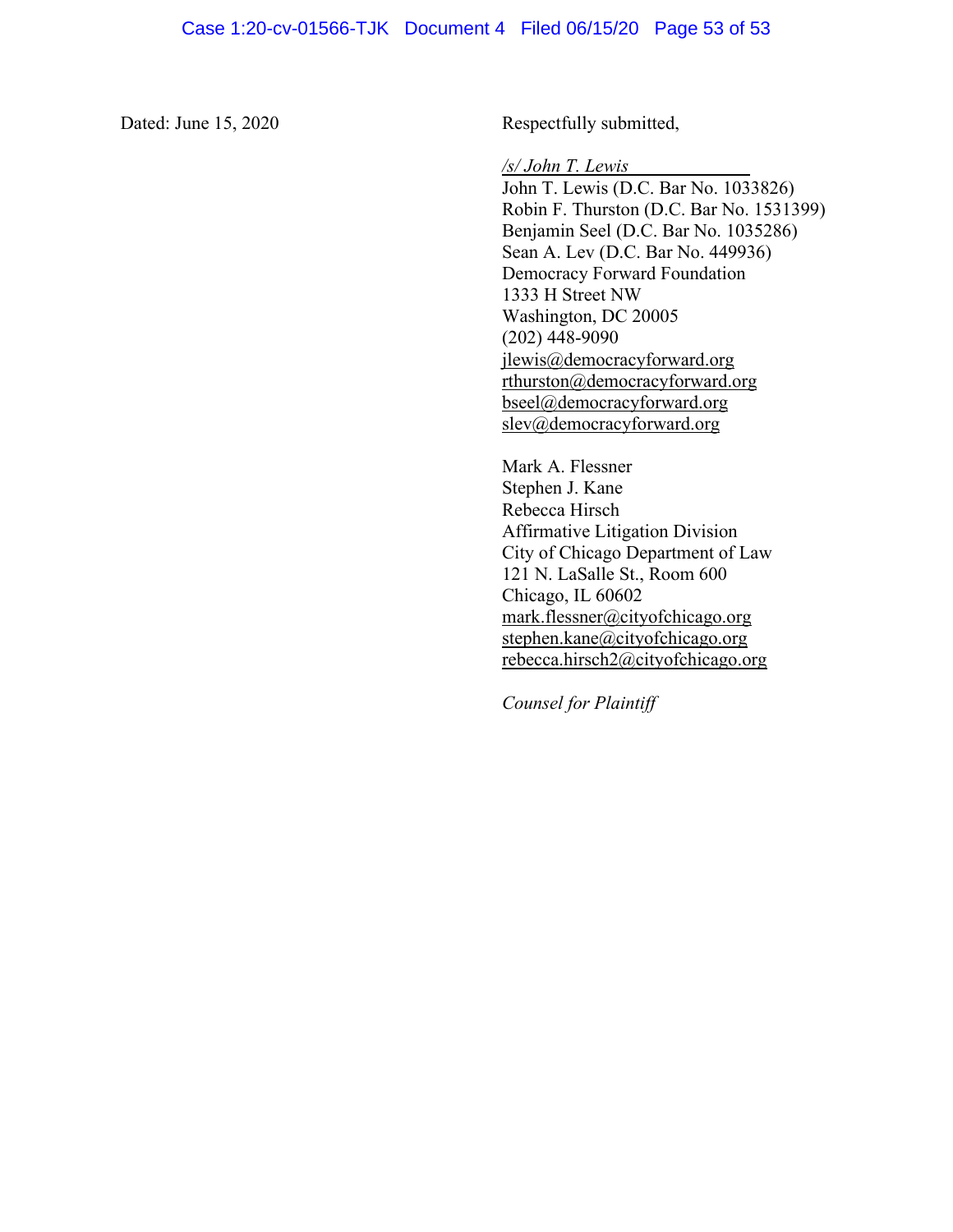Dated: June 15, 2020

Respectfully submitted,

*/s/ John T. Lewis*
John T. Lewis (D.C. Bar No. 1033826)
Robin F. Thurston (D.C. Bar No. 1531399)
Benjamin Seel (D.C. Bar No. 1035286)
Sean A. Lev (D.C. Bar No. 449936)
Democracy Forward Foundation
1333 H Street NW
Washington, DC 20005
(202) 448-9090
jlewis@democracyforward.org
rthurston@democracyforward.org
bseel@democracyforward.org
slev@democracyforward.org

Mark A. Flessner
Stephen J. Kane
Rebecca Hirsch
Affirmative Litigation Division
City of Chicago Department of Law
121 N. LaSalle St., Room 600
Chicago, IL 60602
mark.flessner@cityofchicago.org
stephen.kane@cityofchicago.org
rebecca.hirsch2@cityofchicago.org

*Counsel for Plaintiff*